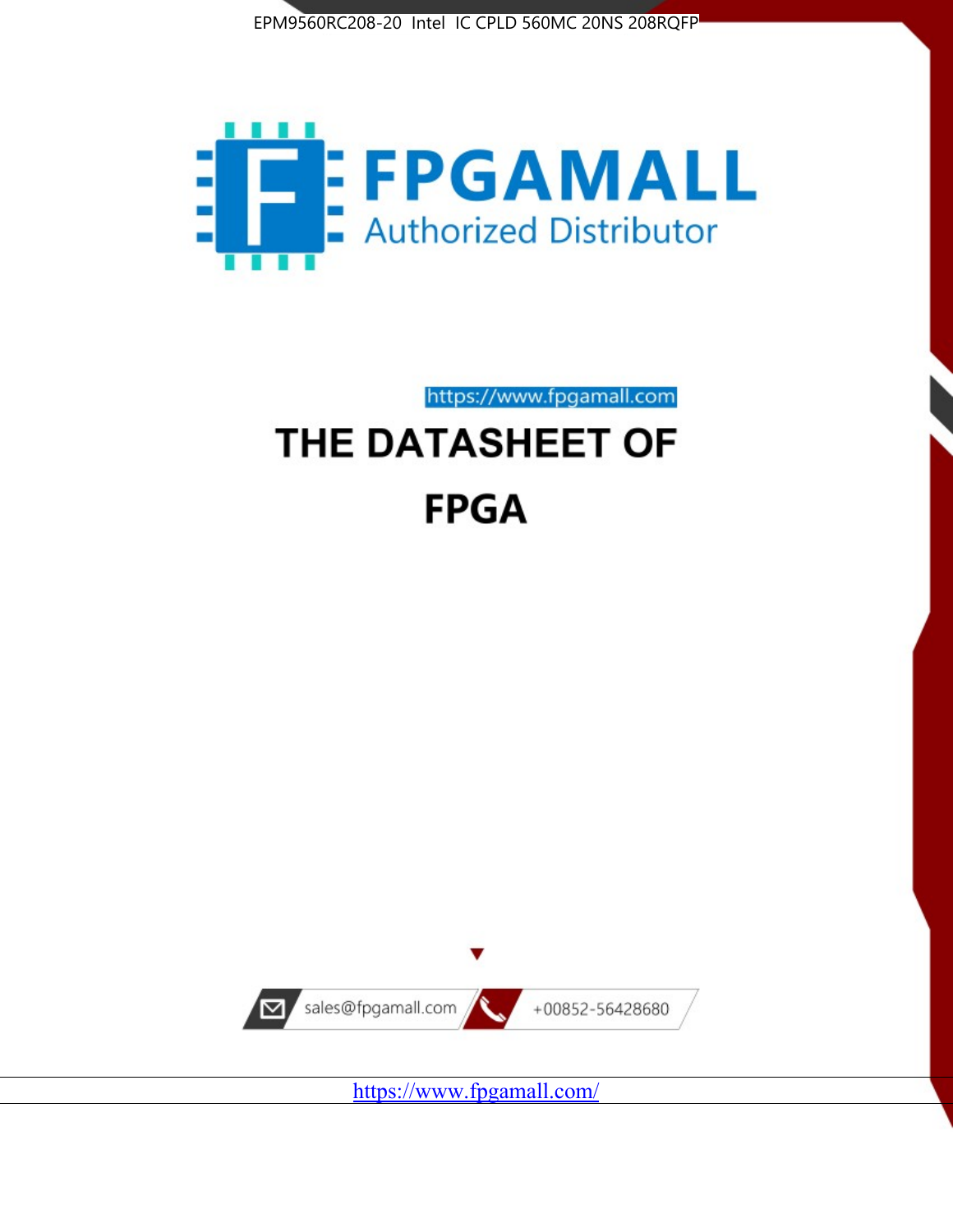EPM9560RC208-20 Intel IC CPLD 560MC 20NS 208RQFP

FPGAMALL

Authorized Distributor

https://www.fpgamall.com

# THE DATASHEET OF

# FPGA

sales@fpgamall.com

+00852-56428680

https://www.fpgamall.com/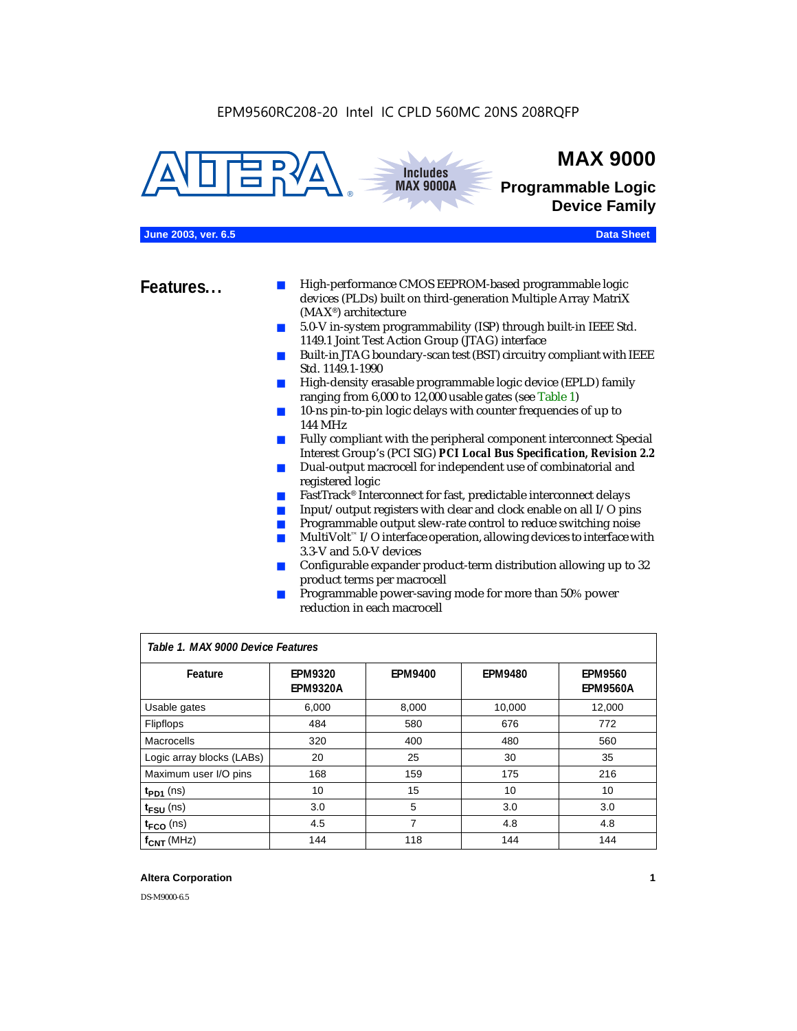EPM9560RC208-20 Intel IC CPLD 560MC 20NS 208RQFP

# MAX 9000

## Programmable Logic Device Family

Includes MAX 9000A

**June 2003, ver. 6.5** — **Data Sheet**

## Features...

- High-performance CMOS EEPROM-based programmable logic devices (PLDs) built on third-generation Multiple Array MatriX (MAX®) architecture
- 5.0-V in-system programmability (ISP) through built-in IEEE Std. 1149.1 Joint Test Action Group (JTAG) interface
- Built-in JTAG boundary-scan test (BST) circuitry compliant with IEEE Std. 1149.1-1990
- High-density erasable programmable logic device (EPLD) family ranging from 6,000 to 12,000 usable gates (see Table 1)
- 10-ns pin-to-pin logic delays with counter frequencies of up to 144 MHz
- Fully compliant with the peripheral component interconnect Special Interest Group's (PCI SIG) ***PCI Local Bus Specification, Revision 2.2***
- Dual-output macrocell for independent use of combinatorial and registered logic
- FastTrack® Interconnect for fast, predictable interconnect delays
- Input/output registers with clear and clock enable on all I/O pins
- Programmable output slew-rate control to reduce switching noise
- MultiVolt™ I/O interface operation, allowing devices to interface with 3.3-V and 5.0-V devices
- Configurable expander product-term distribution allowing up to 32 product terms per macrocell
- Programmable power-saving mode for more than 50% power reduction in each macrocell

*Table 1. MAX 9000 Device Features*

| Feature | EPM9320 EPM9320A | EPM9400 | EPM9480 | EPM9560 EPM9560A |
|---|---|---|---|---|
| Usable gates | 6,000 | 8,000 | 10,000 | 12,000 |
| Flipflops | 484 | 580 | 676 | 772 |
| Macrocells | 320 | 400 | 480 | 560 |
| Logic array blocks (LABs) | 20 | 25 | 30 | 35 |
| Maximum user I/O pins | 168 | 159 | 175 | 216 |
| $t_{PD1}$ (ns) | 10 | 15 | 10 | 10 |
| $t_{FSU}$ (ns) | 3.0 | 5 | 3.0 | 3.0 |
| $t_{FCO}$ (ns) | 4.5 | 7 | 4.8 | 4.8 |
| $f_{CNT}$ (MHz) | 144 | 118 | 144 | 144 |

**Altera Corporation**

DS-M9000-6.5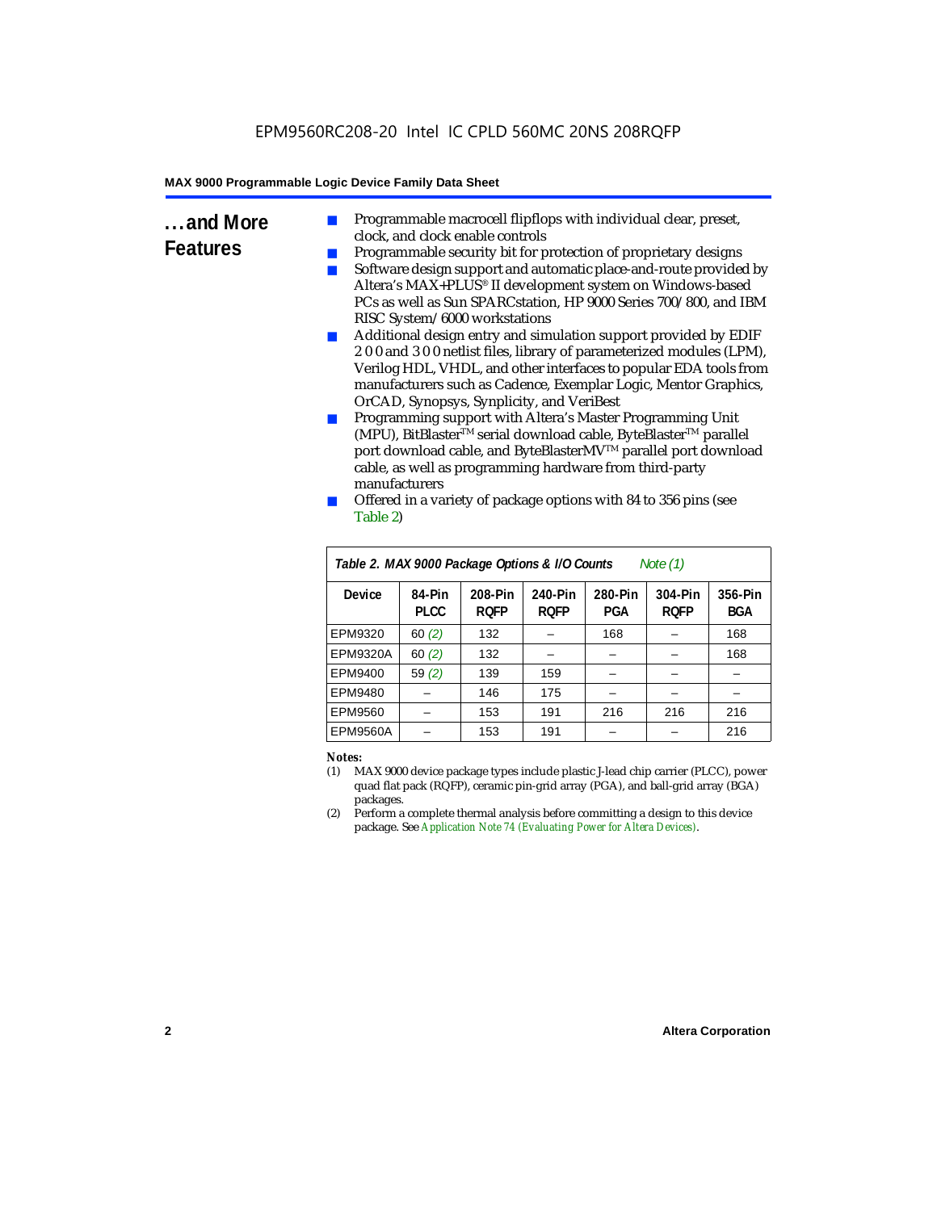## ...and More Features

- Programmable macrocell flipflops with individual clear, preset, clock, and clock enable controls
- Programmable security bit for protection of proprietary designs
- Software design support and automatic place-and-route provided by Altera's MAX+PLUS® II development system on Windows-based PCs as well as Sun SPARCstation, HP 9000 Series 700/800, and IBM RISC System/6000 workstations
- Additional design entry and simulation support provided by EDIF 2 0 0 and 3 0 0 netlist files, library of parameterized modules (LPM), Verilog HDL, VHDL, and other interfaces to popular EDA tools from manufacturers such as Cadence, Exemplar Logic, Mentor Graphics, OrCAD, Synopsys, Synplicity, and VeriBest
- Programming support with Altera's Master Programming Unit (MPU), BitBlaster™ serial download cable, ByteBlaster™ parallel port download cable, and ByteBlasterMV™ parallel port download cable, as well as programming hardware from third-party manufacturers
- Offered in a variety of package options with 84 to 356 pins (see Table 2)

**Table 2. MAX 9000 Package Options & I/O Counts** *Note (1)*

| Device | 84-Pin PLCC | 208-Pin RQFP | 240-Pin RQFP | 280-Pin PGA | 304-Pin RQFP | 356-Pin BGA |
|---|---|---|---|---|---|---|
| EPM9320 | 60 *(2)* | 132 | – | 168 | – | 168 |
| EPM9320A | 60 *(2)* | 132 | – | – | – | 168 |
| EPM9400 | 59 *(2)* | 139 | 159 | – | – | – |
| EPM9480 | – | 146 | 175 | – | – | – |
| EPM9560 | – | 153 | 191 | 216 | 216 | 216 |
| EPM9560A | – | 153 | 191 | – | – | 216 |

**Notes:**

(1) MAX 9000 device package types include plastic J-lead chip carrier (PLCC), power quad flat pack (RQFP), ceramic pin-grid array (PGA), and ball-grid array (BGA) packages.

(2) Perform a complete thermal analysis before committing a design to this device package. See *Application Note 74 (Evaluating Power for Altera Devices)*.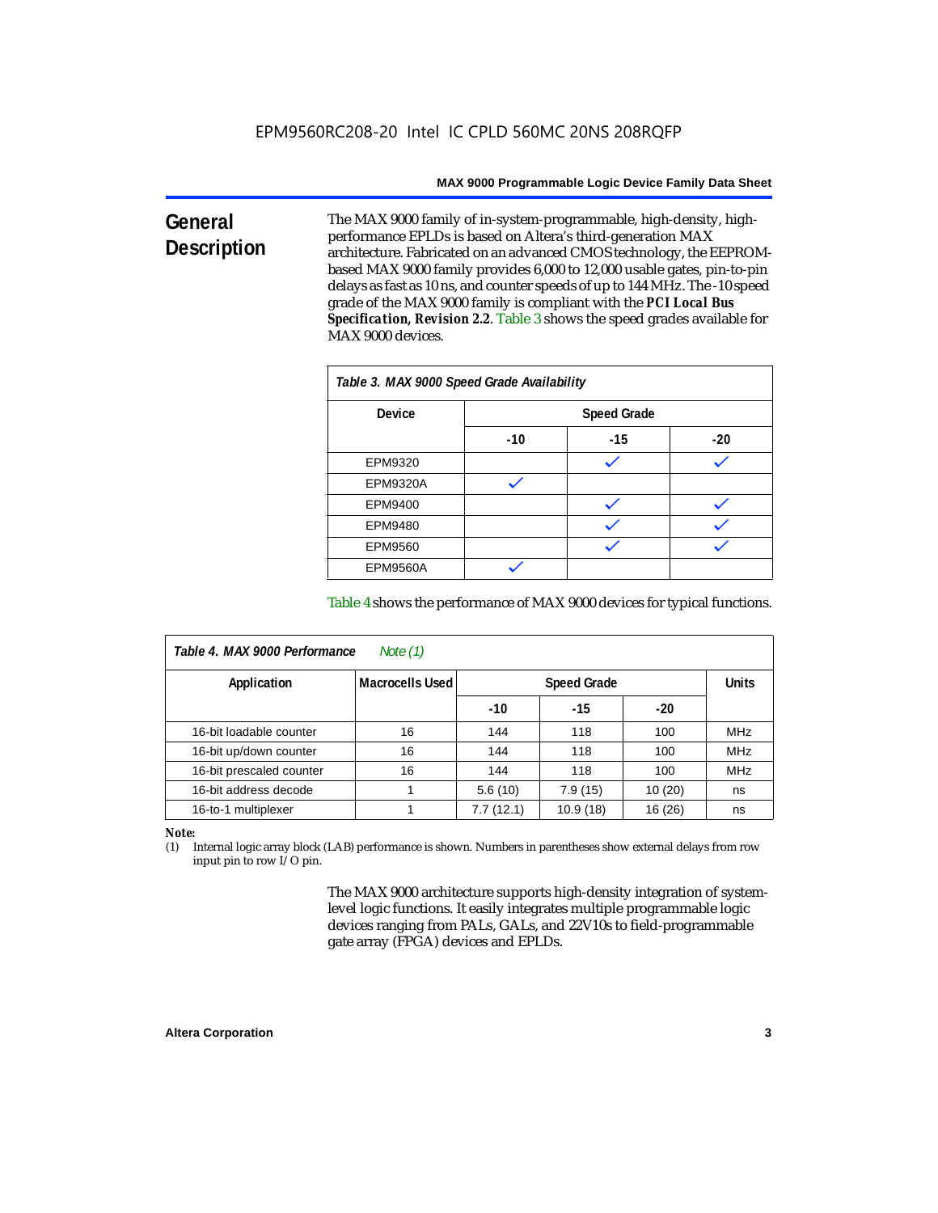## General Description

The MAX 9000 family of in-system-programmable, high-density, high-performance EPLDs is based on Altera's third-generation MAX architecture. Fabricated on an advanced CMOS technology, the EEPROM-based MAX 9000 family provides 6,000 to 12,000 usable gates, pin-to-pin delays as fast as 10 ns, and counter speeds of up to 144 MHz. The -10 speed grade of the MAX 9000 family is compliant with the ***PCI Local Bus Specification, Revision 2.2***. Table 3 shows the speed grades available for MAX 9000 devices.

*Table 3. MAX 9000 Speed Grade Availability*

| Device | Speed Grade | | |
|---|---|---|---|
| | -10 | -15 | -20 |
| EPM9320 | | ✓ | ✓ |
| EPM9320A | ✓ | | |
| EPM9400 | | ✓ | ✓ |
| EPM9480 | | ✓ | ✓ |
| EPM9560 | | ✓ | ✓ |
| EPM9560A | ✓ | | |

Table 4 shows the performance of MAX 9000 devices for typical functions.

*Table 4. MAX 9000 Performance* *Note (1)*

| Application | Macrocells Used | Speed Grade | | | Units |
|---|---|---|---|---|---|
| | | -10 | -15 | -20 | |
| 16-bit loadable counter | 16 | 144 | 118 | 100 | MHz |
| 16-bit up/down counter | 16 | 144 | 118 | 100 | MHz |
| 16-bit prescaled counter | 16 | 144 | 118 | 100 | MHz |
| 16-bit address decode | 1 | 5.6 (10) | 7.9 (15) | 10 (20) | ns |
| 16-to-1 multiplexer | 1 | 7.7 (12.1) | 10.9 (18) | 16 (26) | ns |

**Note:**

(1) Internal logic array block (LAB) performance is shown. Numbers in parentheses show external delays from row input pin to row I/O pin.

The MAX 9000 architecture supports high-density integration of system-level logic functions. It easily integrates multiple programmable logic devices ranging from PALs, GALs, and 22V10s to field-programmable gate array (FPGA) devices and EPLDs.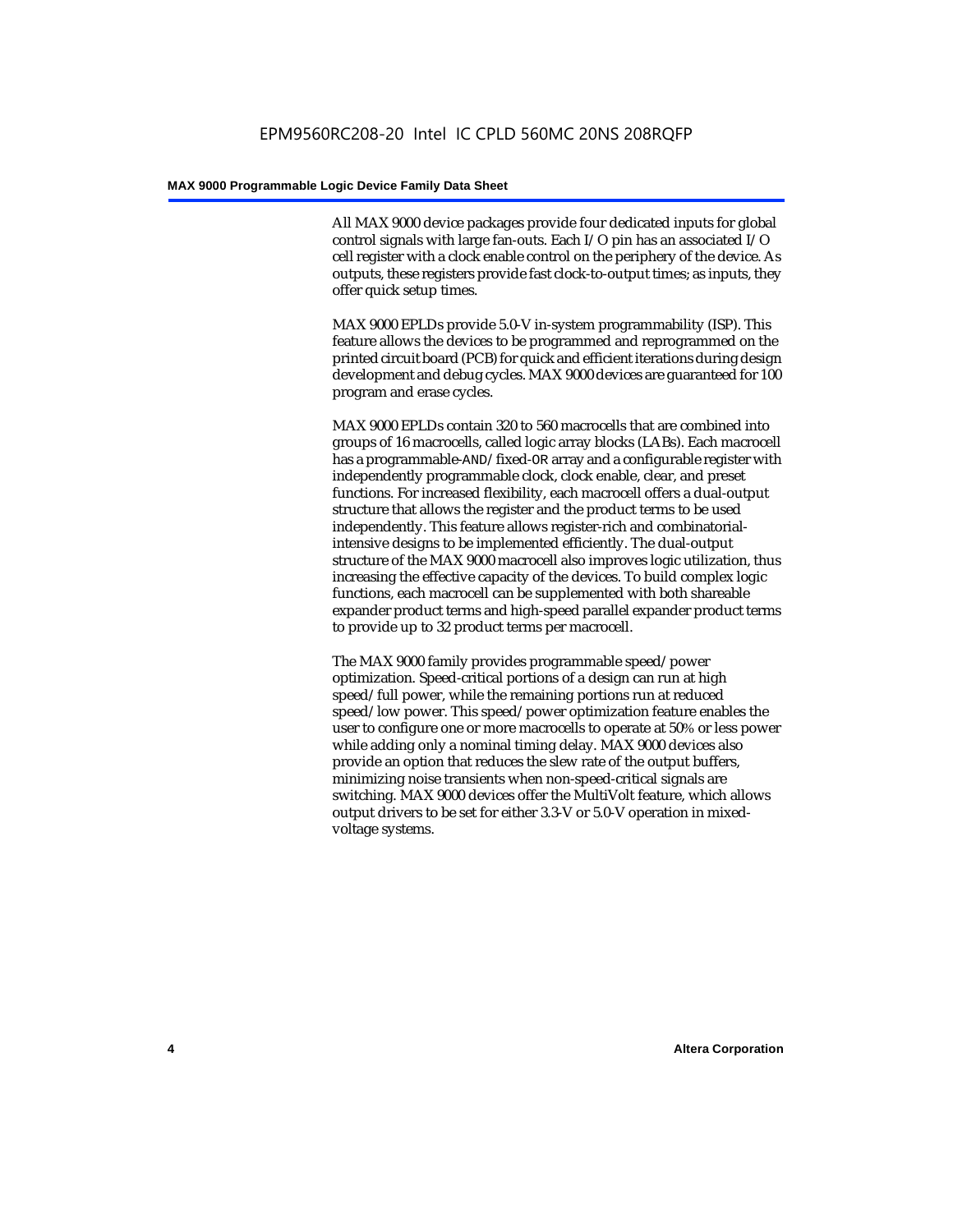All MAX 9000 device packages provide four dedicated inputs for global control signals with large fan-outs. Each I/O pin has an associated I/O cell register with a clock enable control on the periphery of the device. As outputs, these registers provide fast clock-to-output times; as inputs, they offer quick setup times.

MAX 9000 EPLDs provide 5.0-V in-system programmability (ISP). This feature allows the devices to be programmed and reprogrammed on the printed circuit board (PCB) for quick and efficient iterations during design development and debug cycles. MAX 9000 devices are guaranteed for 100 program and erase cycles.

MAX 9000 EPLDs contain 320 to 560 macrocells that are combined into groups of 16 macrocells, called logic array blocks (LABs). Each macrocell has a programmable-AND/fixed-OR array and a configurable register with independently programmable clock, clock enable, clear, and preset functions. For increased flexibility, each macrocell offers a dual-output structure that allows the register and the product terms to be used independently. This feature allows register-rich and combinatorial-intensive designs to be implemented efficiently. The dual-output structure of the MAX 9000 macrocell also improves logic utilization, thus increasing the effective capacity of the devices. To build complex logic functions, each macrocell can be supplemented with both shareable expander product terms and high-speed parallel expander product terms to provide up to 32 product terms per macrocell.

The MAX 9000 family provides programmable speed/power optimization. Speed-critical portions of a design can run at high speed/full power, while the remaining portions run at reduced speed/low power. This speed/power optimization feature enables the user to configure one or more macrocells to operate at 50% or less power while adding only a nominal timing delay. MAX 9000 devices also provide an option that reduces the slew rate of the output buffers, minimizing noise transients when non-speed-critical signals are switching. MAX 9000 devices offer the MultiVolt feature, which allows output drivers to be set for either 3.3-V or 5.0-V operation in mixed-voltage systems.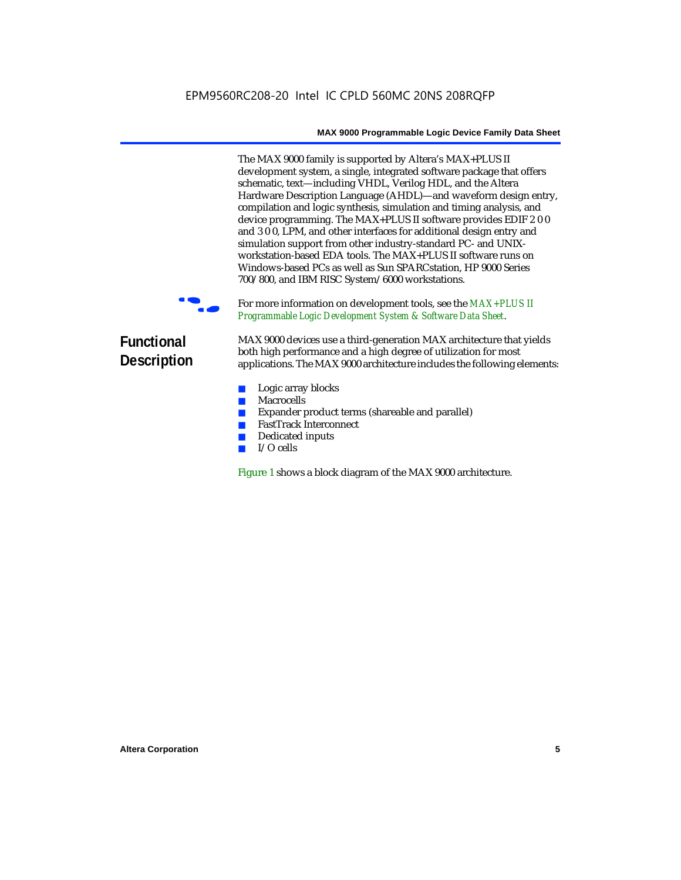The MAX 9000 family is supported by Altera's MAX+PLUS II development system, a single, integrated software package that offers schematic, text—including VHDL, Verilog HDL, and the Altera Hardware Description Language (AHDL)—and waveform design entry, compilation and logic synthesis, simulation and timing analysis, and device programming. The MAX+PLUS II software provides EDIF 2 0 0 and 3 0 0, LPM, and other interfaces for additional design entry and simulation support from other industry-standard PC- and UNIX-workstation-based EDA tools. The MAX+PLUS II software runs on Windows-based PCs as well as Sun SPARCstation, HP 9000 Series 700/800, and IBM RISC System/6000 workstations.

For more information on development tools, see the *MAX+PLUS II Programmable Logic Development System & Software Data Sheet*.

## Functional Description

MAX 9000 devices use a third-generation MAX architecture that yields both high performance and a high degree of utilization for most applications. The MAX 9000 architecture includes the following elements:

- Logic array blocks
- Macrocells
- Expander product terms (shareable and parallel)
- FastTrack Interconnect
- Dedicated inputs
- I/O cells

Figure 1 shows a block diagram of the MAX 9000 architecture.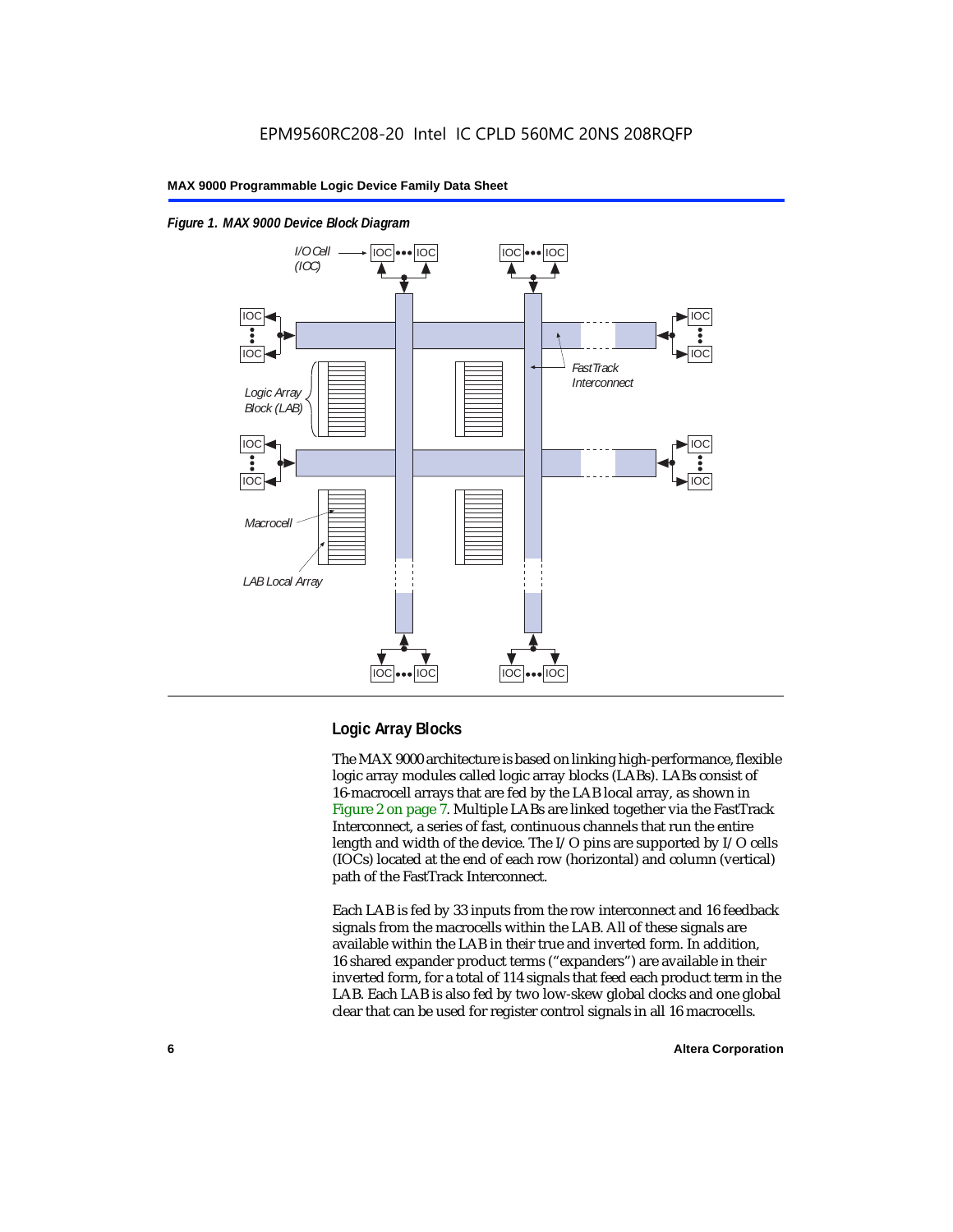*Figure 1. MAX 9000 Device Block Diagram*

## Logic Array Blocks

The MAX 9000 architecture is based on linking high-performance, flexible logic array modules called logic array blocks (LABs). LABs consist of 16-macrocell arrays that are fed by the LAB local array, as shown in Figure 2 on page 7. Multiple LABs are linked together via the FastTrack Interconnect, a series of fast, continuous channels that run the entire length and width of the device. The I/O pins are supported by I/O cells (IOCs) located at the end of each row (horizontal) and column (vertical) path of the FastTrack Interconnect.

Each LAB is fed by 33 inputs from the row interconnect and 16 feedback signals from the macrocells within the LAB. All of these signals are available within the LAB in their true and inverted form. In addition, 16 shared expander product terms ("expanders") are available in their inverted form, for a total of 114 signals that feed each product term in the LAB. Each LAB is also fed by two low-skew global clocks and one global clear that can be used for register control signals in all 16 macrocells.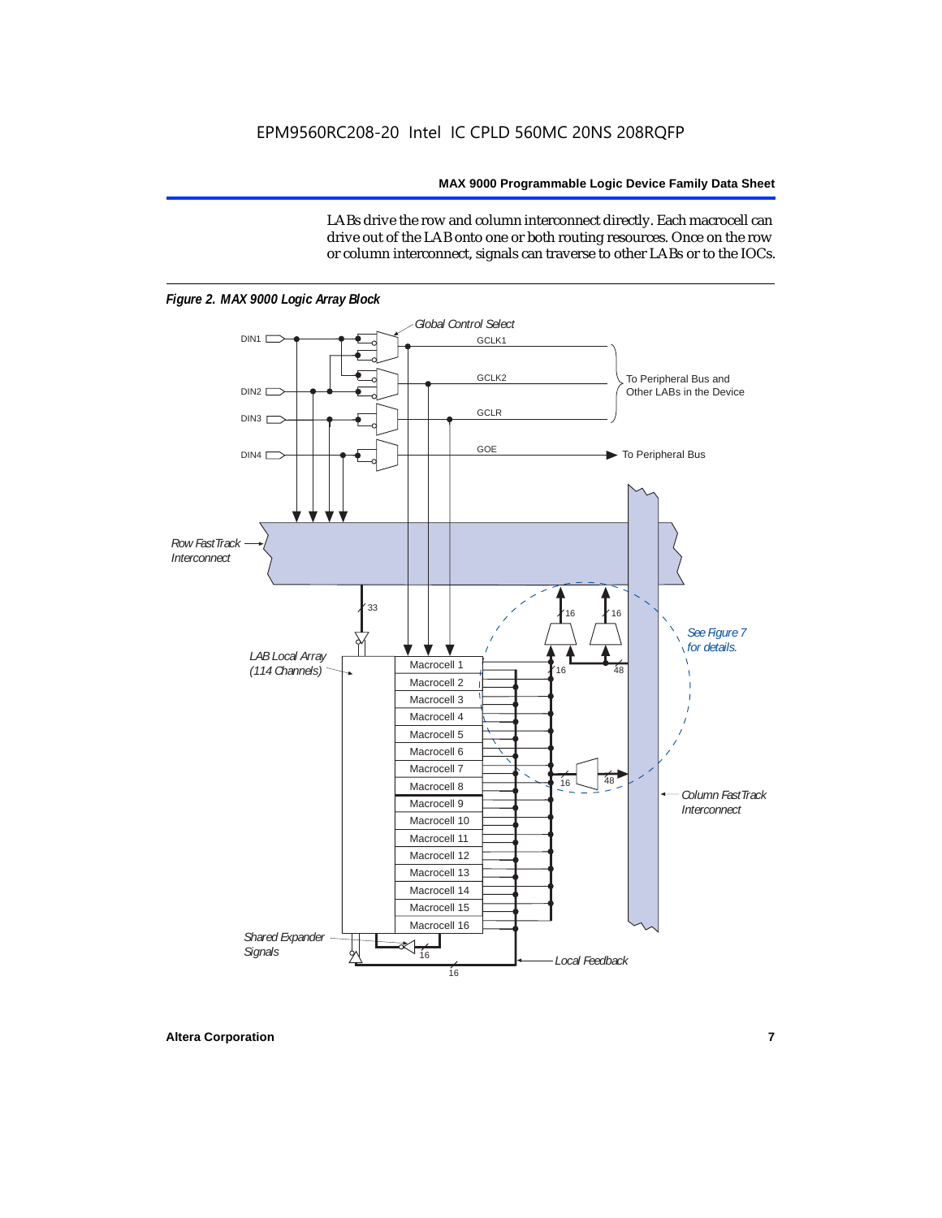LABs drive the row and column interconnect directly. Each macrocell can drive out of the LAB onto one or both routing resources. Once on the row or column interconnect, signals can traverse to other LABs or to the IOCs.

*Figure 2. MAX 9000 Logic Array Block*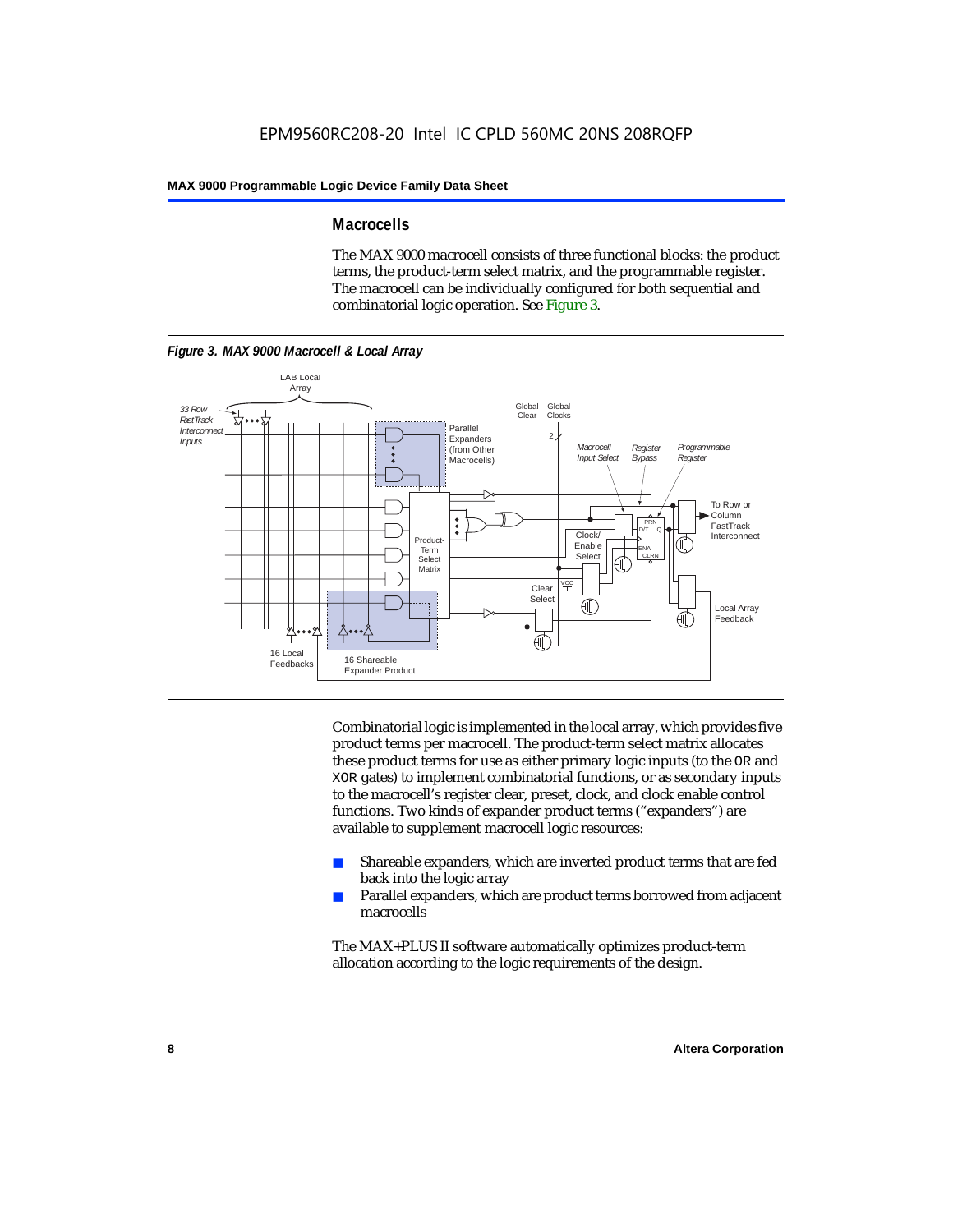### Macrocells

The MAX 9000 macrocell consists of three functional blocks: the product terms, the product-term select matrix, and the programmable register. The macrocell can be individually configured for both sequential and combinatorial logic operation. See Figure 3.

*Figure 3. MAX 9000 Macrocell & Local Array*

Combinatorial logic is implemented in the local array, which provides five product terms per macrocell. The product-term select matrix allocates these product terms for use as either primary logic inputs (to the `OR` and `XOR` gates) to implement combinatorial functions, or as secondary inputs to the macrocell's register clear, preset, clock, and clock enable control functions. Two kinds of expander product terms ("expanders") are available to supplement macrocell logic resources:

- Shareable expanders, which are inverted product terms that are fed back into the logic array
- Parallel expanders, which are product terms borrowed from adjacent macrocells

The MAX+PLUS II software automatically optimizes product-term allocation according to the logic requirements of the design.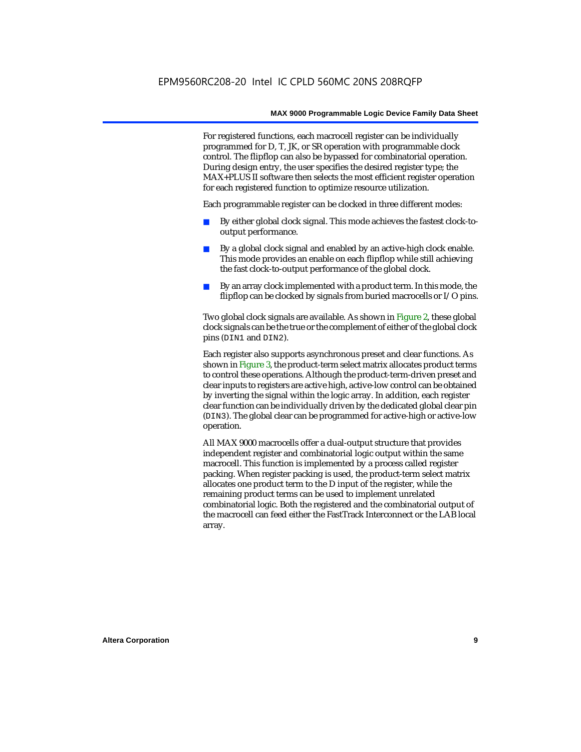For registered functions, each macrocell register can be individually programmed for D, T, JK, or SR operation with programmable clock control. The flipflop can also be bypassed for combinatorial operation. During design entry, the user specifies the desired register type; the MAX+PLUS II software then selects the most efficient register operation for each registered function to optimize resource utilization.

Each programmable register can be clocked in three different modes:

- By either global clock signal. This mode achieves the fastest clock-to-output performance.
- By a global clock signal and enabled by an active-high clock enable. This mode provides an enable on each flipflop while still achieving the fast clock-to-output performance of the global clock.
- By an array clock implemented with a product term. In this mode, the flipflop can be clocked by signals from buried macrocells or I/O pins.

Two global clock signals are available. As shown in Figure 2, these global clock signals can be the true or the complement of either of the global clock pins (`DIN1` and `DIN2`).

Each register also supports asynchronous preset and clear functions. As shown in Figure 3, the product-term select matrix allocates product terms to control these operations. Although the product-term-driven preset and clear inputs to registers are active high, active-low control can be obtained by inverting the signal within the logic array. In addition, each register clear function can be individually driven by the dedicated global clear pin (`DIN3`). The global clear can be programmed for active-high or active-low operation.

All MAX 9000 macrocells offer a dual-output structure that provides independent register and combinatorial logic output within the same macrocell. This function is implemented by a process called register packing. When register packing is used, the product-term select matrix allocates one product term to the D input of the register, while the remaining product terms can be used to implement unrelated combinatorial logic. Both the registered and the combinatorial output of the macrocell can feed either the FastTrack Interconnect or the LAB local array.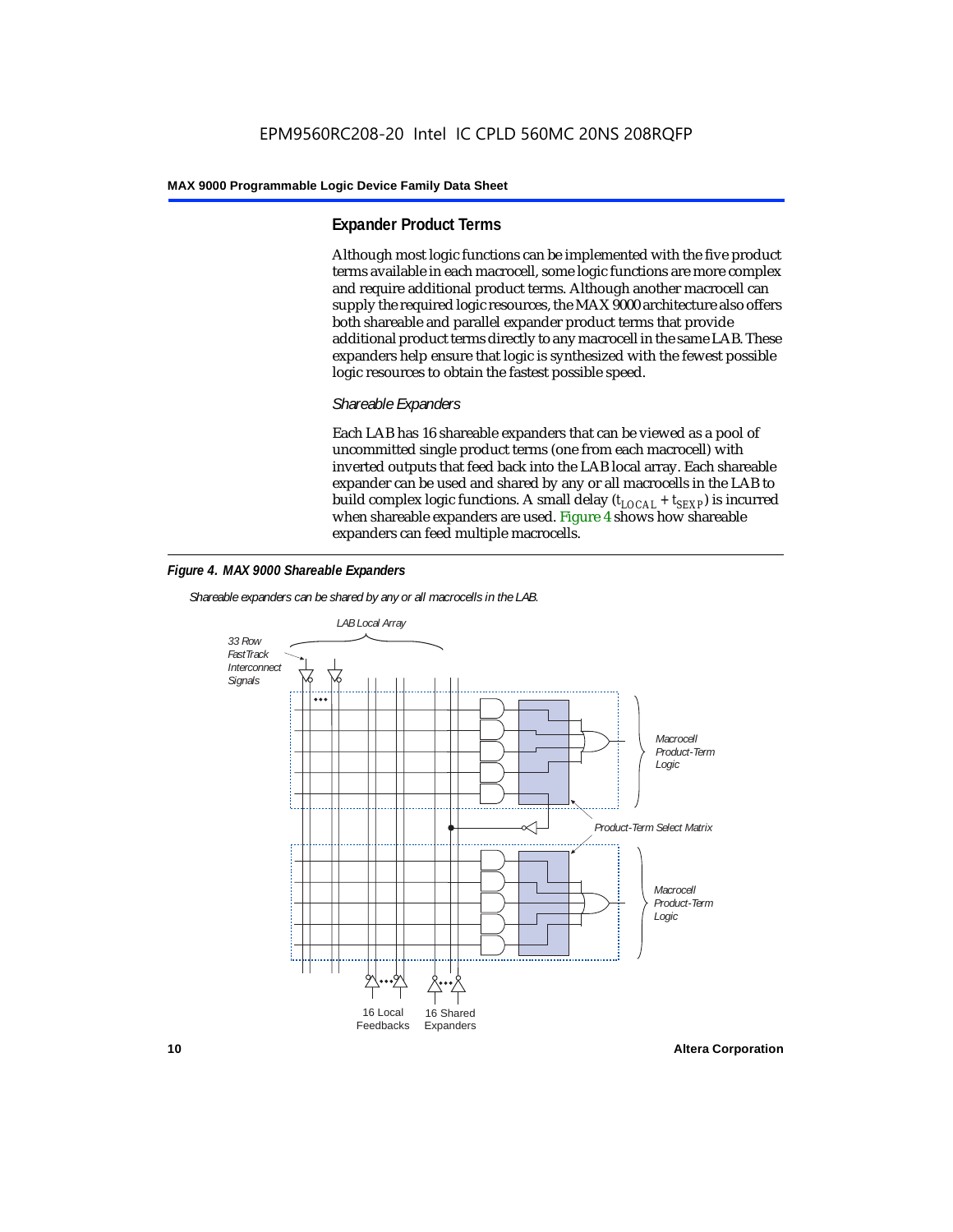## Expander Product Terms

Although most logic functions can be implemented with the five product terms available in each macrocell, some logic functions are more complex and require additional product terms. Although another macrocell can supply the required logic resources, the MAX 9000 architecture also offers both shareable and parallel expander product terms that provide additional product terms directly to any macrocell in the same LAB. These expanders help ensure that logic is synthesized with the fewest possible logic resources to obtain the fastest possible speed.

### *Shareable Expanders*

Each LAB has 16 shareable expanders that can be viewed as a pool of uncommitted single product terms (one from each macrocell) with inverted outputs that feed back into the LAB local array. Each shareable expander can be used and shared by any or all macrocells in the LAB to build complex logic functions. A small delay ($t_{LOCAL} + t_{SEXP}$) is incurred when shareable expanders are used. Figure 4 shows how shareable expanders can feed multiple macrocells.

***Figure 4. MAX 9000 Shareable Expanders***

*Shareable expanders can be shared by any or all macrocells in the LAB.*

*LAB Local Array*

*33 Row FastTrack Interconnect Signals*

*Macrocell Product-Term Logic*

*Product-Term Select Matrix*

*Macrocell Product-Term Logic*

16 Local Feedbacks

16 Shared Expanders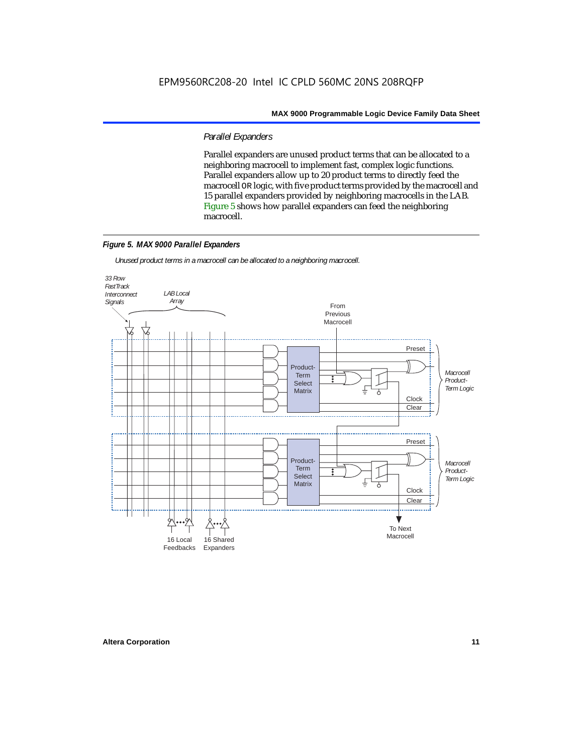### Parallel Expanders

Parallel expanders are unused product terms that can be allocated to a neighboring macrocell to implement fast, complex logic functions. Parallel expanders allow up to 20 product terms to directly feed the macrocell OR logic, with five product terms provided by the macrocell and 15 parallel expanders provided by neighboring macrocells in the LAB. Figure 5 shows how parallel expanders can feed the neighboring macrocell.

***Figure 5. MAX 9000 Parallel Expanders***

*Unused product terms in a macrocell can be allocated to a neighboring macrocell.*

33 Row FastTrack Interconnect Signals

LAB Local Array

From Previous Macrocell

Preset

Product-Term Select Matrix

*Macrocell Product-Term Logic*

Clock

Clear

Preset

Product-Term Select Matrix

*Macrocell Product-Term Logic*

Clock

Clear

16 Local Feedbacks

16 Shared Expanders

To Next Macrocell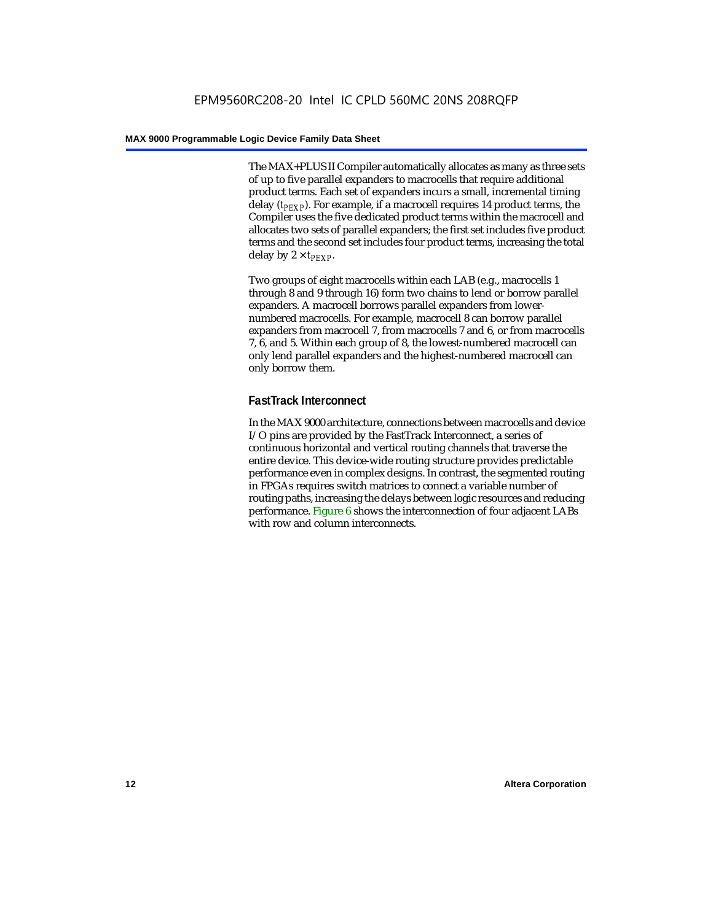The MAX+PLUS II Compiler automatically allocates as many as three sets of up to five parallel expanders to macrocells that require additional product terms. Each set of expanders incurs a small, incremental timing delay ($t_{PEXP}$). For example, if a macrocell requires 14 product terms, the Compiler uses the five dedicated product terms within the macrocell and allocates two sets of parallel expanders; the first set includes five product terms and the second set includes four product terms, increasing the total delay by $2 \times t_{PEXP}$.

Two groups of eight macrocells within each LAB (e.g., macrocells 1 through 8 and 9 through 16) form two chains to lend or borrow parallel expanders. A macrocell borrows parallel expanders from lower-numbered macrocells. For example, macrocell 8 can borrow parallel expanders from macrocell 7, from macrocells 7 and 6, or from macrocells 7, 6, and 5. Within each group of 8, the lowest-numbered macrocell can only lend parallel expanders and the highest-numbered macrocell can only borrow them.

### FastTrack Interconnect

In the MAX 9000 architecture, connections between macrocells and device I/O pins are provided by the FastTrack Interconnect, a series of continuous horizontal and vertical routing channels that traverse the entire device. This device-wide routing structure provides predictable performance even in complex designs. In contrast, the segmented routing in FPGAs requires switch matrices to connect a variable number of routing paths, increasing the delays between logic resources and reducing performance. Figure 6 shows the interconnection of four adjacent LABs with row and column interconnects.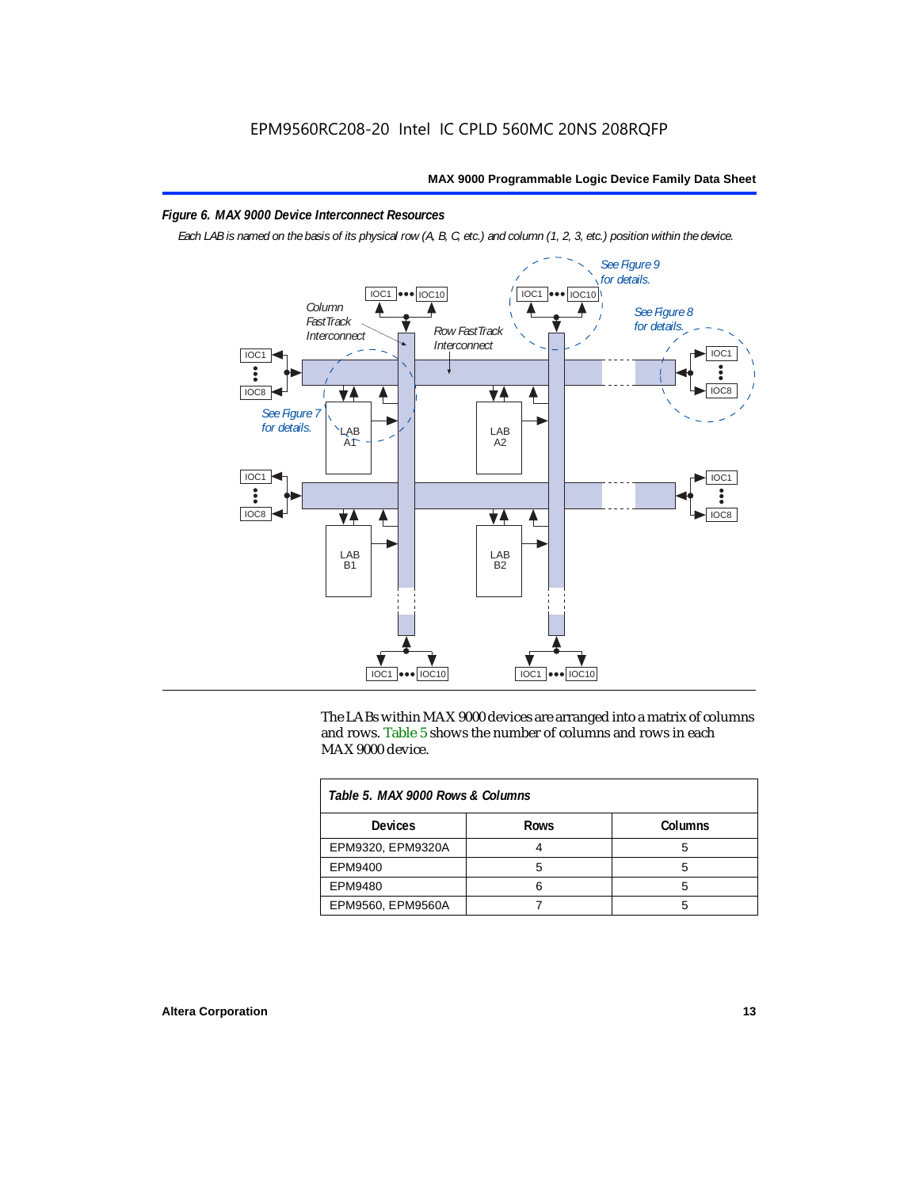EPM9560RC208-20 Intel IC CPLD 560MC 20NS 208RQFP

*Figure 6. MAX 9000 Device Interconnect Resources*

*Each LAB is named on the basis of its physical row (A, B, C, etc.) and column (1, 2, 3, etc.) position within the device.*

The LABs within MAX 9000 devices are arranged into a matrix of columns and rows. Table 5 shows the number of columns and rows in each MAX 9000 device.

*Table 5. MAX 9000 Rows & Columns*

| Devices | Rows | Columns |
|---|---|---|
| EPM9320, EPM9320A | 4 | 5 |
| EPM9400 | 5 | 5 |
| EPM9480 | 6 | 5 |
| EPM9560, EPM9560A | 7 | 5 |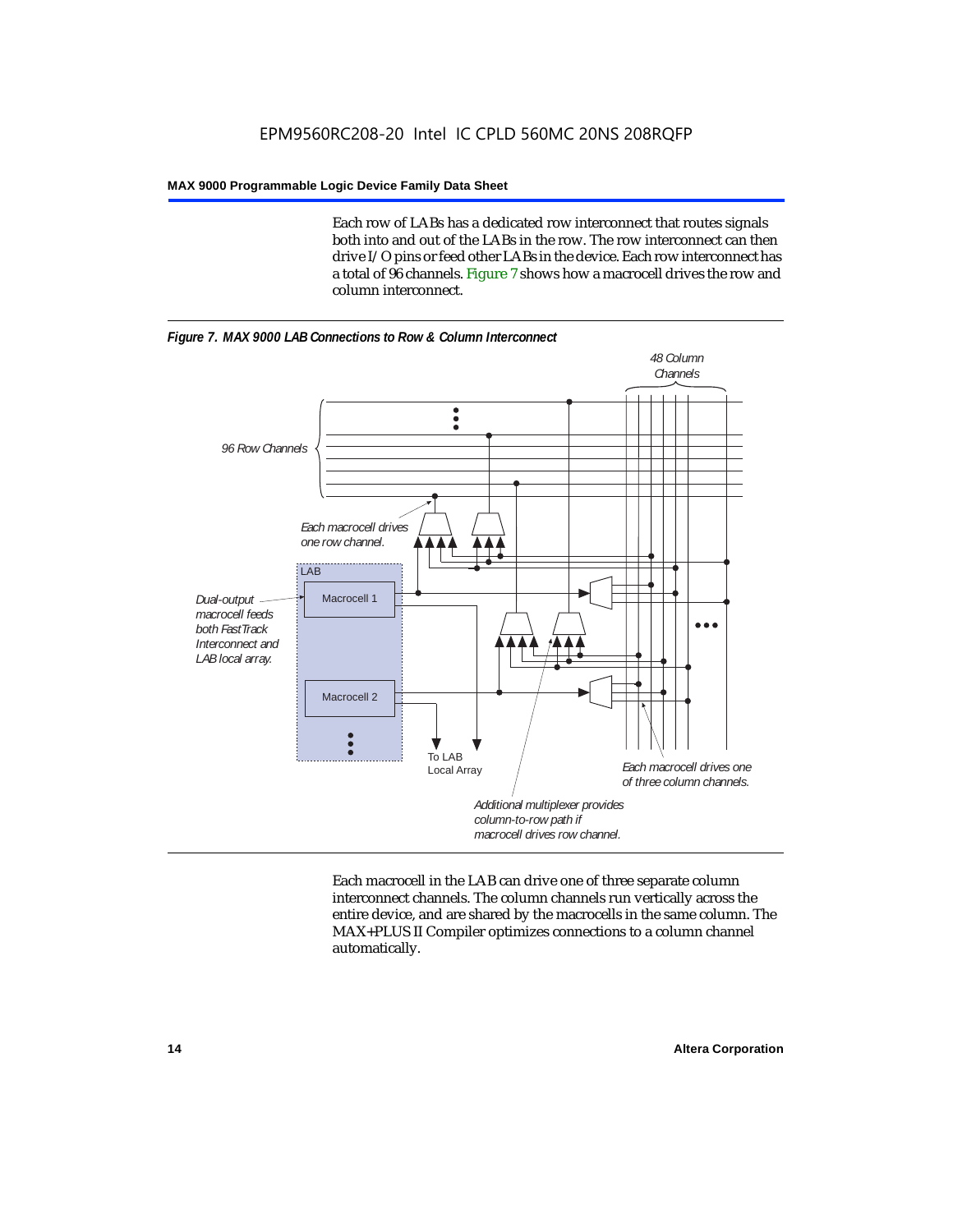Each row of LABs has a dedicated row interconnect that routes signals both into and out of the LABs in the row. The row interconnect can then drive I/O pins or feed other LABs in the device. Each row interconnect has a total of 96 channels. Figure 7 shows how a macrocell drives the row and column interconnect.

*Figure 7. MAX 9000 LAB Connections to Row & Column Interconnect*

Each macrocell in the LAB can drive one of three separate column interconnect channels. The column channels run vertically across the entire device, and are shared by the macrocells in the same column. The MAX+PLUS II Compiler optimizes connections to a column channel automatically.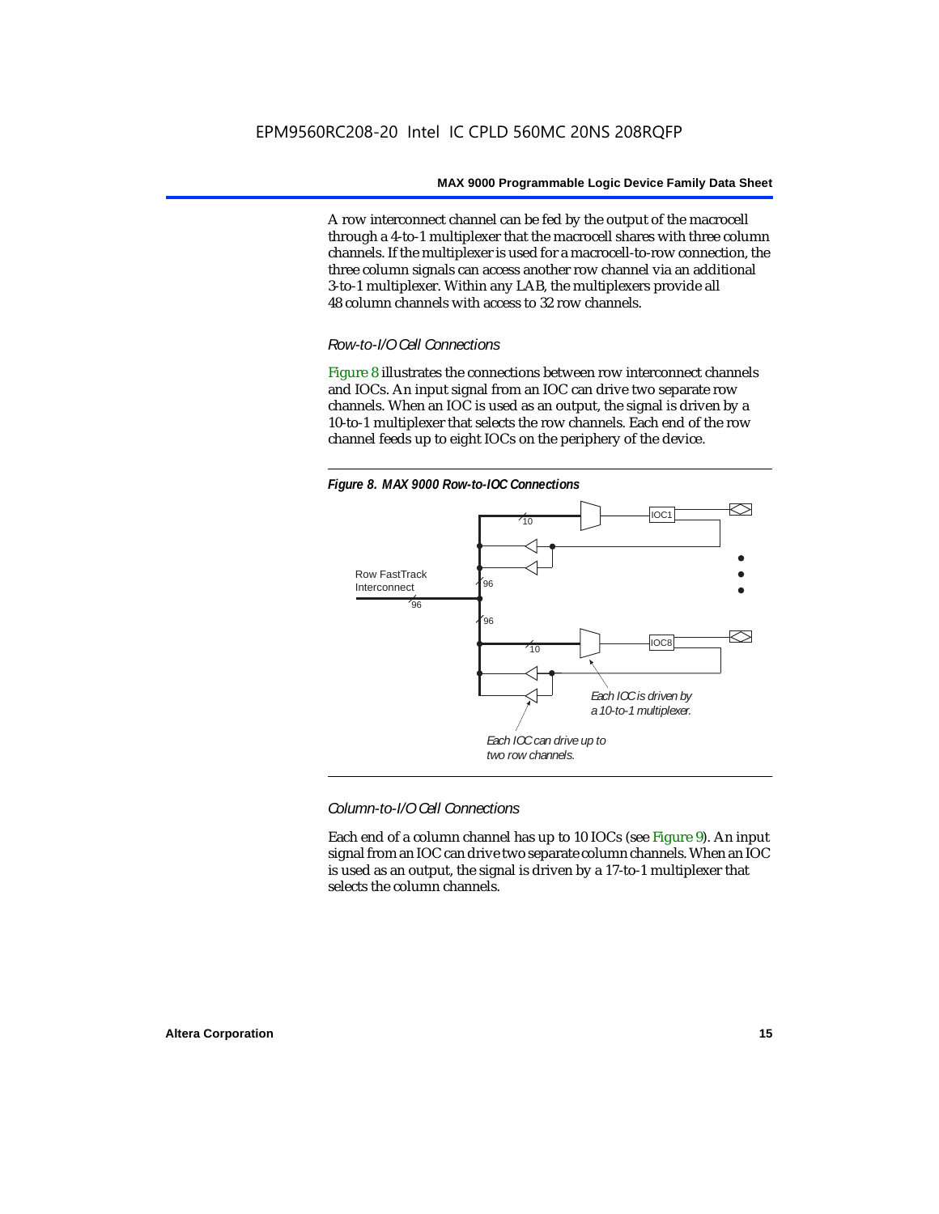A row interconnect channel can be fed by the output of the macrocell through a 4-to-1 multiplexer that the macrocell shares with three column channels. If the multiplexer is used for a macrocell-to-row connection, the three column signals can access another row channel via an additional 3-to-1 multiplexer. Within any LAB, the multiplexers provide all 48 column channels with access to 32 row channels.

### *Row-to-I/O Cell Connections*

Figure 8 illustrates the connections between row interconnect channels and IOCs. An input signal from an IOC can drive two separate row channels. When an IOC is used as an output, the signal is driven by a 10-to-1 multiplexer that selects the row channels. Each end of the row channel feeds up to eight IOCs on the periphery of the device.

***Figure 8. MAX 9000 Row-to-IOC Connections***

Row FastTrack Interconnect

96

96

96

10

10

IOC1

IOC8

*Each IOC is driven by a 10-to-1 multiplexer.*

*Each IOC can drive up to two row channels.*

### *Column-to-I/O Cell Connections*

Each end of a column channel has up to 10 IOCs (see Figure 9). An input signal from an IOC can drive two separate column channels. When an IOC is used as an output, the signal is driven by a 17-to-1 multiplexer that selects the column channels.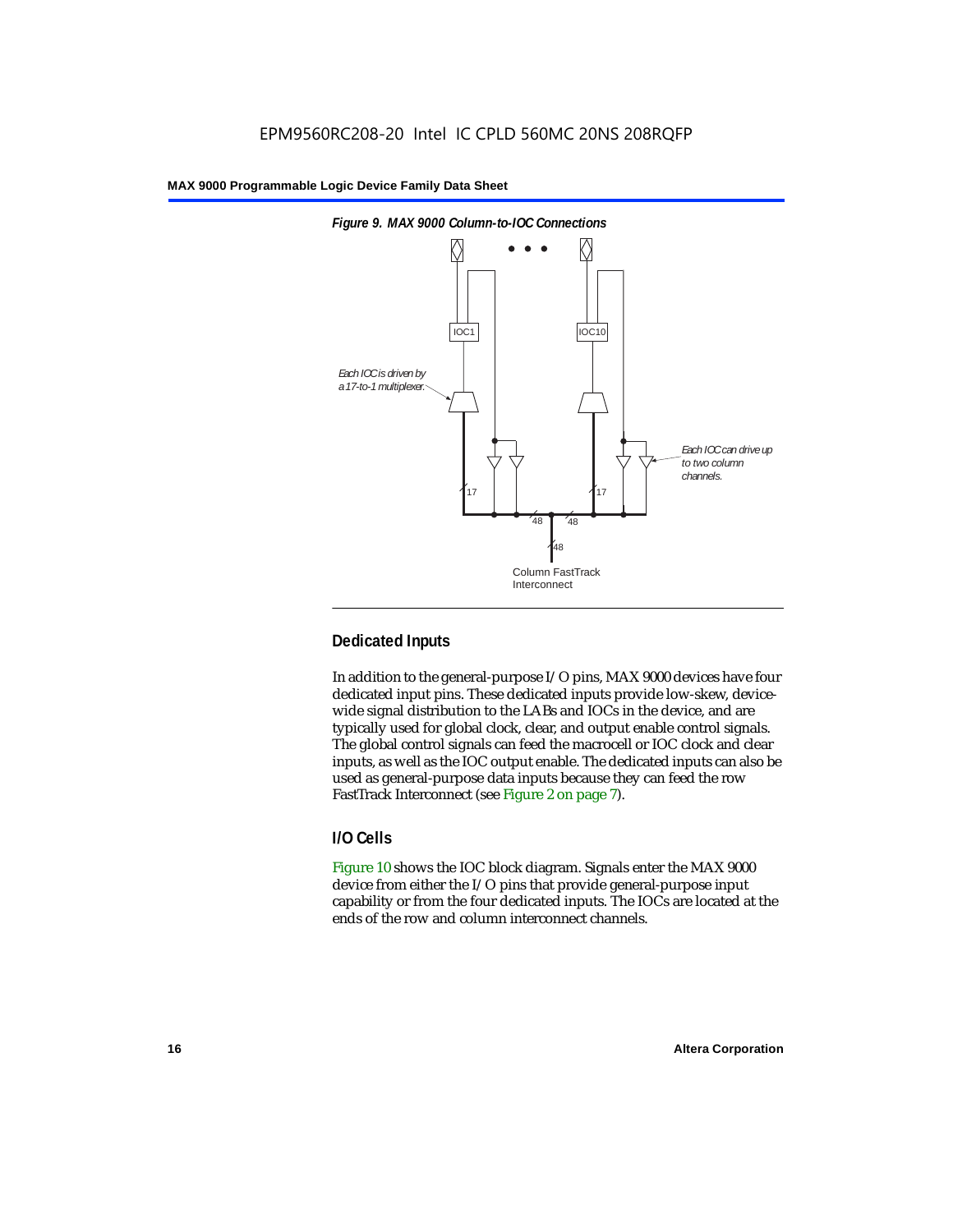*Figure 9. MAX 9000 Column-to-IOC Connections*

## Dedicated Inputs

In addition to the general-purpose I/O pins, MAX 9000 devices have four dedicated input pins. These dedicated inputs provide low-skew, device-wide signal distribution to the LABs and IOCs in the device, and are typically used for global clock, clear, and output enable control signals. The global control signals can feed the macrocell or IOC clock and clear inputs, as well as the IOC output enable. The dedicated inputs can also be used as general-purpose data inputs because they can feed the row FastTrack Interconnect (see Figure 2 on page 7).

## I/O Cells

Figure 10 shows the IOC block diagram. Signals enter the MAX 9000 device from either the I/O pins that provide general-purpose input capability or from the four dedicated inputs. The IOCs are located at the ends of the row and column interconnect channels.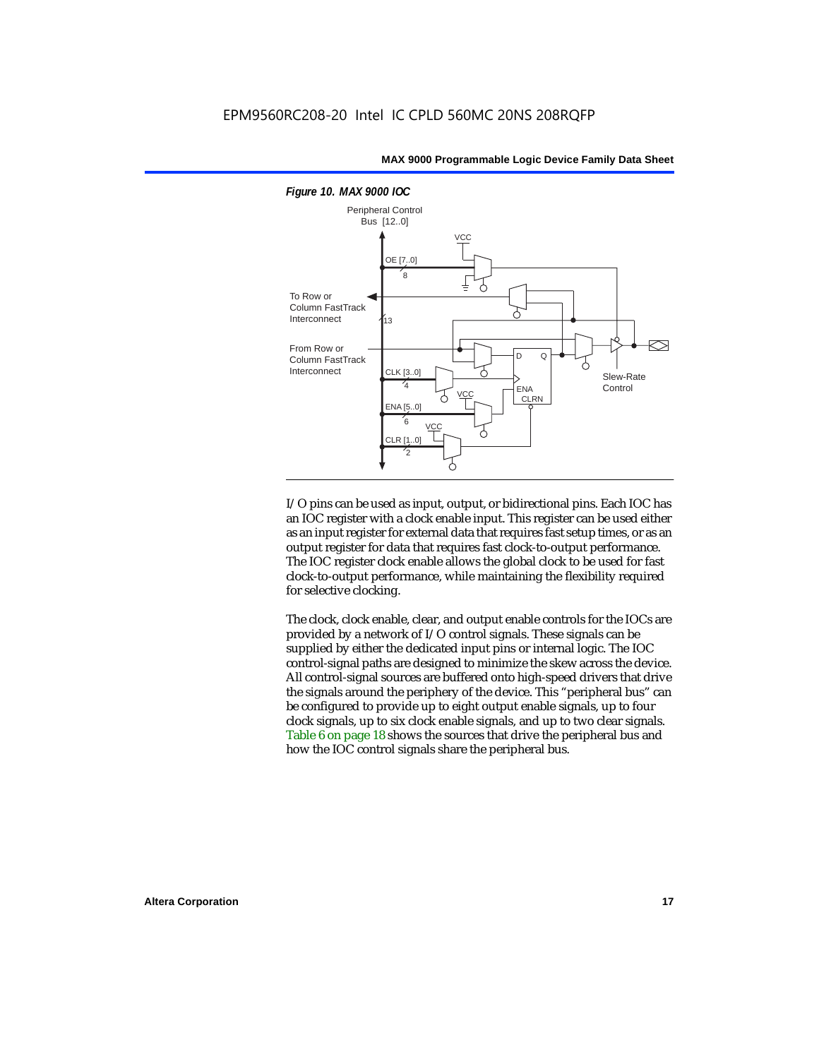*Figure 10. MAX 9000 IOC*

I/O pins can be used as input, output, or bidirectional pins. Each IOC has an IOC register with a clock enable input. This register can be used either as an input register for external data that requires fast setup times, or as an output register for data that requires fast clock-to-output performance. The IOC register clock enable allows the global clock to be used for fast clock-to-output performance, while maintaining the flexibility required for selective clocking.

The clock, clock enable, clear, and output enable controls for the IOCs are provided by a network of I/O control signals. These signals can be supplied by either the dedicated input pins or internal logic. The IOC control-signal paths are designed to minimize the skew across the device. All control-signal sources are buffered onto high-speed drivers that drive the signals around the periphery of the device. This "peripheral bus" can be configured to provide up to eight output enable signals, up to four clock signals, up to six clock enable signals, and up to two clear signals. Table 6 on page 18 shows the sources that drive the peripheral bus and how the IOC control signals share the peripheral bus.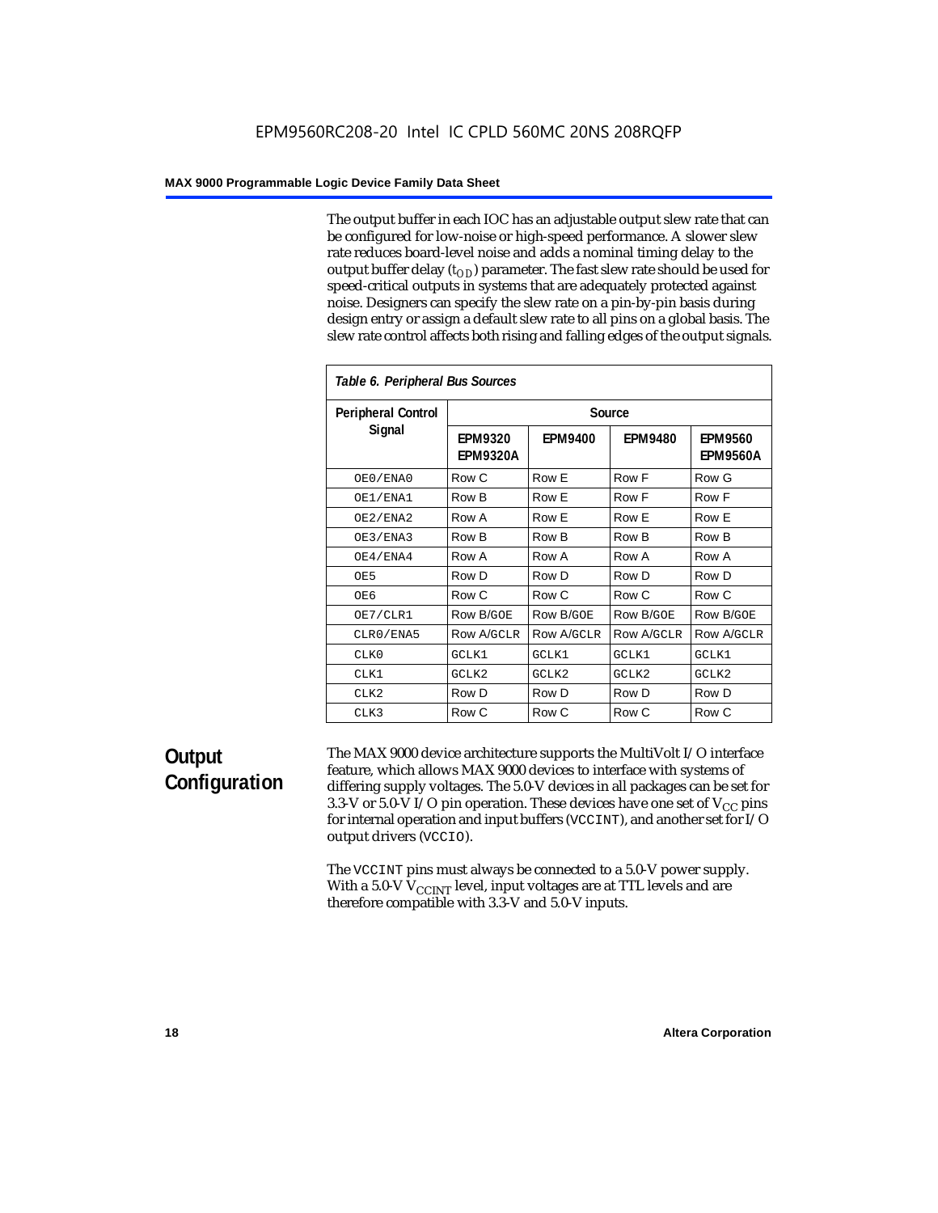The output buffer in each IOC has an adjustable output slew rate that can be configured for low-noise or high-speed performance. A slower slew rate reduces board-level noise and adds a nominal timing delay to the output buffer delay ($t_{OD}$) parameter. The fast slew rate should be used for speed-critical outputs in systems that are adequately protected against noise. Designers can specify the slew rate on a pin-by-pin basis during design entry or assign a default slew rate to all pins on a global basis. The slew rate control affects both rising and falling edges of the output signals.

*Table 6. Peripheral Bus Sources*

| Peripheral Control Signal | Source | | | |
|---|---|---|---|---|
| | EPM9320 EPM9320A | EPM9400 | EPM9480 | EPM9560 EPM9560A |
| OE0/ENA0 | Row C | Row E | Row F | Row G |
| OE1/ENA1 | Row B | Row E | Row F | Row F |
| OE2/ENA2 | Row A | Row E | Row E | Row E |
| OE3/ENA3 | Row B | Row B | Row B | Row B |
| OE4/ENA4 | Row A | Row A | Row A | Row A |
| OE5 | Row D | Row D | Row D | Row D |
| OE6 | Row C | Row C | Row C | Row C |
| OE7/CLR1 | Row B/GOE | Row B/GOE | Row B/GOE | Row B/GOE |
| CLR0/ENA5 | Row A/GCLR | Row A/GCLR | Row A/GCLR | Row A/GCLR |
| CLK0 | GCLK1 | GCLK1 | GCLK1 | GCLK1 |
| CLK1 | GCLK2 | GCLK2 | GCLK2 | GCLK2 |
| CLK2 | Row D | Row D | Row D | Row D |
| CLK3 | Row C | Row C | Row C | Row C |

## Output Configuration

The MAX 9000 device architecture supports the MultiVolt I/O interface feature, which allows MAX 9000 devices to interface with systems of differing supply voltages. The 5.0-V devices in all packages can be set for 3.3-V or 5.0-V I/O pin operation. These devices have one set of $V_{CC}$ pins for internal operation and input buffers (VCCINT), and another set for I/O output drivers (VCCIO).

The VCCINT pins must always be connected to a 5.0-V power supply. With a 5.0-V $V_{CCINT}$ level, input voltages are at TTL levels and are therefore compatible with 3.3-V and 5.0-V inputs.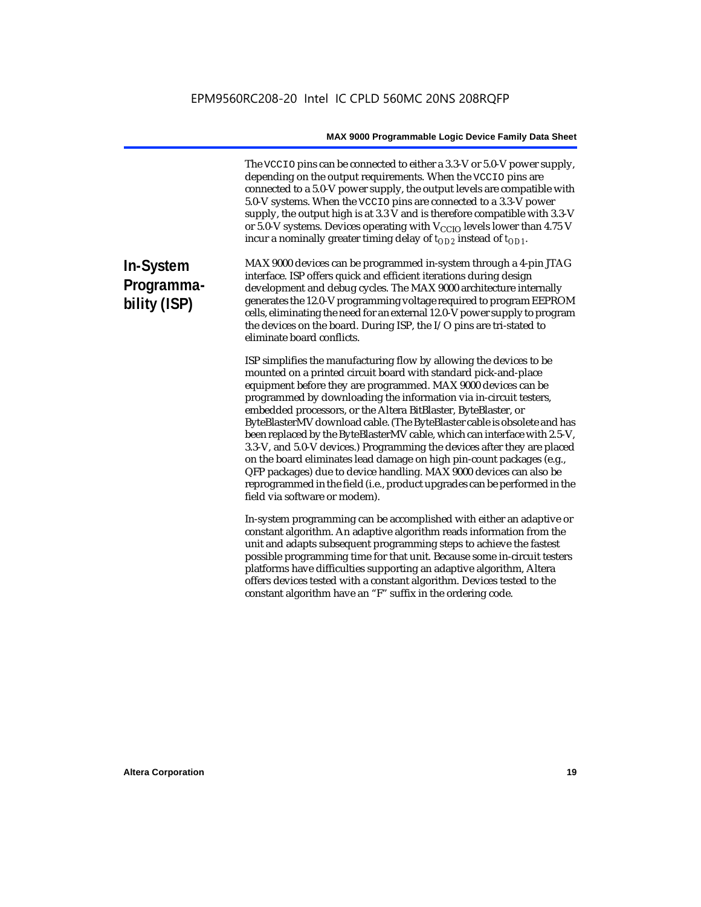The VCCIO pins can be connected to either a 3.3-V or 5.0-V power supply, depending on the output requirements. When the VCCIO pins are connected to a 5.0-V power supply, the output levels are compatible with 5.0-V systems. When the VCCIO pins are connected to a 3.3-V power supply, the output high is at 3.3 V and is therefore compatible with 3.3-V or 5.0-V systems. Devices operating with $V_{CCIO}$ levels lower than 4.75 V incur a nominally greater timing delay of $t_{OD2}$ instead of $t_{OD1}$.

## In-System Programmability (ISP)

MAX 9000 devices can be programmed in-system through a 4-pin JTAG interface. ISP offers quick and efficient iterations during design development and debug cycles. The MAX 9000 architecture internally generates the 12.0-V programming voltage required to program EEPROM cells, eliminating the need for an external 12.0-V power supply to program the devices on the board. During ISP, the I/O pins are tri-stated to eliminate board conflicts.

ISP simplifies the manufacturing flow by allowing the devices to be mounted on a printed circuit board with standard pick-and-place equipment before they are programmed. MAX 9000 devices can be programmed by downloading the information via in-circuit testers, embedded processors, or the Altera BitBlaster, ByteBlaster, or ByteBlasterMV download cable. (The ByteBlaster cable is obsolete and has been replaced by the ByteBlasterMV cable, which can interface with 2.5-V, 3.3-V, and 5.0-V devices.) Programming the devices after they are placed on the board eliminates lead damage on high pin-count packages (e.g., QFP packages) due to device handling. MAX 9000 devices can also be reprogrammed in the field (i.e., product upgrades can be performed in the field via software or modem).

In-system programming can be accomplished with either an adaptive or constant algorithm. An adaptive algorithm reads information from the unit and adapts subsequent programming steps to achieve the fastest possible programming time for that unit. Because some in-circuit testers platforms have difficulties supporting an adaptive algorithm, Altera offers devices tested with a constant algorithm. Devices tested to the constant algorithm have an "F" suffix in the ordering code.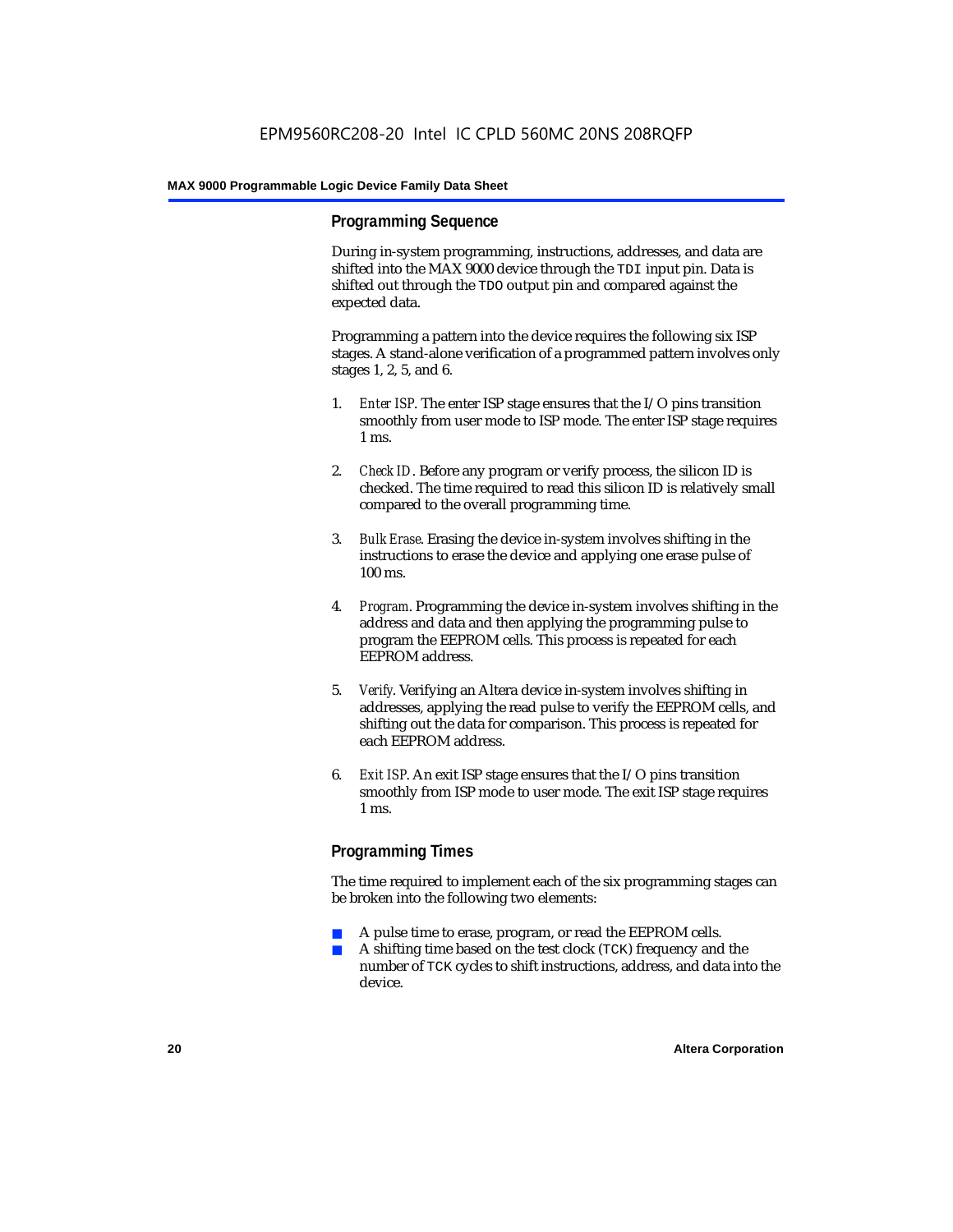## Programming Sequence

During in-system programming, instructions, addresses, and data are shifted into the MAX 9000 device through the TDI input pin. Data is shifted out through the TDO output pin and compared against the expected data.

Programming a pattern into the device requires the following six ISP stages. A stand-alone verification of a programmed pattern involves only stages 1, 2, 5, and 6.

1. *Enter ISP*. The enter ISP stage ensures that the I/O pins transition smoothly from user mode to ISP mode. The enter ISP stage requires 1 ms.
2. *Check ID*. Before any program or verify process, the silicon ID is checked. The time required to read this silicon ID is relatively small compared to the overall programming time.
3. *Bulk Erase*. Erasing the device in-system involves shifting in the instructions to erase the device and applying one erase pulse of 100 ms.
4. *Program*. Programming the device in-system involves shifting in the address and data and then applying the programming pulse to program the EEPROM cells. This process is repeated for each EEPROM address.
5. *Verify*. Verifying an Altera device in-system involves shifting in addresses, applying the read pulse to verify the EEPROM cells, and shifting out the data for comparison. This process is repeated for each EEPROM address.
6. *Exit ISP*. An exit ISP stage ensures that the I/O pins transition smoothly from ISP mode to user mode. The exit ISP stage requires 1 ms.

## Programming Times

The time required to implement each of the six programming stages can be broken into the following two elements:

- A pulse time to erase, program, or read the EEPROM cells.
- A shifting time based on the test clock (TCK) frequency and the number of TCK cycles to shift instructions, address, and data into the device.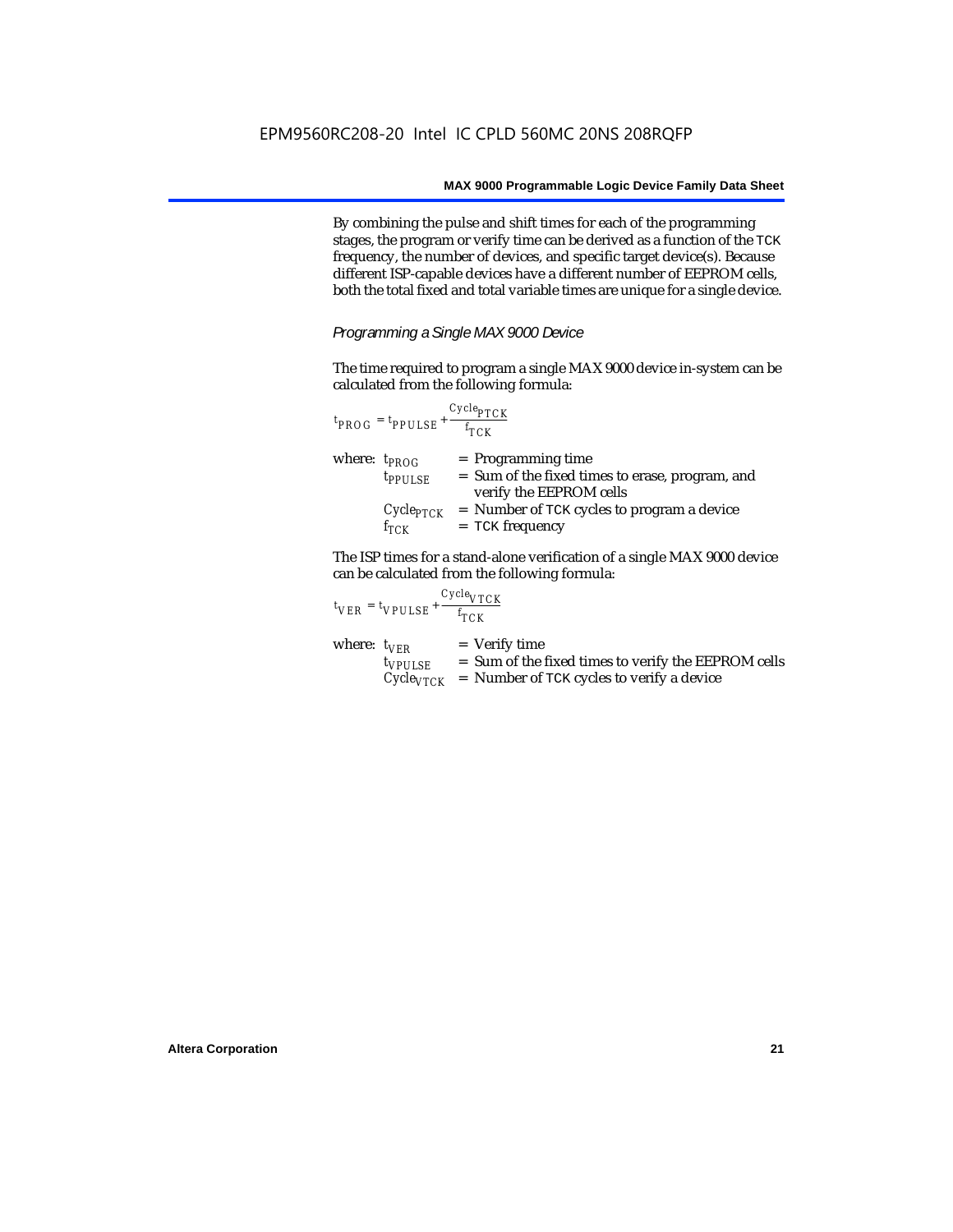By combining the pulse and shift times for each of the programming stages, the program or verify time can be derived as a function of the TCK frequency, the number of devices, and specific target device(s). Because different ISP-capable devices have a different number of EEPROM cells, both the total fixed and total variable times are unique for a single device.

### *Programming a Single MAX 9000 Device*

The time required to program a single MAX 9000 device in-system can be calculated from the following formula:

$$t_{PROG} = t_{PPULSE} + \frac{Cycle_{PTCK}}{f_{TCK}}$$

where:
- $t_{PROG}$ = Programming time
- $t_{PPULSE}$ = Sum of the fixed times to erase, program, and verify the EEPROM cells
- $Cycle_{PTCK}$ = Number of TCK cycles to program a device
- $f_{TCK}$ = TCK frequency

The ISP times for a stand-alone verification of a single MAX 9000 device can be calculated from the following formula:

$$t_{VER} = t_{VPULSE} + \frac{Cycle_{VTCK}}{f_{TCK}}$$

where:
- $t_{VER}$ = Verify time
- $t_{VPULSE}$ = Sum of the fixed times to verify the EEPROM cells
- $Cycle_{VTCK}$ = Number of TCK cycles to verify a device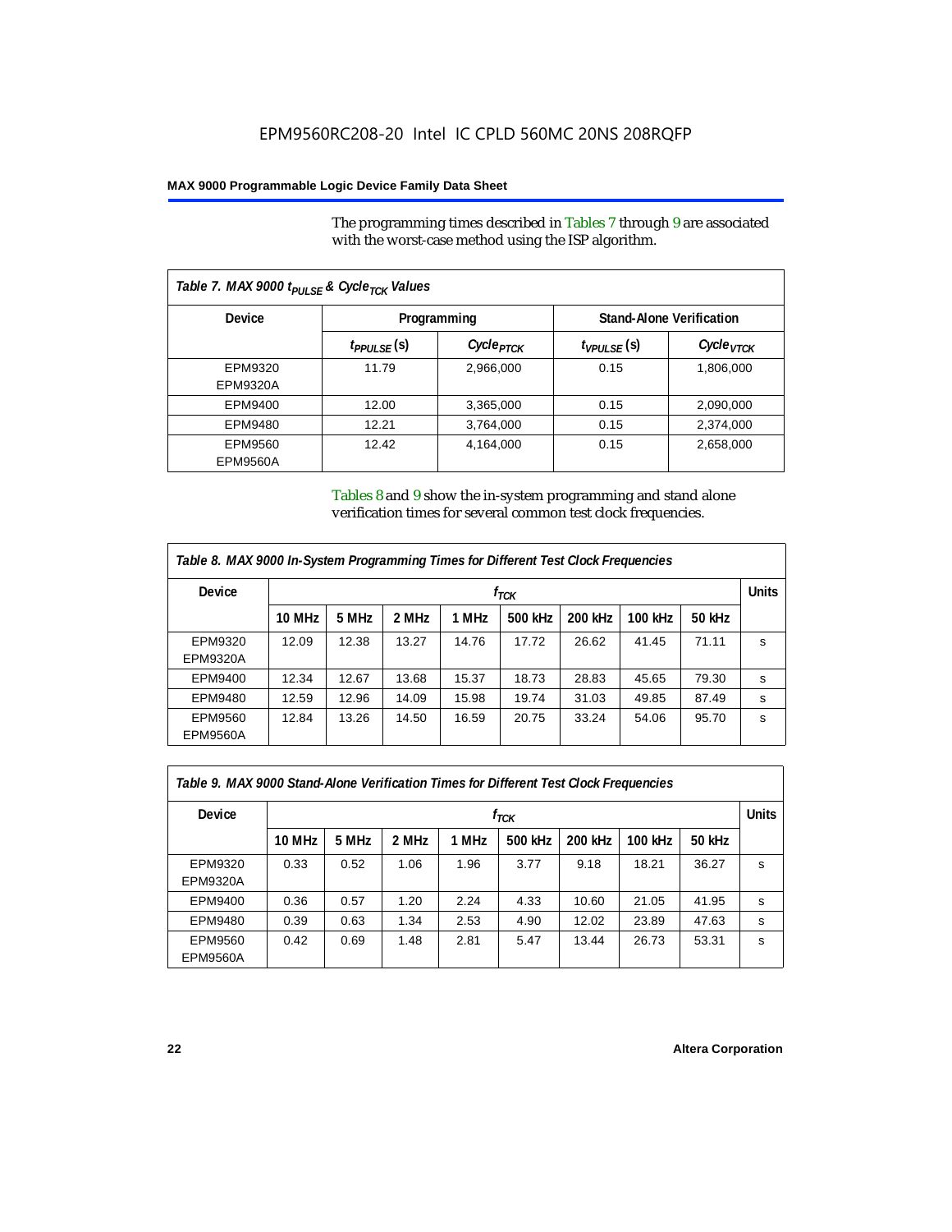The programming times described in Tables 7 through 9 are associated with the worst-case method using the ISP algorithm.

| Table 7. MAX 9000 $t_{PULSE}$ & $Cycle_{TCK}$ Values | | | | |
|---|---|---|---|---|
| Device | Programming | | Stand-Alone Verification | |
| | $t_{PPULSE}$ (s) | $Cycle_{PTCK}$ | $t_{VPULSE}$ (s) | $Cycle_{VTCK}$ |
| EPM9320 EPM9320A | 11.79 | 2,966,000 | 0.15 | 1,806,000 |
| EPM9400 | 12.00 | 3,365,000 | 0.15 | 2,090,000 |
| EPM9480 | 12.21 | 3,764,000 | 0.15 | 2,374,000 |
| EPM9560 EPM9560A | 12.42 | 4,164,000 | 0.15 | 2,658,000 |

Tables 8 and 9 show the in-system programming and stand alone verification times for several common test clock frequencies.

| Table 8. MAX 9000 In-System Programming Times for Different Test Clock Frequencies | | | | | | | | | |
|---|---|---|---|---|---|---|---|---|---|
| Device | $f_{TCK}$ | | | | | | | | Units |
| | 10 MHz | 5 MHz | 2 MHz | 1 MHz | 500 kHz | 200 kHz | 100 kHz | 50 kHz | |
| EPM9320 EPM9320A | 12.09 | 12.38 | 13.27 | 14.76 | 17.72 | 26.62 | 41.45 | 71.11 | s |
| EPM9400 | 12.34 | 12.67 | 13.68 | 15.37 | 18.73 | 28.83 | 45.65 | 79.30 | s |
| EPM9480 | 12.59 | 12.96 | 14.09 | 15.98 | 19.74 | 31.03 | 49.85 | 87.49 | s |
| EPM9560 EPM9560A | 12.84 | 13.26 | 14.50 | 16.59 | 20.75 | 33.24 | 54.06 | 95.70 | s |

| Table 9. MAX 9000 Stand-Alone Verification Times for Different Test Clock Frequencies | | | | | | | | | |
|---|---|---|---|---|---|---|---|---|---|
| Device | $f_{TCK}$ | | | | | | | | Units |
| | 10 MHz | 5 MHz | 2 MHz | 1 MHz | 500 kHz | 200 kHz | 100 kHz | 50 kHz | |
| EPM9320 EPM9320A | 0.33 | 0.52 | 1.06 | 1.96 | 3.77 | 9.18 | 18.21 | 36.27 | s |
| EPM9400 | 0.36 | 0.57 | 1.20 | 2.24 | 4.33 | 10.60 | 21.05 | 41.95 | s |
| EPM9480 | 0.39 | 0.63 | 1.34 | 2.53 | 4.90 | 12.02 | 23.89 | 47.63 | s |
| EPM9560 EPM9560A | 0.42 | 0.69 | 1.48 | 2.81 | 5.47 | 13.44 | 26.73 | 53.31 | s |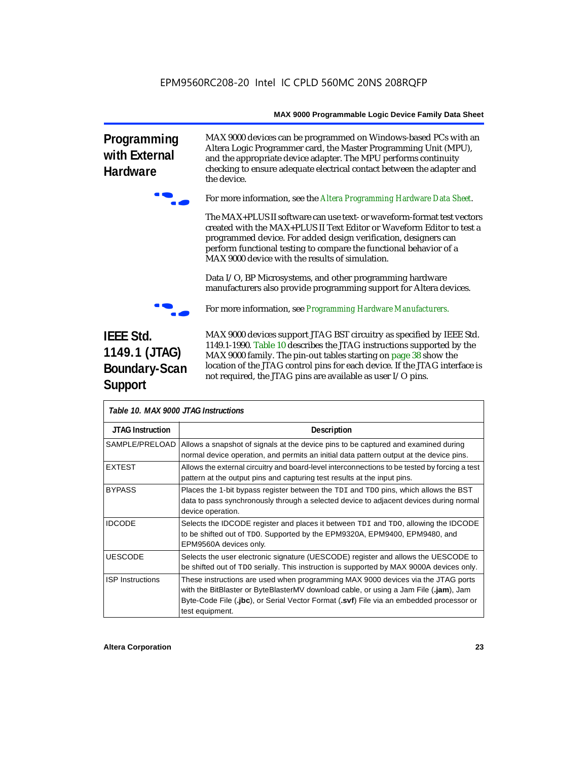## Programming with External Hardware

MAX 9000 devices can be programmed on Windows-based PCs with an Altera Logic Programmer card, the Master Programming Unit (MPU), and the appropriate device adapter. The MPU performs continuity checking to ensure adequate electrical contact between the adapter and the device.

For more information, see the *Altera Programming Hardware Data Sheet*.

The MAX+PLUS II software can use text- or waveform-format test vectors created with the MAX+PLUS II Text Editor or Waveform Editor to test a programmed device. For added design verification, designers can perform functional testing to compare the functional behavior of a MAX 9000 device with the results of simulation.

Data I/O, BP Microsystems, and other programming hardware manufacturers also provide programming support for Altera devices.

For more information, see *Programming Hardware Manufacturers.*

## IEEE Std. 1149.1 (JTAG) Boundary-Scan Support

MAX 9000 devices support JTAG BST circuitry as specified by IEEE Std. 1149.1-1990. Table 10 describes the JTAG instructions supported by the MAX 9000 family. The pin-out tables starting on page 38 show the location of the JTAG control pins for each device. If the JTAG interface is not required, the JTAG pins are available as user I/O pins.

*Table 10. MAX 9000 JTAG Instructions*

| JTAG Instruction | Description |
|---|---|
| SAMPLE/PRELOAD | Allows a snapshot of signals at the device pins to be captured and examined during normal device operation, and permits an initial data pattern output at the device pins. |
| EXTEST | Allows the external circuitry and board-level interconnections to be tested by forcing a test pattern at the output pins and capturing test results at the input pins. |
| BYPASS | Places the 1-bit bypass register between the TDI and TDO pins, which allows the BST data to pass synchronously through a selected device to adjacent devices during normal device operation. |
| IDCODE | Selects the IDCODE register and places it between TDI and TDO, allowing the IDCODE to be shifted out of TDO. Supported by the EPM9320A, EPM9400, EPM9480, and EPM9560A devices only. |
| UESCODE | Selects the user electronic signature (UESCODE) register and allows the UESCODE to be shifted out of TDO serially. This instruction is supported by MAX 9000A devices only. |
| ISP Instructions | These instructions are used when programming MAX 9000 devices via the JTAG ports with the BitBlaster or ByteBlasterMV download cable, or using a Jam File (**.jam**), Jam Byte-Code File (**.jbc**), or Serial Vector Format (**.svf**) File via an embedded processor or test equipment. |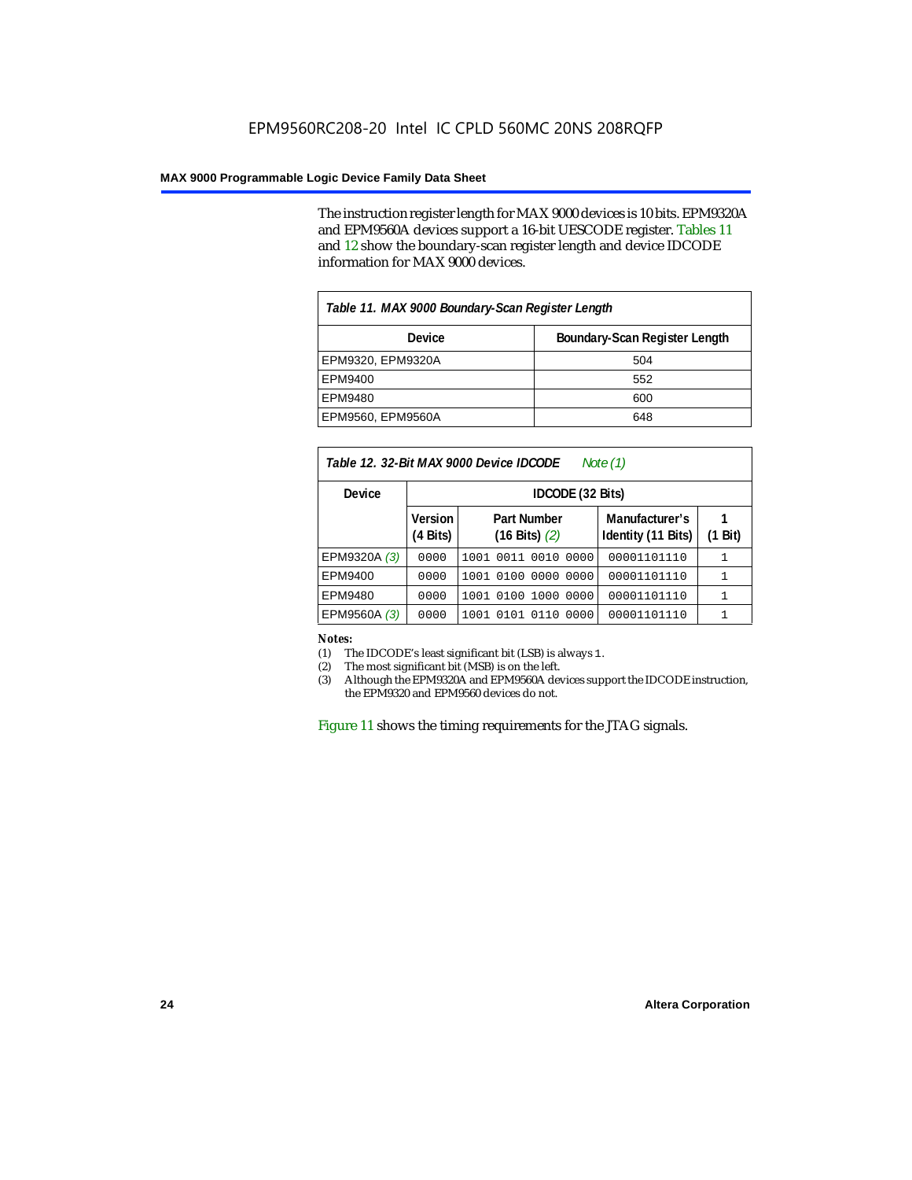The instruction register length for MAX 9000 devices is 10 bits. EPM9320A and EPM9560A devices support a 16-bit UESCODE register. Tables 11 and 12 show the boundary-scan register length and device IDCODE information for MAX 9000 devices.

**Table 11. MAX 9000 Boundary-Scan Register Length**

| Device | Boundary-Scan Register Length |
|---|---|
| EPM9320, EPM9320A | 504 |
| EPM9400 | 552 |
| EPM9480 | 600 |
| EPM9560, EPM9560A | 648 |

**Table 12. 32-Bit MAX 9000 Device IDCODE** *Note (1)*

| Device | IDCODE (32 Bits) | | | |
|---|---|---|---|---|
| | Version (4 Bits) | Part Number (16 Bits) *(2)* | Manufacturer's Identity (11 Bits) | 1 (1 Bit) |
| EPM9320A *(3)* | 0000 | 1001 0011 0010 0000 | 00001101110 | 1 |
| EPM9400 | 0000 | 1001 0100 0000 0000 | 00001101110 | 1 |
| EPM9480 | 0000 | 1001 0100 1000 0000 | 00001101110 | 1 |
| EPM9560A *(3)* | 0000 | 1001 0101 0110 0000 | 00001101110 | 1 |

**Notes:**

(1) The IDCODE's least significant bit (LSB) is always 1.

(2) The most significant bit (MSB) is on the left.

(3) Although the EPM9320A and EPM9560A devices support the IDCODE instruction, the EPM9320 and EPM9560 devices do not.

Figure 11 shows the timing requirements for the JTAG signals.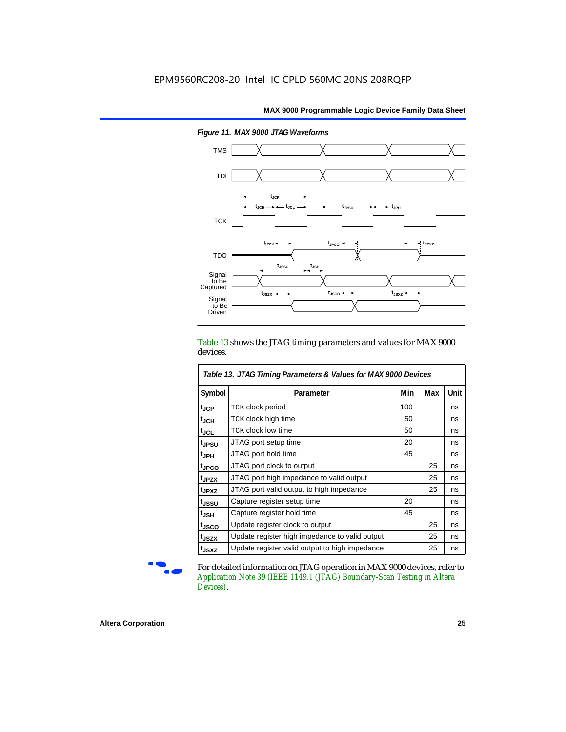*Figure 11. MAX 9000 JTAG Waveforms*

Table 13 shows the JTAG timing parameters and values for MAX 9000 devices.

| Table 13. JTAG Timing Parameters & Values for MAX 9000 Devices | | | | |
|---|---|---|---|---|
| **Symbol** | **Parameter** | **Min** | **Max** | **Unit** |
| $t_{JCP}$ | TCK clock period | 100 | | ns |
| $t_{JCH}$ | TCK clock high time | 50 | | ns |
| $t_{JCL}$ | TCK clock low time | 50 | | ns |
| $t_{JPSU}$ | JTAG port setup time | 20 | | ns |
| $t_{JPH}$ | JTAG port hold time | 45 | | ns |
| $t_{JPCO}$ | JTAG port clock to output | | 25 | ns |
| $t_{JPZX}$ | JTAG port high impedance to valid output | | 25 | ns |
| $t_{JPXZ}$ | JTAG port valid output to high impedance | | 25 | ns |
| $t_{JSSU}$ | Capture register setup time | 20 | | ns |
| $t_{JSH}$ | Capture register hold time | 45 | | ns |
| $t_{JSCO}$ | Update register clock to output | | 25 | ns |
| $t_{JSZX}$ | Update register high impedance to valid output | | 25 | ns |
| $t_{JSXZ}$ | Update register valid output to high impedance | | 25 | ns |

For detailed information on JTAG operation in MAX 9000 devices, refer to *Application Note 39 (IEEE 1149.1 (JTAG) Boundary-Scan Testing in Altera Devices)*.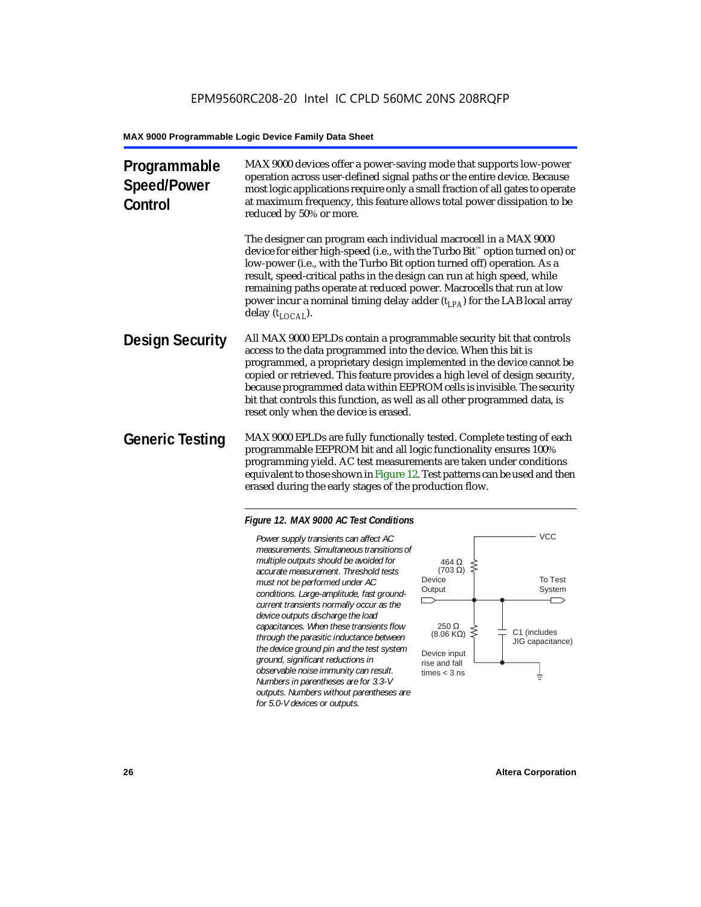## Programmable Speed/Power Control

MAX 9000 devices offer a power-saving mode that supports low-power operation across user-defined signal paths or the entire device. Because most logic applications require only a small fraction of all gates to operate at maximum frequency, this feature allows total power dissipation to be reduced by 50% or more.

The designer can program each individual macrocell in a MAX 9000 device for either high-speed (i.e., with the Turbo Bit™ option turned on) or low-power (i.e., with the Turbo Bit option turned off) operation. As a result, speed-critical paths in the design can run at high speed, while remaining paths operate at reduced power. Macrocells that run at low power incur a nominal timing delay adder ($t_{LPA}$) for the LAB local array delay ($t_{LOCAL}$).

## Design Security

All MAX 9000 EPLDs contain a programmable security bit that controls access to the data programmed into the device. When this bit is programmed, a proprietary design implemented in the device cannot be copied or retrieved. This feature provides a high level of design security, because programmed data within EEPROM cells is invisible. The security bit that controls this function, as well as all other programmed data, is reset only when the device is erased.

## Generic Testing

MAX 9000 EPLDs are fully functionally tested. Complete testing of each programmable EEPROM bit and all logic functionality ensures 100% programming yield. AC test measurements are taken under conditions equivalent to those shown in Figure 12. Test patterns can be used and then erased during the early stages of the production flow.

*Figure 12. MAX 9000 AC Test Conditions*

*Power supply transients can affect AC measurements. Simultaneous transitions of multiple outputs should be avoided for accurate measurement. Threshold tests must not be performed under AC conditions. Large-amplitude, fast ground-current transients normally occur as the device outputs discharge the load capacitances. When these transients flow through the parasitic inductance between the device ground pin and the test system ground, significant reductions in observable noise immunity can result. Numbers in parentheses are for 3.3-V outputs. Numbers without parentheses are for 5.0-V devices or outputs.*

VCC

464 Ω (703 Ω)

Device Output

To Test System

250 Ω (8.06 KΩ)

C1 (includes JIG capacitance)

Device input rise and fall times < 3 ns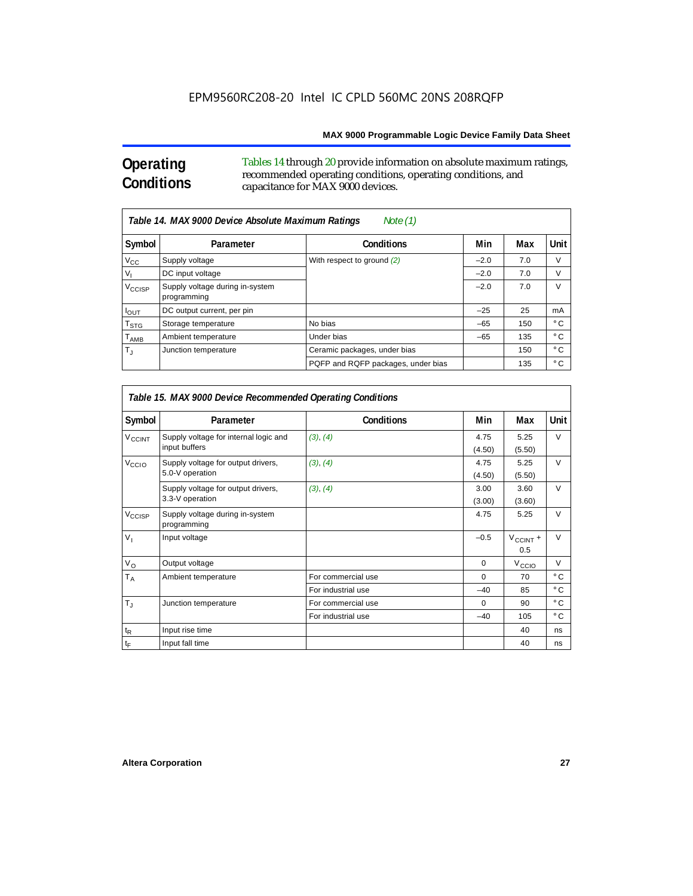EPM9560RC208-20 Intel IC CPLD 560MC 20NS 208RQFP

## Operating Conditions

Tables 14 through 20 provide information on absolute maximum ratings, recommended operating conditions, operating conditions, and capacitance for MAX 9000 devices.

*Table 14. MAX 9000 Device Absolute Maximum Ratings Note (1)*

| Symbol | Parameter | Conditions | Min | Max | Unit |
|---|---|---|---|---|---|
| $V_{CC}$ | Supply voltage | With respect to ground (2) | –2.0 | 7.0 | V |
| $V_I$ | DC input voltage | | –2.0 | 7.0 | V |
| $V_{CCISP}$ | Supply voltage during in-system programming | | –2.0 | 7.0 | V |
| $I_{OUT}$ | DC output current, per pin | | –25 | 25 | mA |
| $T_{STG}$ | Storage temperature | No bias | –65 | 150 | ° C |
| $T_{AMB}$ | Ambient temperature | Under bias | –65 | 135 | ° C |
| $T_J$ | Junction temperature | Ceramic packages, under bias | | 150 | ° C |
| | | PQFP and RQFP packages, under bias | | 135 | ° C |

*Table 15. MAX 9000 Device Recommended Operating Conditions*

| Symbol | Parameter | Conditions | Min | Max | Unit |
|---|---|---|---|---|---|
| $V_{CCINT}$ | Supply voltage for internal logic and input buffers | (3), (4) | 4.75 (4.50) | 5.25 (5.50) | V |
| $V_{CCIO}$ | Supply voltage for output drivers, 5.0-V operation | (3), (4) | 4.75 (4.50) | 5.25 (5.50) | V |
| | Supply voltage for output drivers, 3.3-V operation | (3), (4) | 3.00 (3.00) | 3.60 (3.60) | V |
| $V_{CCISP}$ | Supply voltage during in-system programming | | 4.75 | 5.25 | V |
| $V_I$ | Input voltage | | –0.5 | $V_{CCINT}$ + 0.5 | V |
| $V_O$ | Output voltage | | 0 | $V_{CCIO}$ | V |
| $T_A$ | Ambient temperature | For commercial use | 0 | 70 | ° C |
| | | For industrial use | –40 | 85 | ° C |
| $T_J$ | Junction temperature | For commercial use | 0 | 90 | ° C |
| | | For industrial use | –40 | 105 | ° C |
| $t_R$ | Input rise time | | | 40 | ns |
| $t_F$ | Input fall time | | | 40 | ns |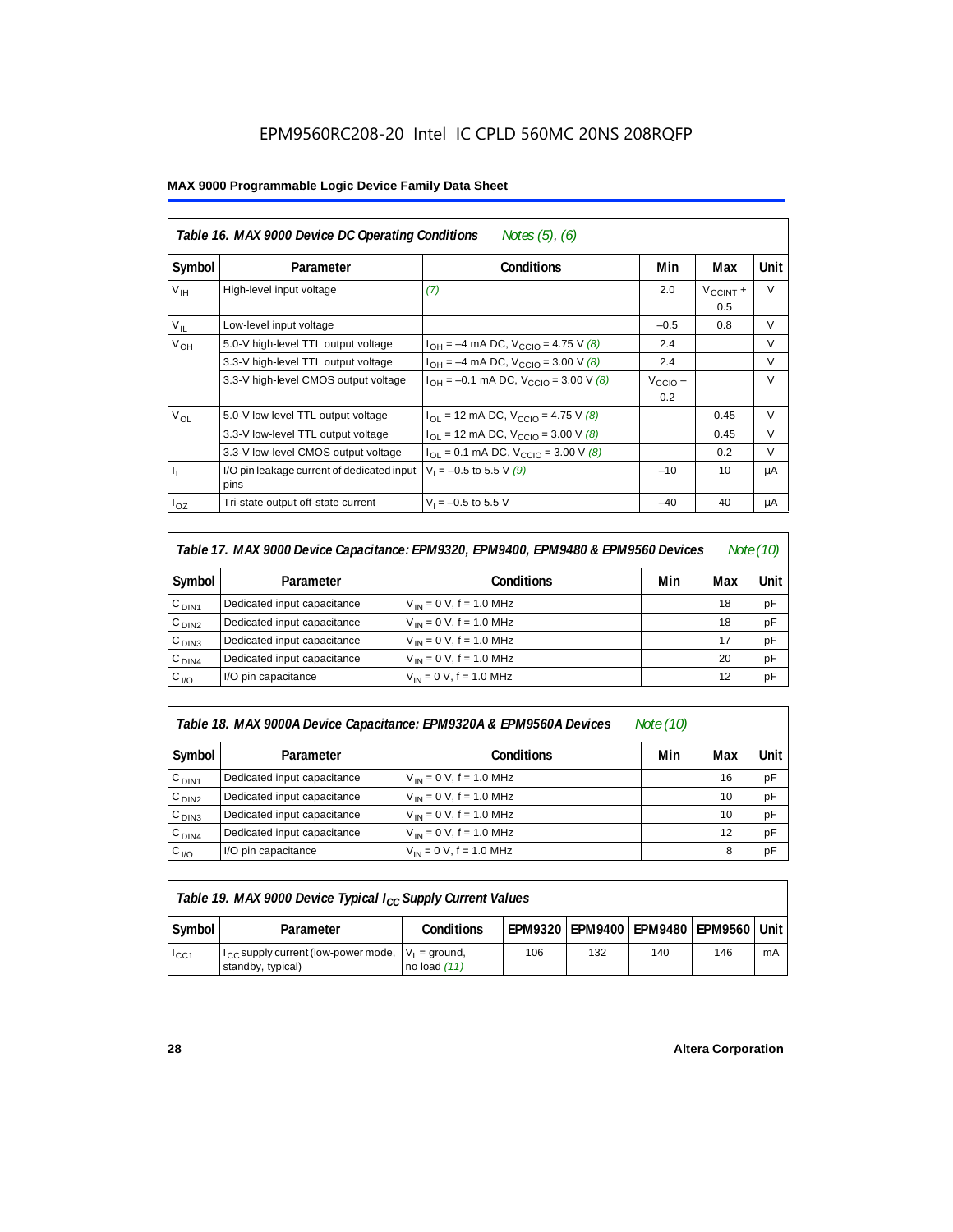EPM9560RC208-20 Intel IC CPLD 560MC 20NS 208RQFP

**MAX 9000 Programmable Logic Device Family Data Sheet**

| *Table 16. MAX 9000 Device DC Operating Conditions* *Notes (5), (6)* | | | | | |
|---|---|---|---|---|---|
| **Symbol** | **Parameter** | **Conditions** | **Min** | **Max** | **Unit** |
| $V_{IH}$ | High-level input voltage | *(7)* | 2.0 | $V_{CCINT}$ + 0.5 | V |
| $V_{IL}$ | Low-level input voltage | | –0.5 | 0.8 | V |
| $V_{OH}$ | 5.0-V high-level TTL output voltage | $I_{OH}$ = –4 mA DC, $V_{CCIO}$ = 4.75 V *(8)* | 2.4 | | V |
| | 3.3-V high-level TTL output voltage | $I_{OH}$ = –4 mA DC, $V_{CCIO}$ = 3.00 V *(8)* | 2.4 | | V |
| | 3.3-V high-level CMOS output voltage | $I_{OH}$ = –0.1 mA DC, $V_{CCIO}$ = 3.00 V *(8)* | $V_{CCIO}$ – 0.2 | | V |
| $V_{OL}$ | 5.0-V low level TTL output voltage | $I_{OL}$ = 12 mA DC, $V_{CCIO}$ = 4.75 V *(8)* | | 0.45 | V |
| | 3.3-V low-level TTL output voltage | $I_{OL}$ = 12 mA DC, $V_{CCIO}$ = 3.00 V *(8)* | | 0.45 | V |
| | 3.3-V low-level CMOS output voltage | $I_{OL}$ = 0.1 mA DC, $V_{CCIO}$ = 3.00 V *(8)* | | 0.2 | V |
| $I_I$ | I/O pin leakage current of dedicated input pins | $V_I$ = –0.5 to 5.5 V *(9)* | –10 | 10 | μA |
| $I_{OZ}$ | Tri-state output off-state current | $V_I$ = –0.5 to 5.5 V | –40 | 40 | μA |

| *Table 17. MAX 9000 Device Capacitance: EPM9320, EPM9400, EPM9480 & EPM9560 Devices* *Note (10)* | | | | | |
|---|---|---|---|---|---|
| **Symbol** | **Parameter** | **Conditions** | **Min** | **Max** | **Unit** |
| $C_{DIN1}$ | Dedicated input capacitance | $V_{IN}$ = 0 V, f = 1.0 MHz | | 18 | pF |
| $C_{DIN2}$ | Dedicated input capacitance | $V_{IN}$ = 0 V, f = 1.0 MHz | | 18 | pF |
| $C_{DIN3}$ | Dedicated input capacitance | $V_{IN}$ = 0 V, f = 1.0 MHz | | 17 | pF |
| $C_{DIN4}$ | Dedicated input capacitance | $V_{IN}$ = 0 V, f = 1.0 MHz | | 20 | pF |
| $C_{I/O}$ | I/O pin capacitance | $V_{IN}$ = 0 V, f = 1.0 MHz | | 12 | pF |

| *Table 18. MAX 9000A Device Capacitance: EPM9320A & EPM9560A Devices* *Note (10)* | | | | | |
|---|---|---|---|---|---|
| **Symbol** | **Parameter** | **Conditions** | **Min** | **Max** | **Unit** |
| $C_{DIN1}$ | Dedicated input capacitance | $V_{IN}$ = 0 V, f = 1.0 MHz | | 16 | pF |
| $C_{DIN2}$ | Dedicated input capacitance | $V_{IN}$ = 0 V, f = 1.0 MHz | | 10 | pF |
| $C_{DIN3}$ | Dedicated input capacitance | $V_{IN}$ = 0 V, f = 1.0 MHz | | 10 | pF |
| $C_{DIN4}$ | Dedicated input capacitance | $V_{IN}$ = 0 V, f = 1.0 MHz | | 12 | pF |
| $C_{I/O}$ | I/O pin capacitance | $V_{IN}$ = 0 V, f = 1.0 MHz | | 8 | pF |

| *Table 19. MAX 9000 Device Typical $I_{CC}$ Supply Current Values* | | | | | | | |
|---|---|---|---|---|---|---|---|
| **Symbol** | **Parameter** | **Conditions** | **EPM9320** | **EPM9400** | **EPM9480** | **EPM9560** | **Unit** |
| $I_{CC1}$ | $I_{CC}$ supply current (low-power mode, standby, typical) | $V_I$ = ground, no load *(11)* | 106 | 132 | 140 | 146 | mA |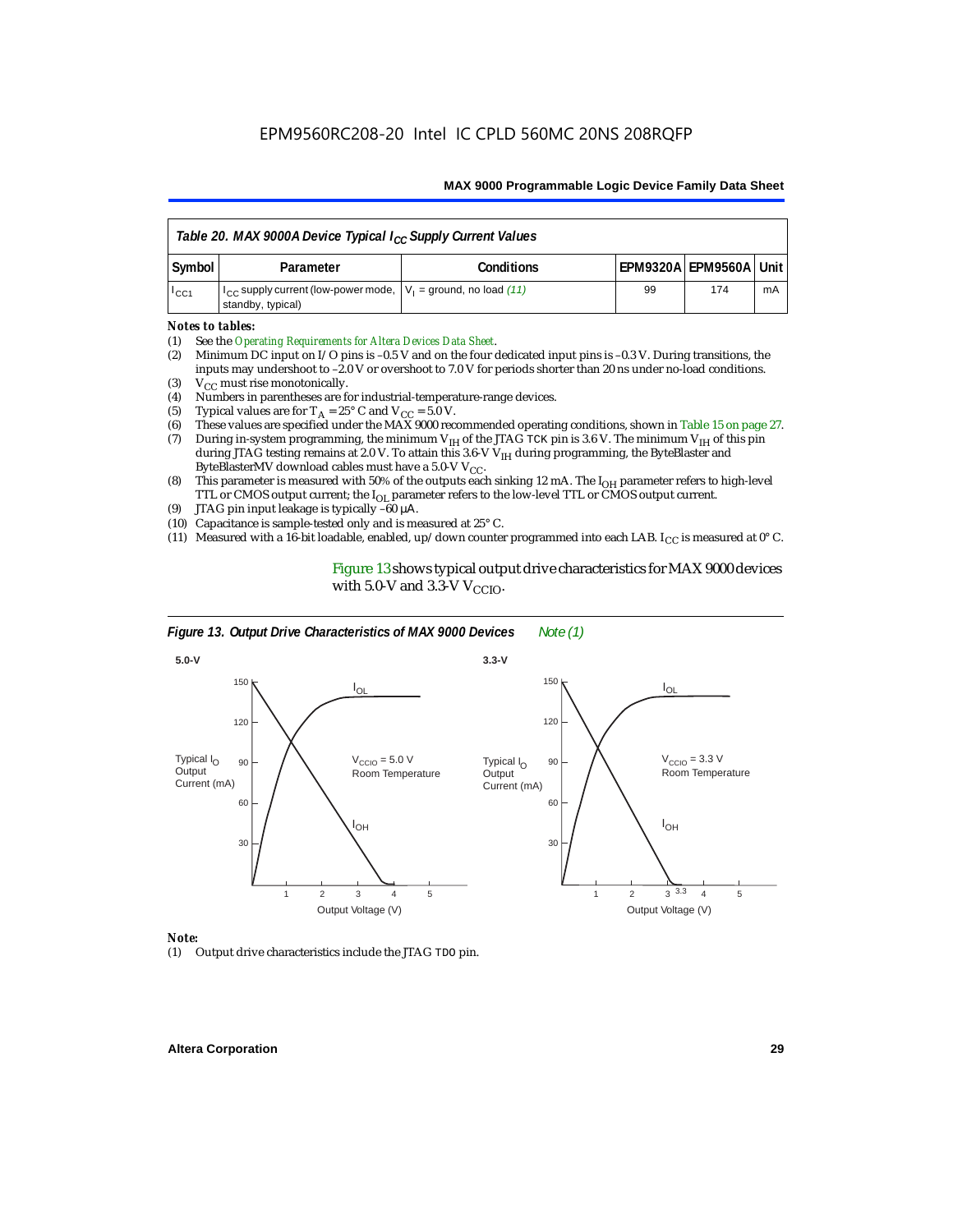**Table 20. MAX 9000A Device Typical $I_{CC}$ Supply Current Values**

| Symbol | Parameter | Conditions | EPM9320A | EPM9560A | Unit |
|---|---|---|---|---|---|
| $I_{CC1}$ | $I_{CC}$ supply current (low-power mode, standby, typical) | $V_I$ = ground, no load *(11)* | 99 | 174 | mA |

*Notes to tables:*

(1) See the *Operating Requirements for Altera Devices Data Sheet*.
(2) Minimum DC input on I/O pins is –0.5 V and on the four dedicated input pins is –0.3 V. During transitions, the inputs may undershoot to –2.0 V or overshoot to 7.0 V for periods shorter than 20 ns under no-load conditions.
(3) $V_{CC}$ must rise monotonically.
(4) Numbers in parentheses are for industrial-temperature-range devices.
(5) Typical values are for $T_A$ = 25° C and $V_{CC}$ = 5.0 V.
(6) These values are specified under the MAX 9000 recommended operating conditions, shown in Table 15 on page 27.
(7) During in-system programming, the minimum $V_{IH}$ of the JTAG TCK pin is 3.6 V. The minimum $V_{IH}$ of this pin during JTAG testing remains at 2.0 V. To attain this 3.6-V $V_{IH}$ during programming, the ByteBlaster and ByteBlasterMV download cables must have a 5.0-V $V_{CC}$.
(8) This parameter is measured with 50% of the outputs each sinking 12 mA. The $I_{OH}$ parameter refers to high-level TTL or CMOS output current; the $I_{OL}$ parameter refers to the low-level TTL or CMOS output current.
(9) JTAG pin input leakage is typically –60 μA.
(10) Capacitance is sample-tested only and is measured at 25° C.
(11) Measured with a 16-bit loadable, enabled, up/down counter programmed into each LAB. $I_{CC}$ is measured at 0° C.

Figure 13 shows typical output drive characteristics for MAX 9000 devices with 5.0-V and 3.3-V $V_{CCIO}$.

**Figure 13. Output Drive Characteristics of MAX 9000 Devices** *Note (1)*

*Note:*

(1) Output drive characteristics include the JTAG TDO pin.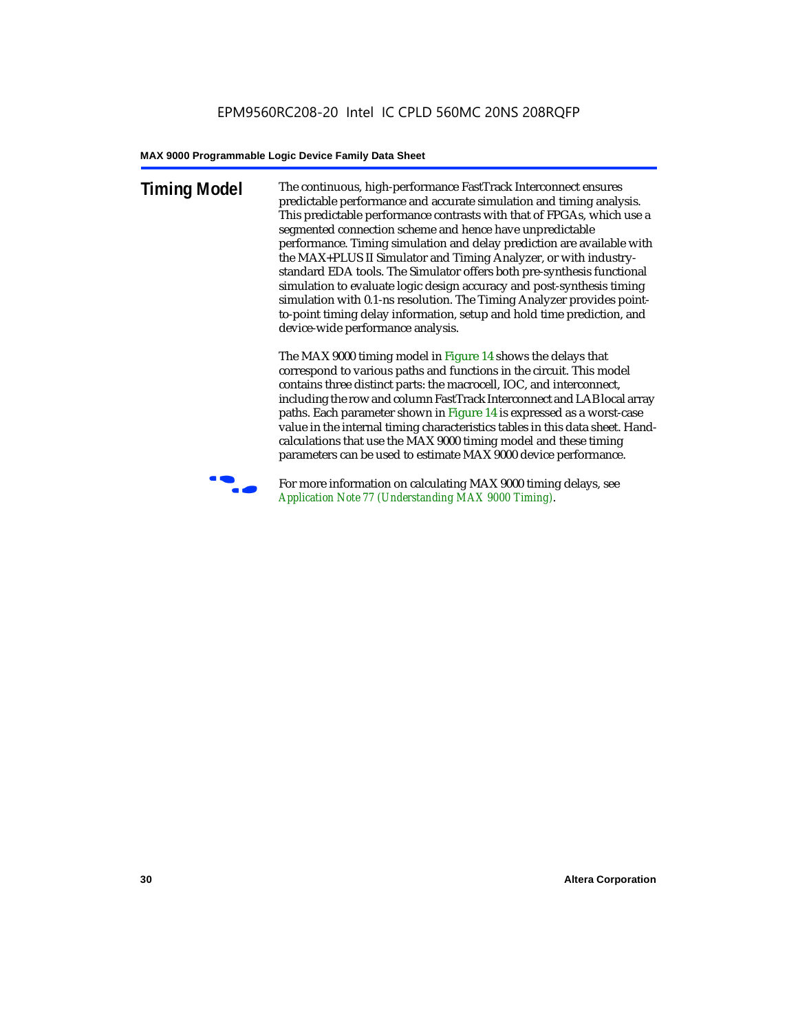## Timing Model

The continuous, high-performance FastTrack Interconnect ensures predictable performance and accurate simulation and timing analysis. This predictable performance contrasts with that of FPGAs, which use a segmented connection scheme and hence have unpredictable performance. Timing simulation and delay prediction are available with the MAX+PLUS II Simulator and Timing Analyzer, or with industry-standard EDA tools. The Simulator offers both pre-synthesis functional simulation to evaluate logic design accuracy and post-synthesis timing simulation with 0.1-ns resolution. The Timing Analyzer provides point-to-point timing delay information, setup and hold time prediction, and device-wide performance analysis.

The MAX 9000 timing model in Figure 14 shows the delays that correspond to various paths and functions in the circuit. This model contains three distinct parts: the macrocell, IOC, and interconnect, including the row and column FastTrack Interconnect and LAB local array paths. Each parameter shown in Figure 14 is expressed as a worst-case value in the internal timing characteristics tables in this data sheet. Hand-calculations that use the MAX 9000 timing model and these timing parameters can be used to estimate MAX 9000 device performance.

For more information on calculating MAX 9000 timing delays, see *Application Note 77 (Understanding MAX 9000 Timing)*.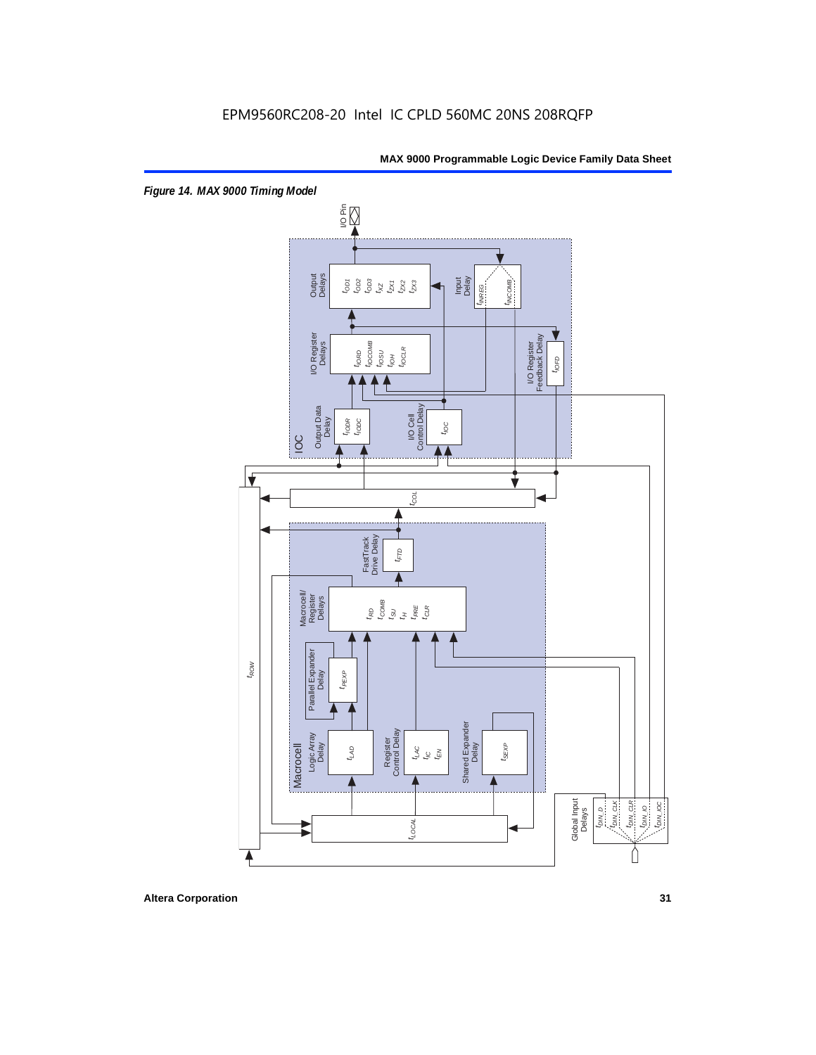EPM9560RC208-20 Intel IC CPLD 560MC 20NS 208RQFP

*Figure 14. MAX 9000 Timing Model*

I/O Pin

IOC

Output Delays: $t_{OD1}$, $t_{OD2}$, $t_{OD3}$, $t_{XZ}$, $t_{ZX1}$, $t_{ZX2}$, $t_{ZX3}$

Input Delay: $t_{INREG}$, $t_{INCOMB}$

I/O Register Delays: $t_{IORD}$, $t_{IOCOMB}$, $t_{IOSU}$, $t_{IOH}$, $t_{IOCLR}$

I/O Register Feedback Delay: $t_{IOFD}$

Output Data Delay: $t_{IODR}$, $t_{IODC}$

I/O Cell Control Delay: $t_{IOC}$

$t_{COL}$

$t_{ROW}$

FastTrack Drive Delay: $t_{FTD}$

Macrocell/Register Delays: $t_{RD}$, $t_{COMB}$, $t_{SU}$, $t_{H}$, $t_{PRE}$, $t_{CLR}$

Parallel Expander Delay: $t_{PEXP}$

Macrocell

Logic Array Delay: $t_{LAD}$

Register Control Delay: $t_{LAC}$, $t_{IC}$, $t_{EN}$

Shared Expander Delay: $t_{SEXP}$

$t_{LOCAL}$

Global Input Delays: $t_{DIN\_D}$, $t_{DIN\_CLK}$, $t_{DIN\_CLR}$, $t_{DIN\_IO}$, $t_{DIN\_IOC}$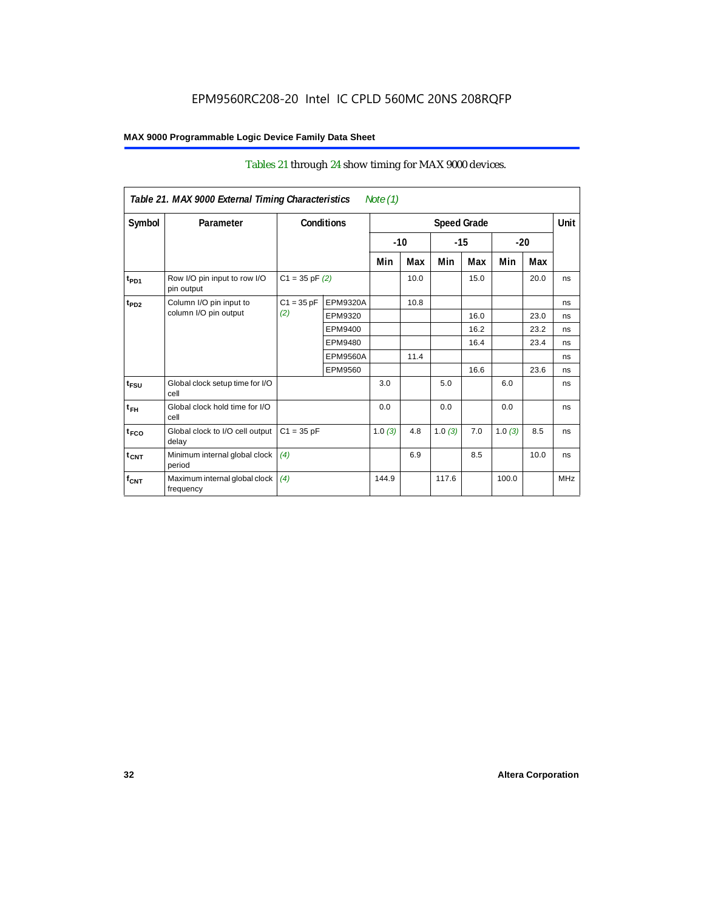Tables 21 through 24 show timing for MAX 9000 devices.

**Table 21. MAX 9000 External Timing Characteristics** *Note (1)*

| Symbol | Parameter | Conditions | | Speed Grade | | | | | | Unit |
|---|---|---|---|---|---|---|---|---|---|---|
| | | | | -10 | | -15 | | -20 | | |
| | | | | Min | Max | Min | Max | Min | Max | |
| $t_{PD1}$ | Row I/O pin input to row I/O pin output | C1 = 35 pF *(2)* | | | 10.0 | | 15.0 | | 20.0 | ns |
| $t_{PD2}$ | Column I/O pin input to column I/O pin output | C1 = 35 pF *(2)* | EPM9320A | | 10.8 | | | | | ns |
| | | | EPM9320 | | | | 16.0 | | 23.0 | ns |
| | | | EPM9400 | | | | 16.2 | | 23.2 | ns |
| | | | EPM9480 | | | | 16.4 | | 23.4 | ns |
| | | | EPM9560A | | 11.4 | | | | | ns |
| | | | EPM9560 | | | | 16.6 | | 23.6 | ns |
| $t_{FSU}$ | Global clock setup time for I/O cell | | | 3.0 | | 5.0 | | 6.0 | | ns |
| $t_{FH}$ | Global clock hold time for I/O cell | | | 0.0 | | 0.0 | | 0.0 | | ns |
| $t_{FCO}$ | Global clock to I/O cell output delay | C1 = 35 pF | | 1.0 *(3)* | 4.8 | 1.0 *(3)* | 7.0 | 1.0 *(3)* | 8.5 | ns |
| $t_{CNT}$ | Minimum internal global clock period | *(4)* | | | 6.9 | | 8.5 | | 10.0 | ns |
| $f_{CNT}$ | Maximum internal global clock frequency | *(4)* | | 144.9 | | 117.6 | | 100.0 | | MHz |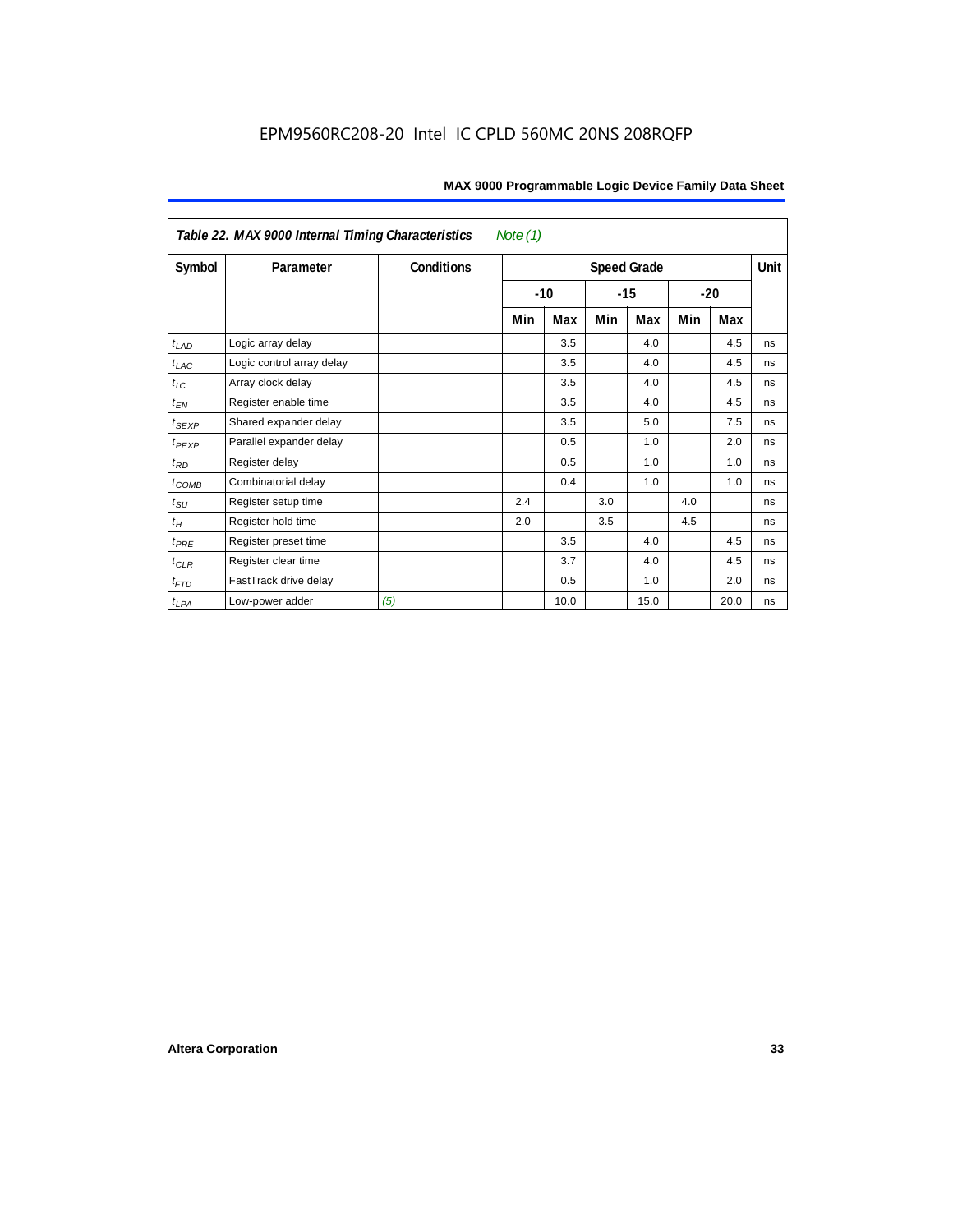EPM9560RC208-20 Intel IC CPLD 560MC 20NS 208RQFP

**Table 22. MAX 9000 Internal Timing Characteristics** *Note (1)*

| Symbol | Parameter | Conditions | Speed Grade | | | | | | Unit |
|---|---|---|---|---|---|---|---|---|---|
| | | | -10 | | -15 | | -20 | | |
| | | | Min | Max | Min | Max | Min | Max | |
| $t_{LAD}$ | Logic array delay | | | 3.5 | | 4.0 | | 4.5 | ns |
| $t_{LAC}$ | Logic control array delay | | | 3.5 | | 4.0 | | 4.5 | ns |
| $t_{IC}$ | Array clock delay | | | 3.5 | | 4.0 | | 4.5 | ns |
| $t_{EN}$ | Register enable time | | | 3.5 | | 4.0 | | 4.5 | ns |
| $t_{SEXP}$ | Shared expander delay | | | 3.5 | | 5.0 | | 7.5 | ns |
| $t_{PEXP}$ | Parallel expander delay | | | 0.5 | | 1.0 | | 2.0 | ns |
| $t_{RD}$ | Register delay | | | 0.5 | | 1.0 | | 1.0 | ns |
| $t_{COMB}$ | Combinatorial delay | | | 0.4 | | 1.0 | | 1.0 | ns |
| $t_{SU}$ | Register setup time | | 2.4 | | 3.0 | | 4.0 | | ns |
| $t_{H}$ | Register hold time | | 2.0 | | 3.5 | | 4.5 | | ns |
| $t_{PRE}$ | Register preset time | | | 3.5 | | 4.0 | | 4.5 | ns |
| $t_{CLR}$ | Register clear time | | | 3.7 | | 4.0 | | 4.5 | ns |
| $t_{FTD}$ | FastTrack drive delay | | | 0.5 | | 1.0 | | 2.0 | ns |
| $t_{LPA}$ | Low-power adder | *(5)* | | 10.0 | | 15.0 | | 20.0 | ns |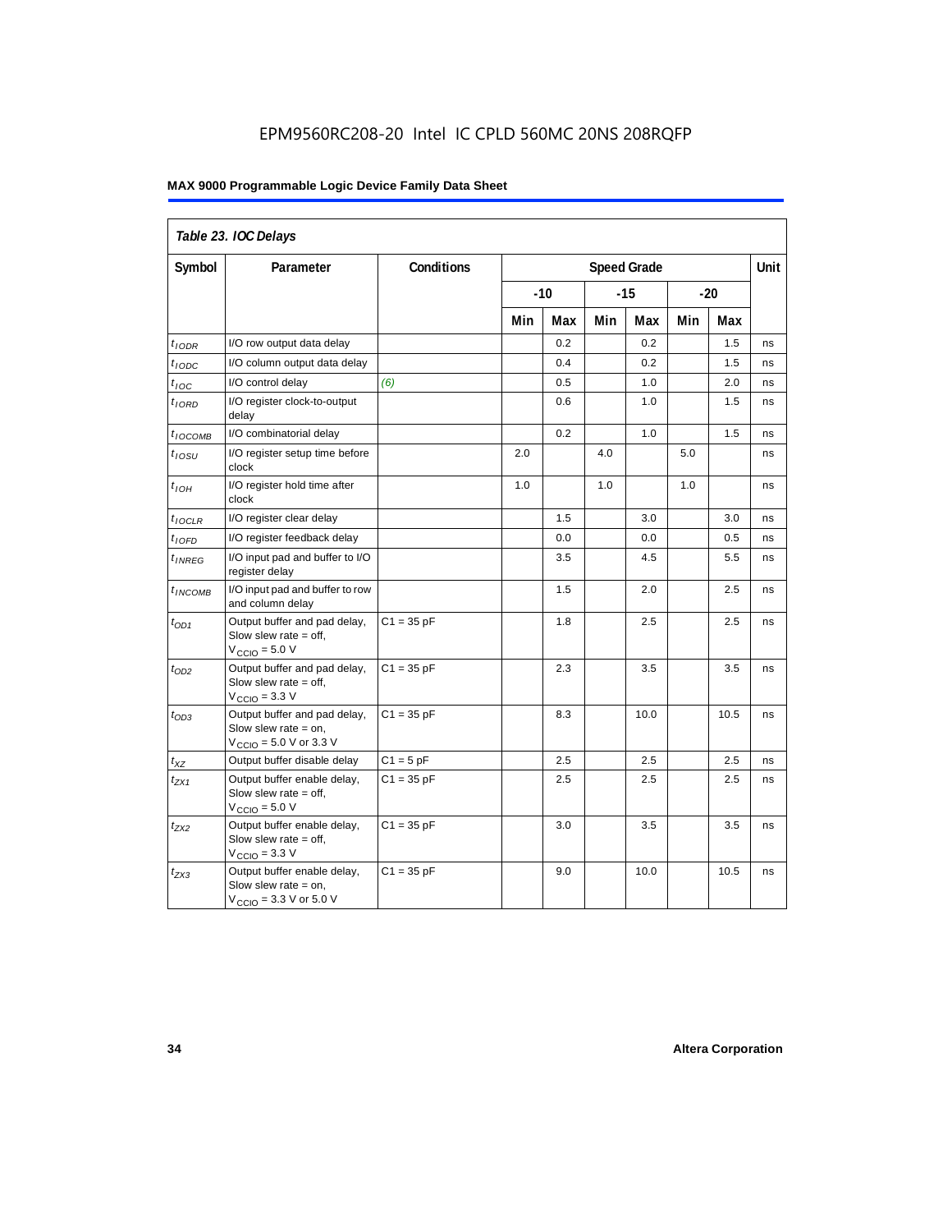EPM9560RC208-20 Intel IC CPLD 560MC 20NS 208RQFP

| Table 23. IOC Delays | | | | | | | | | |
|---|---|---|---|---|---|---|---|---|---|
| Symbol | Parameter | Conditions | Speed Grade | | | | | | Unit |
| | | | -10 | | -15 | | -20 | | |
| | | | Min | Max | Min | Max | Min | Max | |
| $t_{IODR}$ | I/O row output data delay | | | 0.2 | | 0.2 | | 1.5 | ns |
| $t_{IODC}$ | I/O column output data delay | | | 0.4 | | 0.2 | | 1.5 | ns |
| $t_{IOC}$ | I/O control delay | (6) | | 0.5 | | 1.0 | | 2.0 | ns |
| $t_{IORD}$ | I/O register clock-to-output delay | | | 0.6 | | 1.0 | | 1.5 | ns |
| $t_{IOCOMB}$ | I/O combinatorial delay | | | 0.2 | | 1.0 | | 1.5 | ns |
| $t_{IOSU}$ | I/O register setup time before clock | | 2.0 | | 4.0 | | 5.0 | | ns |
| $t_{IOH}$ | I/O register hold time after clock | | 1.0 | | 1.0 | | 1.0 | | ns |
| $t_{IOCLR}$ | I/O register clear delay | | | 1.5 | | 3.0 | | 3.0 | ns |
| $t_{IOFD}$ | I/O register feedback delay | | | 0.0 | | 0.0 | | 0.5 | ns |
| $t_{INREG}$ | I/O input pad and buffer to I/O register delay | | | 3.5 | | 4.5 | | 5.5 | ns |
| $t_{INCOMB}$ | I/O input pad and buffer to row and column delay | | | 1.5 | | 2.0 | | 2.5 | ns |
| $t_{OD1}$ | Output buffer and pad delay, Slow slew rate = off, $V_{CCIO}$ = 5.0 V | C1 = 35 pF | | 1.8 | | 2.5 | | 2.5 | ns |
| $t_{OD2}$ | Output buffer and pad delay, Slow slew rate = off, $V_{CCIO}$ = 3.3 V | C1 = 35 pF | | 2.3 | | 3.5 | | 3.5 | ns |
| $t_{OD3}$ | Output buffer and pad delay, Slow slew rate = on, $V_{CCIO}$ = 5.0 V or 3.3 V | C1 = 35 pF | | 8.3 | | 10.0 | | 10.5 | ns |
| $t_{XZ}$ | Output buffer disable delay | C1 = 5 pF | | 2.5 | | 2.5 | | 2.5 | ns |
| $t_{ZX1}$ | Output buffer enable delay, Slow slew rate = off, $V_{CCIO}$ = 5.0 V | C1 = 35 pF | | 2.5 | | 2.5 | | 2.5 | ns |
| $t_{ZX2}$ | Output buffer enable delay, Slow slew rate = off, $V_{CCIO}$ = 3.3 V | C1 = 35 pF | | 3.0 | | 3.5 | | 3.5 | ns |
| $t_{ZX3}$ | Output buffer enable delay, Slow slew rate = on, $V_{CCIO}$ = 3.3 V or 5.0 V | C1 = 35 pF | | 9.0 | | 10.0 | | 10.5 | ns |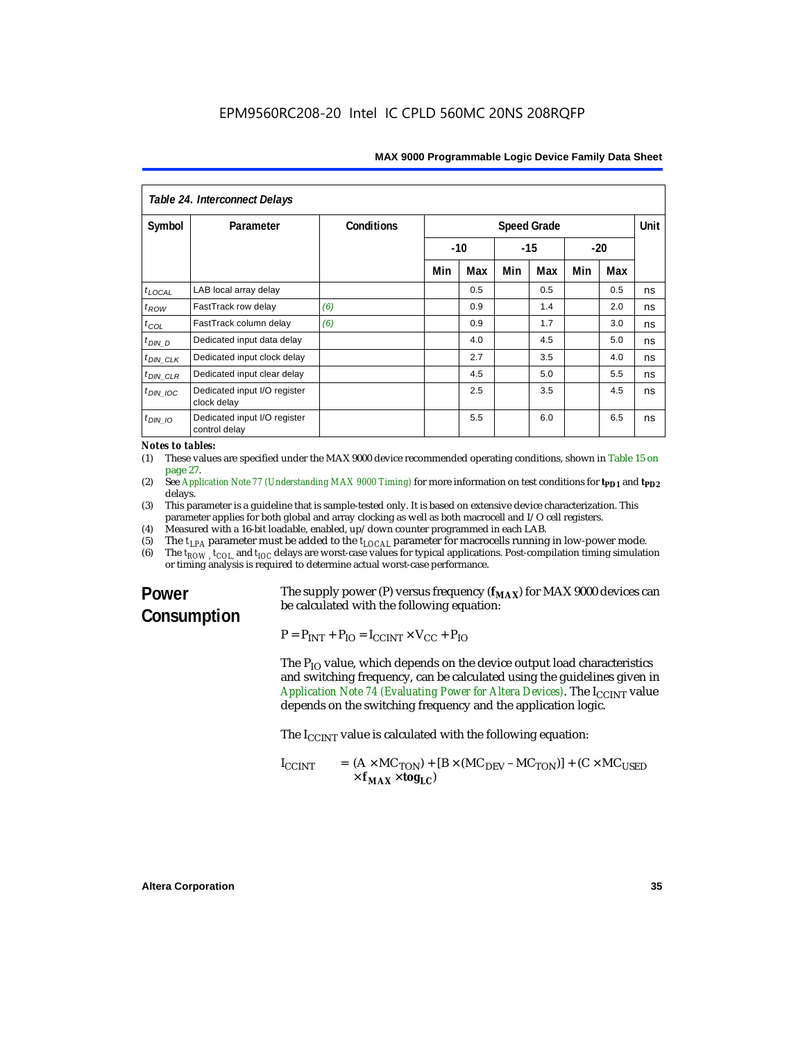*Table 24. Interconnect Delays*

| Symbol | Parameter | Conditions | Speed Grade | | | | | | Unit |
|---|---|---|---|---|---|---|---|---|---|
| | | | -10 | | -15 | | -20 | | |
| | | | Min | Max | Min | Max | Min | Max | |
| $t_{LOCAL}$ | LAB local array delay | | | 0.5 | | 0.5 | | 0.5 | ns |
| $t_{ROW}$ | FastTrack row delay | *(6)* | | 0.9 | | 1.4 | | 2.0 | ns |
| $t_{COL}$ | FastTrack column delay | *(6)* | | 0.9 | | 1.7 | | 3.0 | ns |
| $t_{DIN\_D}$ | Dedicated input data delay | | | 4.0 | | 4.5 | | 5.0 | ns |
| $t_{DIN\_CLK}$ | Dedicated input clock delay | | | 2.7 | | 3.5 | | 4.0 | ns |
| $t_{DIN\_CLR}$ | Dedicated input clear delay | | | 4.5 | | 5.0 | | 5.5 | ns |
| $t_{DIN\_IOC}$ | Dedicated input I/O register clock delay | | | 2.5 | | 3.5 | | 4.5 | ns |
| $t_{DIN\_IO}$ | Dedicated input I/O register control delay | | | 5.5 | | 6.0 | | 6.5 | ns |

*Notes to tables:*

(1) These values are specified under the MAX 9000 device recommended operating conditions, shown in Table 15 on page 27.

(2) See Application Note 77 (Understanding MAX 9000 Timing) for more information on test conditions for $t_{PD1}$ and $t_{PD2}$ delays.

(3) This parameter is a guideline that is sample-tested only. It is based on extensive device characterization. This parameter applies for both global and array clocking as well as both macrocell and I/O cell registers.

(4) Measured with a 16-bit loadable, enabled, up/down counter programmed in each LAB.

(5) The $t_{LPA}$ parameter must be added to the $t_{LOCAL}$ parameter for macrocells running in low-power mode.

(6) The $t_{ROW}$, $t_{COL}$, and $t_{IOC}$ delays are worst-case values for typical applications. Post-compilation timing simulation or timing analysis is required to determine actual worst-case performance.

## Power Consumption

The supply power (P) versus frequency ($f_{MAX}$) for MAX 9000 devices can be calculated with the following equation:

$$P = P_{INT} + P_{IO} = I_{CCINT} \times V_{CC} + P_{IO}$$

The $P_{IO}$ value, which depends on the device output load characteristics and switching frequency, can be calculated using the guidelines given in Application Note 74 (Evaluating Power for Altera Devices). The $I_{CCINT}$ value depends on the switching frequency and the application logic.

The $I_{CCINT}$ value is calculated with the following equation:

$$I_{CCINT} = (A \times MC_{TON}) + [B \times (MC_{DEV} - MC_{TON})] + (C \times MC_{USED} \times \mathbf{f_{MAX}} \times \mathbf{tog_{LC}})$$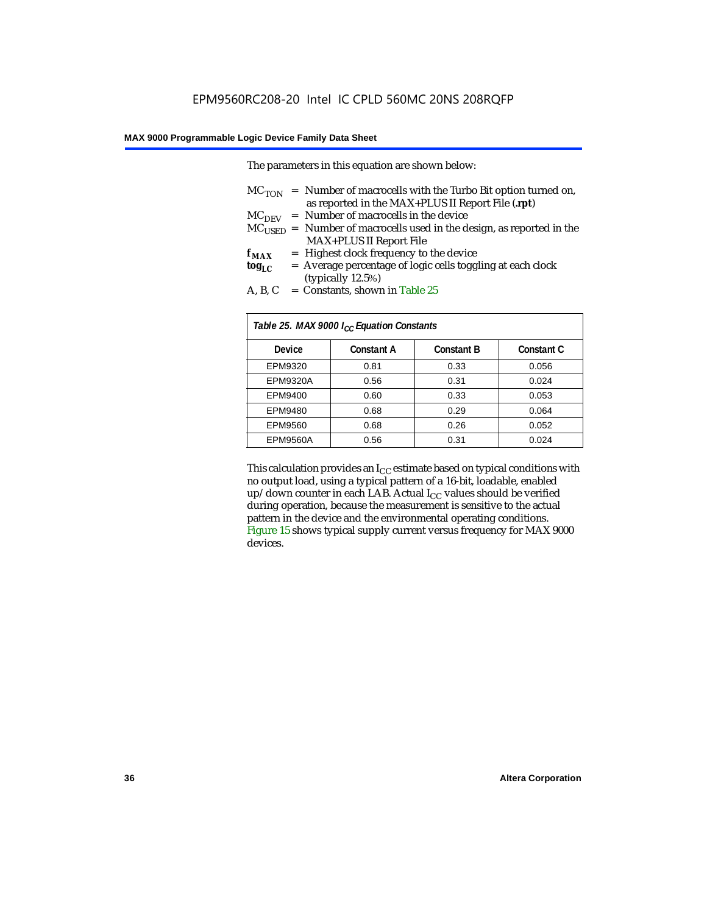The parameters in this equation are shown below:

$MC_{TON}$ = Number of macrocells with the Turbo Bit option turned on, as reported in the MAX+PLUS II Report File (**.rpt**)
$MC_{DEV}$ = Number of macrocells in the device
$MC_{USED}$ = Number of macrocells used in the design, as reported in the MAX+PLUS II Report File
$f_{MAX}$ = Highest clock frequency to the device
$tog_{LC}$ = Average percentage of logic cells toggling at each clock (typically 12.5%)
A, B, C = Constants, shown in Table 25

*Table 25. MAX 9000 $I_{CC}$ Equation Constants*

| Device | Constant A | Constant B | Constant C |
|---|---|---|---|
| EPM9320 | 0.81 | 0.33 | 0.056 |
| EPM9320A | 0.56 | 0.31 | 0.024 |
| EPM9400 | 0.60 | 0.33 | 0.053 |
| EPM9480 | 0.68 | 0.29 | 0.064 |
| EPM9560 | 0.68 | 0.26 | 0.052 |
| EPM9560A | 0.56 | 0.31 | 0.024 |

This calculation provides an $I_{CC}$ estimate based on typical conditions with no output load, using a typical pattern of a 16-bit, loadable, enabled up/down counter in each LAB. Actual $I_{CC}$ values should be verified during operation, because the measurement is sensitive to the actual pattern in the device and the environmental operating conditions. Figure 15 shows typical supply current versus frequency for MAX 9000 devices.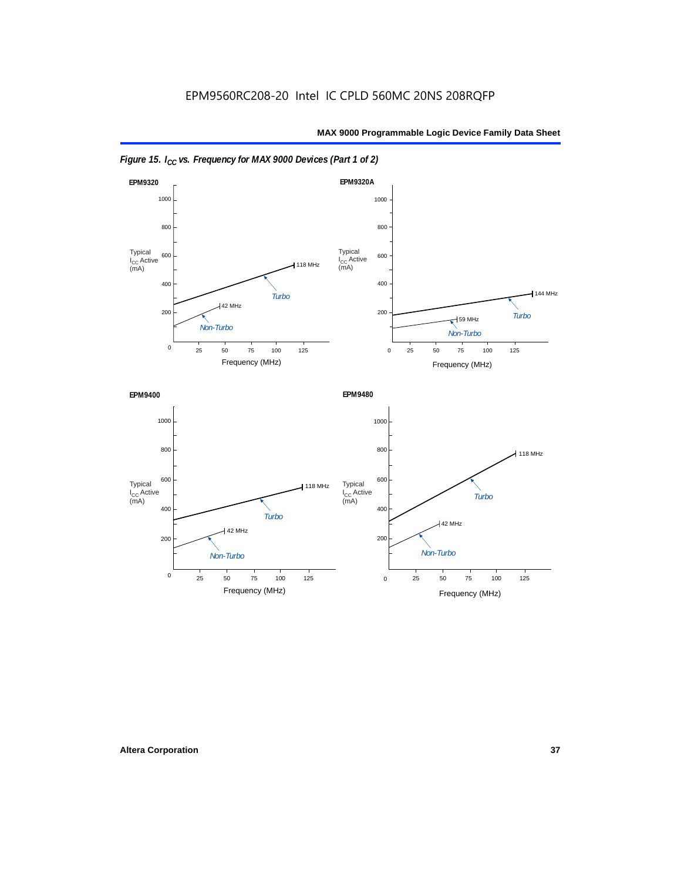*Figure 15. $I_{CC}$ vs. Frequency for MAX 9000 Devices (Part 1 of 2)*

**EPM9320**

Typical $I_{CC}$ Active (mA)

0, 200, 400, 600, 800, 1000

Turbo — 118 MHz

Non-Turbo — 42 MHz

Frequency (MHz): 25, 50, 75, 100, 125

**EPM9320A**

Typical $I_{CC}$ Active (mA)

0, 200, 400, 600, 800, 1000

Turbo — 144 MHz

Non-Turbo — 59 MHz

Frequency (MHz): 0, 25, 50, 75, 100, 125

**EPM9400**

Typical $I_{CC}$ Active (mA)

0, 200, 400, 600, 800, 1000

Turbo — 118 MHz

Non-Turbo — 42 MHz

Frequency (MHz): 25, 50, 75, 100, 125

**EPM9480**

Typical $I_{CC}$ Active (mA)

0, 200, 400, 600, 800, 1000

Turbo — 118 MHz

Non-Turbo — 42 MHz

Frequency (MHz): 0, 25, 50, 75, 100, 125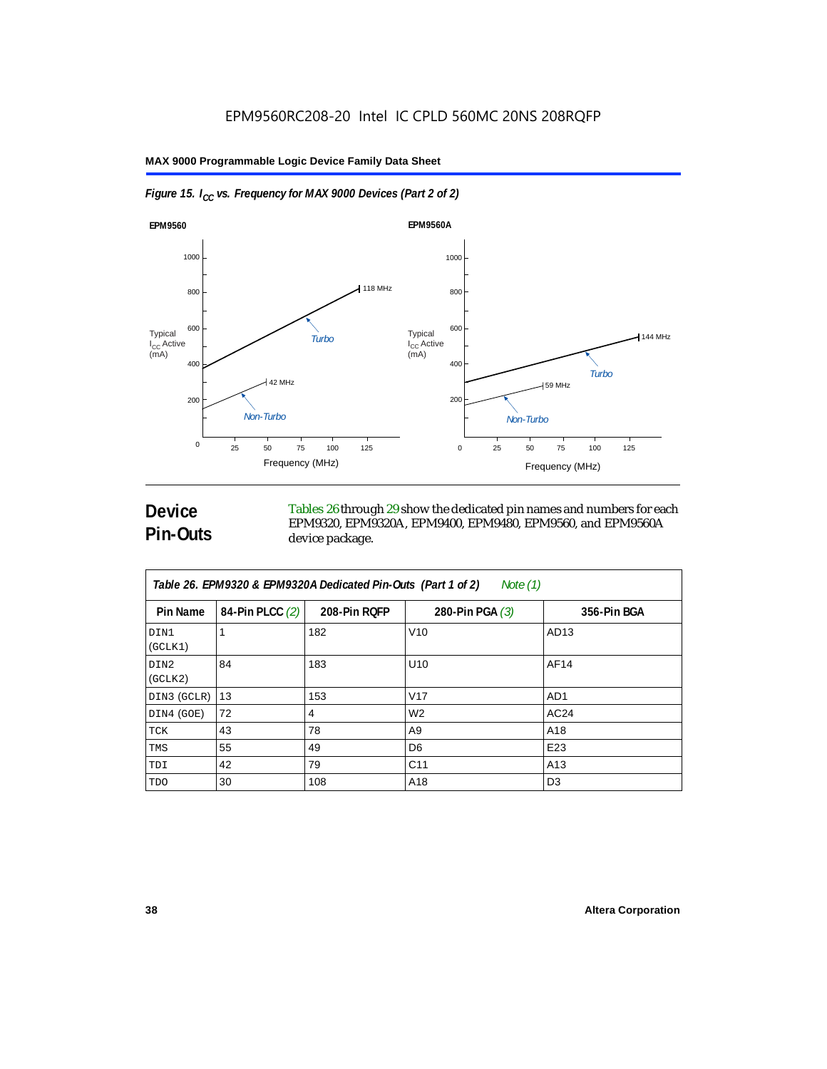*Figure 15. $I_{CC}$ vs. Frequency for MAX 9000 Devices (Part 2 of 2)*

## Device Pin-Outs

Tables 26 through 29 show the dedicated pin names and numbers for each EPM9320, EPM9320A, EPM9400, EPM9480, EPM9560, and EPM9560A device package.

*Table 26. EPM9320 & EPM9320A Dedicated Pin-Outs (Part 1 of 2) Note (1)*

| Pin Name | 84-Pin PLCC (2) | 208-Pin RQFP | 280-Pin PGA (3) | 356-Pin BGA |
|---|---|---|---|---|
| DIN1 (GCLK1) | 1 | 182 | V10 | AD13 |
| DIN2 (GCLK2) | 84 | 183 | U10 | AF14 |
| DIN3 (GCLR) | 13 | 153 | V17 | AD1 |
| DIN4 (GOE) | 72 | 4 | W2 | AC24 |
| TCK | 43 | 78 | A9 | A18 |
| TMS | 55 | 49 | D6 | E23 |
| TDI | 42 | 79 | C11 | A13 |
| TDO | 30 | 108 | A18 | D3 |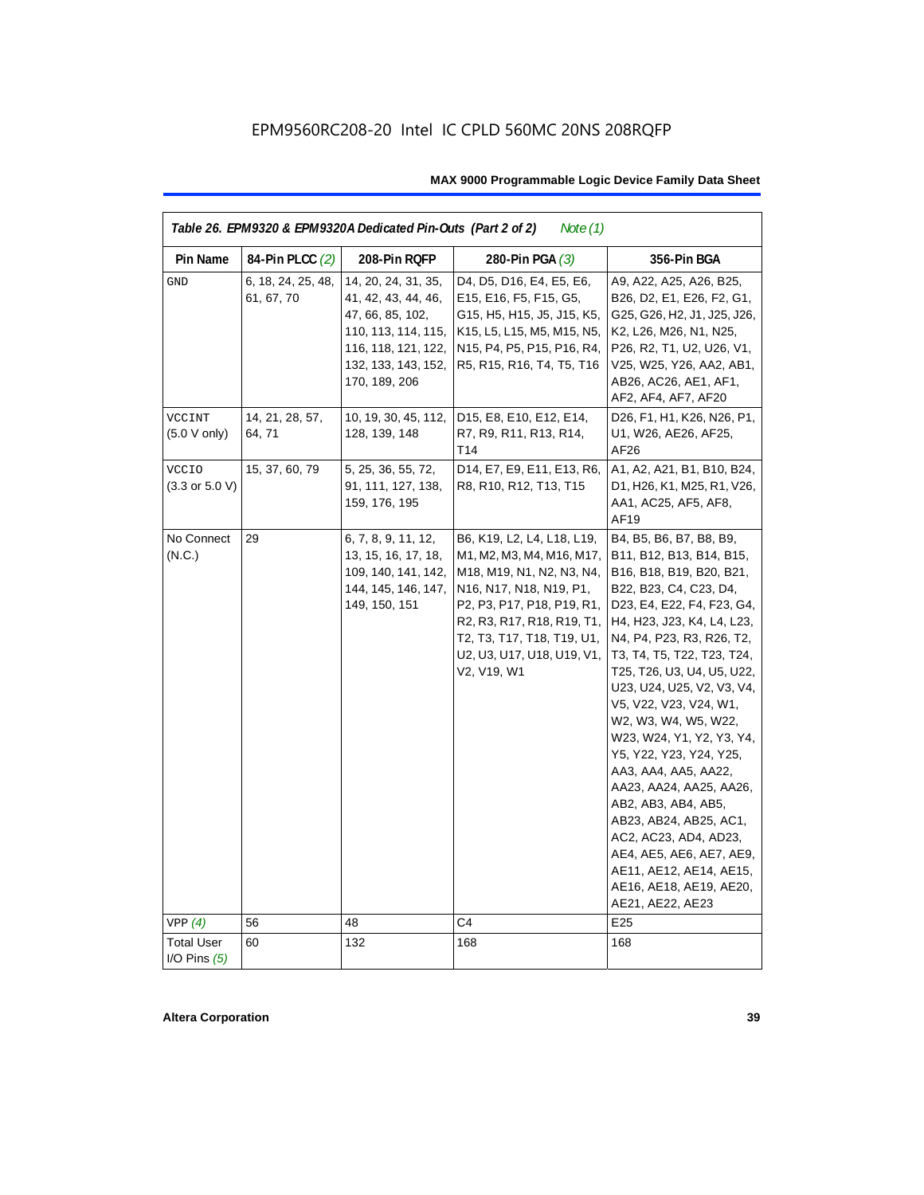EPM9560RC208-20 Intel IC CPLD 560MC 20NS 208RQFP

*Table 26. EPM9320 & EPM9320A Dedicated Pin-Outs (Part 2 of 2) Note (1)*

| Pin Name | 84-Pin PLCC (2) | 208-Pin RQFP | 280-Pin PGA (3) | 356-Pin BGA |
|---|---|---|---|---|
| GND | 6, 18, 24, 25, 48, 61, 67, 70 | 14, 20, 24, 31, 35, 41, 42, 43, 44, 46, 47, 66, 85, 102, 110, 113, 114, 115, 116, 118, 121, 122, 132, 133, 143, 152, 170, 189, 206 | D4, D5, D16, E4, E5, E6, E15, E16, F5, F15, G5, G15, H5, H15, J5, J15, K5, K15, L5, L15, M5, M15, N5, N15, P4, P5, P15, P16, R4, R5, R15, R16, T4, T5, T16 | A9, A22, A25, A26, B25, B26, D2, E1, E26, F2, G1, G25, G26, H2, J1, J25, J26, K2, L26, M26, N1, N25, P26, R2, T1, U2, U26, V1, V25, W25, Y26, AA2, AB1, AB26, AC26, AE1, AF1, AF2, AF4, AF7, AF20 |
| VCCINT (5.0 V only) | 14, 21, 28, 57, 64, 71 | 10, 19, 30, 45, 112, 128, 139, 148 | D15, E8, E10, E12, E14, R7, R9, R11, R13, R14, T14 | D26, F1, H1, K26, N26, P1, U1, W26, AE26, AF25, AF26 |
| VCCIO (3.3 or 5.0 V) | 15, 37, 60, 79 | 5, 25, 36, 55, 72, 91, 111, 127, 138, 159, 176, 195 | D14, E7, E9, E11, E13, R6, R8, R10, R12, T13, T15 | A1, A2, A21, B1, B10, B24, D1, H26, K1, M25, R1, V26, AA1, AC25, AF5, AF8, AF19 |
| No Connect (N.C.) | 29 | 6, 7, 8, 9, 11, 12, 13, 15, 16, 17, 18, 109, 140, 141, 142, 144, 145, 146, 147, 149, 150, 151 | B6, K19, L2, L4, L18, L19, M1, M2, M3, M4, M16, M17, M18, M19, N1, N2, N3, N4, N16, N17, N18, N19, P1, P2, P3, P17, P18, P19, R1, R2, R3, R17, R18, R19, T1, T2, T3, T17, T18, T19, U1, U2, U3, U17, U18, U19, V1, V2, V19, W1 | B4, B5, B6, B7, B8, B9, B11, B12, B13, B14, B15, B16, B18, B19, B20, B21, B22, B23, C4, C23, D4, D23, E4, E22, F4, F23, G4, H4, H23, J23, K4, L4, L23, N4, P4, P23, R3, R26, T2, T3, T4, T5, T22, T23, T24, T25, T26, U3, U4, U5, U22, U23, U24, U25, V2, V3, V4, V5, V22, V23, V24, W1, W2, W3, W4, W5, W22, W23, W24, Y1, Y2, Y3, Y4, Y5, Y22, Y23, Y24, Y25, AA3, AA4, AA5, AA22, AA23, AA24, AA25, AA26, AB2, AB3, AB4, AB5, AB23, AB24, AB25, AC1, AC2, AC23, AD4, AD23, AE4, AE5, AE6, AE7, AE9, AE11, AE12, AE14, AE15, AE16, AE18, AE19, AE20, AE21, AE22, AE23 |
| VPP (4) | 56 | 48 | C4 | E25 |
| Total User I/O Pins (5) | 60 | 132 | 168 | 168 |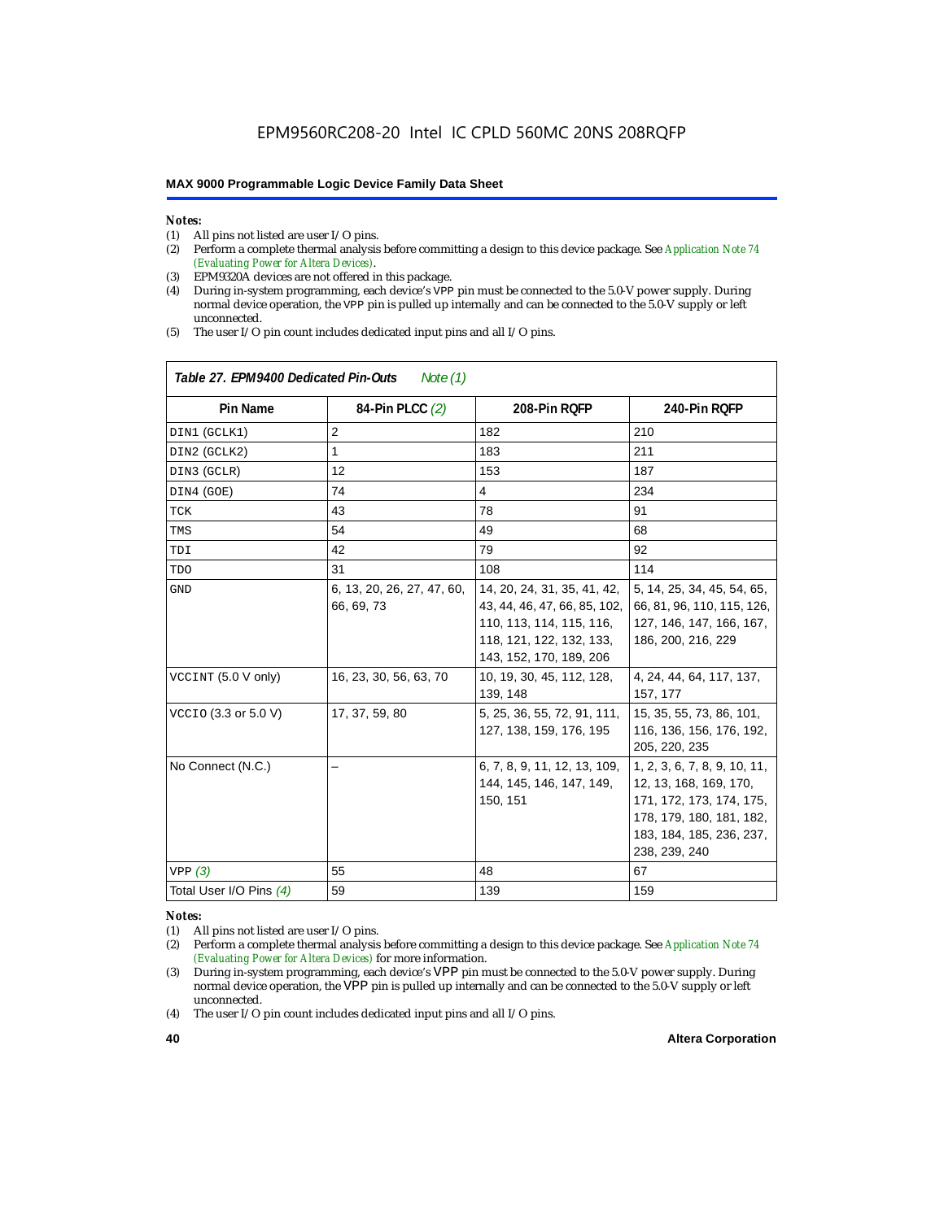*Notes:*

(1) All pins not listed are user I/O pins.
(2) Perform a complete thermal analysis before committing a design to this device package. See *Application Note 74 (Evaluating Power for Altera Devices)*.
(3) EPM9320A devices are not offered in this package.
(4) During in-system programming, each device's VPP pin must be connected to the 5.0-V power supply. During normal device operation, the VPP pin is pulled up internally and can be connected to the 5.0-V supply or left unconnected.
(5) The user I/O pin count includes dedicated input pins and all I/O pins.

**Table 27. EPM9400 Dedicated Pin-Outs** *Note (1)*

| Pin Name | 84-Pin PLCC *(2)* | 208-Pin RQFP | 240-Pin RQFP |
|---|---|---|---|
| DIN1 (GCLK1) | 2 | 182 | 210 |
| DIN2 (GCLK2) | 1 | 183 | 211 |
| DIN3 (GCLR) | 12 | 153 | 187 |
| DIN4 (GOE) | 74 | 4 | 234 |
| TCK | 43 | 78 | 91 |
| TMS | 54 | 49 | 68 |
| TDI | 42 | 79 | 92 |
| TDO | 31 | 108 | 114 |
| GND | 6, 13, 20, 26, 27, 47, 60, 66, 69, 73 | 14, 20, 24, 31, 35, 41, 42, 43, 44, 46, 47, 66, 85, 102, 110, 113, 114, 115, 116, 118, 121, 122, 132, 133, 143, 152, 170, 189, 206 | 5, 14, 25, 34, 45, 54, 65, 66, 81, 96, 110, 115, 126, 127, 146, 147, 166, 167, 186, 200, 216, 229 |
| VCCINT (5.0 V only) | 16, 23, 30, 56, 63, 70 | 10, 19, 30, 45, 112, 128, 139, 148 | 4, 24, 44, 64, 117, 137, 157, 177 |
| VCCIO (3.3 or 5.0 V) | 17, 37, 59, 80 | 5, 25, 36, 55, 72, 91, 111, 127, 138, 159, 176, 195 | 15, 35, 55, 73, 86, 101, 116, 136, 156, 176, 192, 205, 220, 235 |
| No Connect (N.C.) | – | 6, 7, 8, 9, 11, 12, 13, 109, 144, 145, 146, 147, 149, 150, 151 | 1, 2, 3, 6, 7, 8, 9, 10, 11, 12, 13, 168, 169, 170, 171, 172, 173, 174, 175, 178, 179, 180, 181, 182, 183, 184, 185, 236, 237, 238, 239, 240 |
| VPP *(3)* | 55 | 48 | 67 |
| Total User I/O Pins *(4)* | 59 | 139 | 159 |

*Notes:*

(1) All pins not listed are user I/O pins.
(2) Perform a complete thermal analysis before committing a design to this device package. See *Application Note 74 (Evaluating Power for Altera Devices)* for more information.
(3) During in-system programming, each device's VPP pin must be connected to the 5.0-V power supply. During normal device operation, the VPP pin is pulled up internally and can be connected to the 5.0-V supply or left unconnected.
(4) The user I/O pin count includes dedicated input pins and all I/O pins.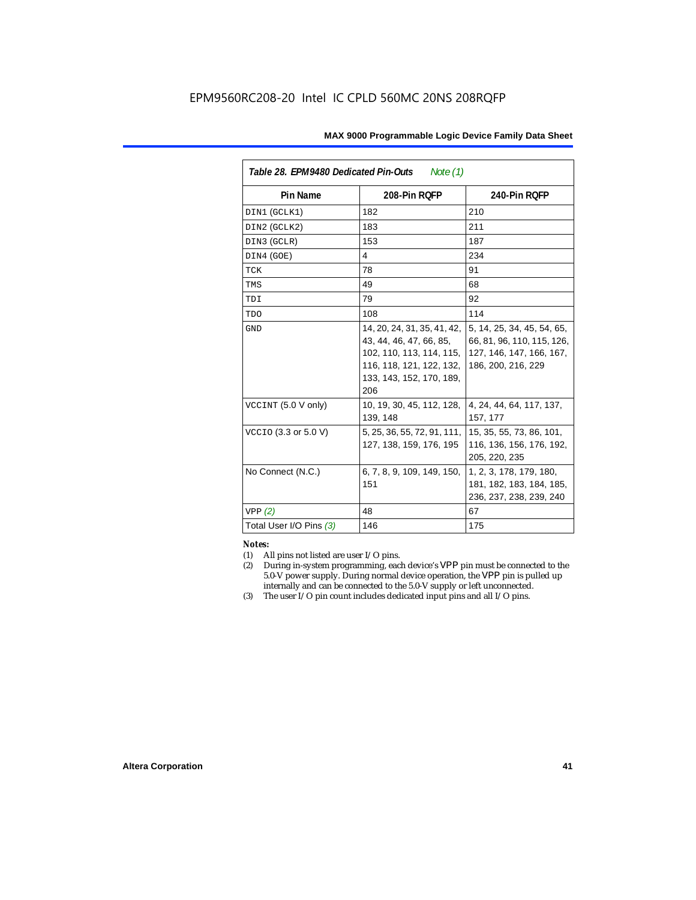**Table 28. EPM9480 Dedicated Pin-Outs** *Note (1)*

| Pin Name | 208-Pin RQFP | 240-Pin RQFP |
|---|---|---|
| DIN1 (GCLK1) | 182 | 210 |
| DIN2 (GCLK2) | 183 | 211 |
| DIN3 (GCLR) | 153 | 187 |
| DIN4 (GOE) | 4 | 234 |
| TCK | 78 | 91 |
| TMS | 49 | 68 |
| TDI | 79 | 92 |
| TDO | 108 | 114 |
| GND | 14, 20, 24, 31, 35, 41, 42, 43, 44, 46, 47, 66, 85, 102, 110, 113, 114, 115, 116, 118, 121, 122, 132, 133, 143, 152, 170, 189, 206 | 5, 14, 25, 34, 45, 54, 65, 66, 81, 96, 110, 115, 126, 127, 146, 147, 166, 167, 186, 200, 216, 229 |
| VCCINT (5.0 V only) | 10, 19, 30, 45, 112, 128, 139, 148 | 4, 24, 44, 64, 117, 137, 157, 177 |
| VCCIO (3.3 or 5.0 V) | 5, 25, 36, 55, 72, 91, 111, 127, 138, 159, 176, 195 | 15, 35, 55, 73, 86, 101, 116, 136, 156, 176, 192, 205, 220, 235 |
| No Connect (N.C.) | 6, 7, 8, 9, 109, 149, 150, 151 | 1, 2, 3, 178, 179, 180, 181, 182, 183, 184, 185, 236, 237, 238, 239, 240 |
| VPP *(2)* | 48 | 67 |
| Total User I/O Pins *(3)* | 146 | 175 |

***Notes:***

(1) All pins not listed are user I/O pins.

(2) During in-system programming, each device's VPP pin must be connected to the 5.0-V power supply. During normal device operation, the VPP pin is pulled up internally and can be connected to the 5.0-V supply or left unconnected.

(3) The user I/O pin count includes dedicated input pins and all I/O pins.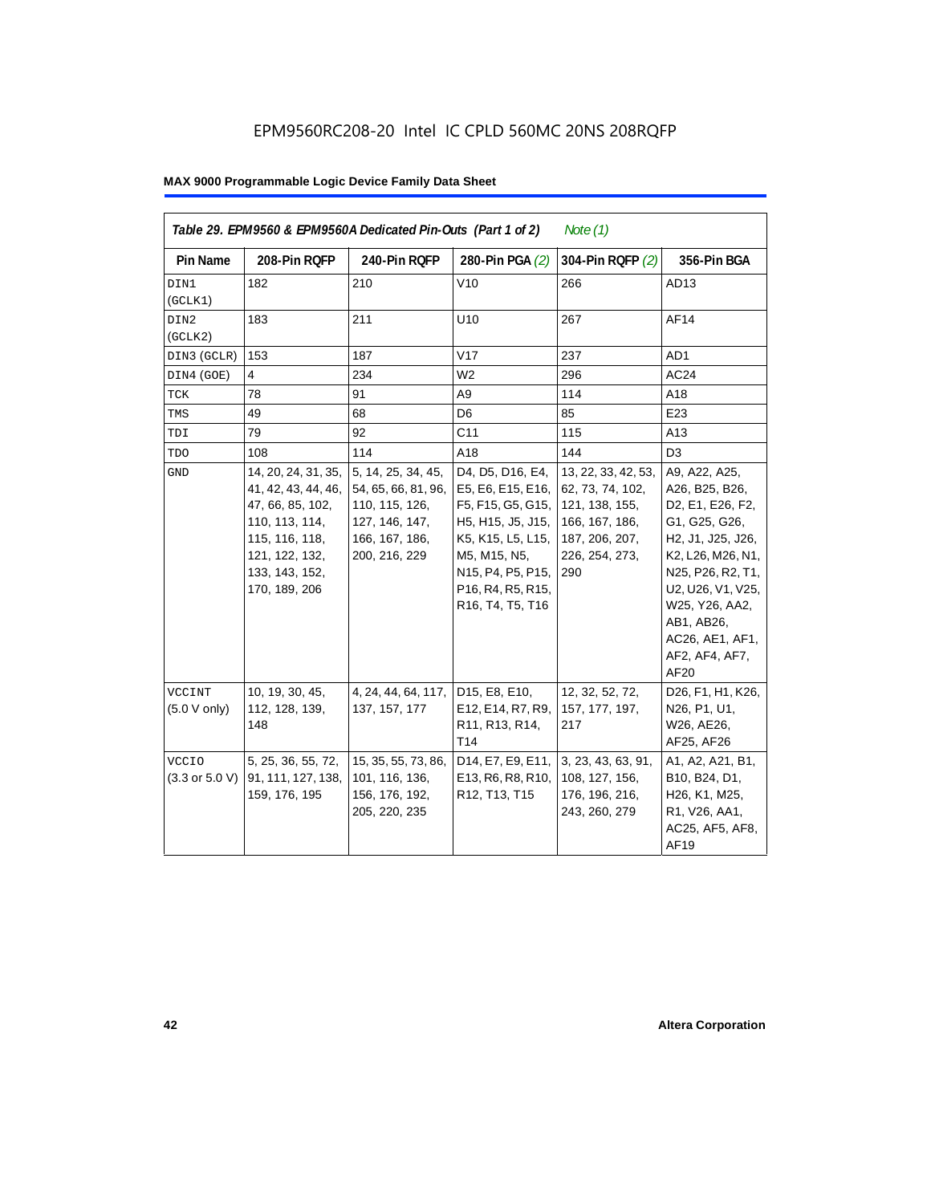EPM9560RC208-20 Intel IC CPLD 560MC 20NS 208RQFP

**Table 29. EPM9560 & EPM9560A Dedicated Pin-Outs (Part 1 of 2)** *Note (1)*

| Pin Name | 208-Pin RQFP | 240-Pin RQFP | 280-Pin PGA *(2)* | 304-Pin RQFP *(2)* | 356-Pin BGA |
|---|---|---|---|---|---|
| DIN1 (GCLK1) | 182 | 210 | V10 | 266 | AD13 |
| DIN2 (GCLK2) | 183 | 211 | U10 | 267 | AF14 |
| DIN3 (GCLR) | 153 | 187 | V17 | 237 | AD1 |
| DIN4 (GOE) | 4 | 234 | W2 | 296 | AC24 |
| TCK | 78 | 91 | A9 | 114 | A18 |
| TMS | 49 | 68 | D6 | 85 | E23 |
| TDI | 79 | 92 | C11 | 115 | A13 |
| TDO | 108 | 114 | A18 | 144 | D3 |
| GND | 14, 20, 24, 31, 35, 41, 42, 43, 44, 46, 47, 66, 85, 102, 110, 113, 114, 115, 116, 118, 121, 122, 132, 133, 143, 152, 170, 189, 206 | 5, 14, 25, 34, 45, 54, 65, 66, 81, 96, 110, 115, 126, 127, 146, 147, 166, 167, 186, 200, 216, 229 | D4, D5, D16, E4, E5, E6, E15, E16, F5, F15, G5, G15, H5, H15, J5, J15, K5, K15, L5, L15, M5, M15, N5, N15, P4, P5, P15, P16, R4, R5, R15, R16, T4, T5, T16 | 13, 22, 33, 42, 53, 62, 73, 74, 102, 121, 138, 155, 166, 167, 186, 187, 206, 207, 226, 254, 273, 290 | A9, A22, A25, A26, B25, B26, D2, E1, E26, F2, G1, G25, G26, H2, J1, J25, J26, K2, L26, M26, N1, N25, P26, R2, T1, U2, U26, V1, V25, W25, Y26, AA2, AB1, AB26, AC26, AE1, AF1, AF2, AF4, AF7, AF20 |
| VCCINT (5.0 V only) | 10, 19, 30, 45, 112, 128, 139, 148 | 4, 24, 44, 64, 117, 137, 157, 177 | D15, E8, E10, E12, E14, R7, R9, R11, R13, R14, T14 | 12, 32, 52, 72, 157, 177, 197, 217 | D26, F1, H1, K26, N26, P1, U1, W26, AE26, AF25, AF26 |
| VCCIO (3.3 or 5.0 V) | 5, 25, 36, 55, 72, 91, 111, 127, 138, 159, 176, 195 | 15, 35, 55, 73, 86, 101, 116, 136, 156, 176, 192, 205, 220, 235 | D14, E7, E9, E11, E13, R6, R8, R10, R12, T13, T15 | 3, 23, 43, 63, 91, 108, 127, 156, 176, 196, 216, 243, 260, 279 | A1, A2, A21, B1, B10, B24, D1, H26, K1, M25, R1, V26, AA1, AC25, AF5, AF8, AF19 |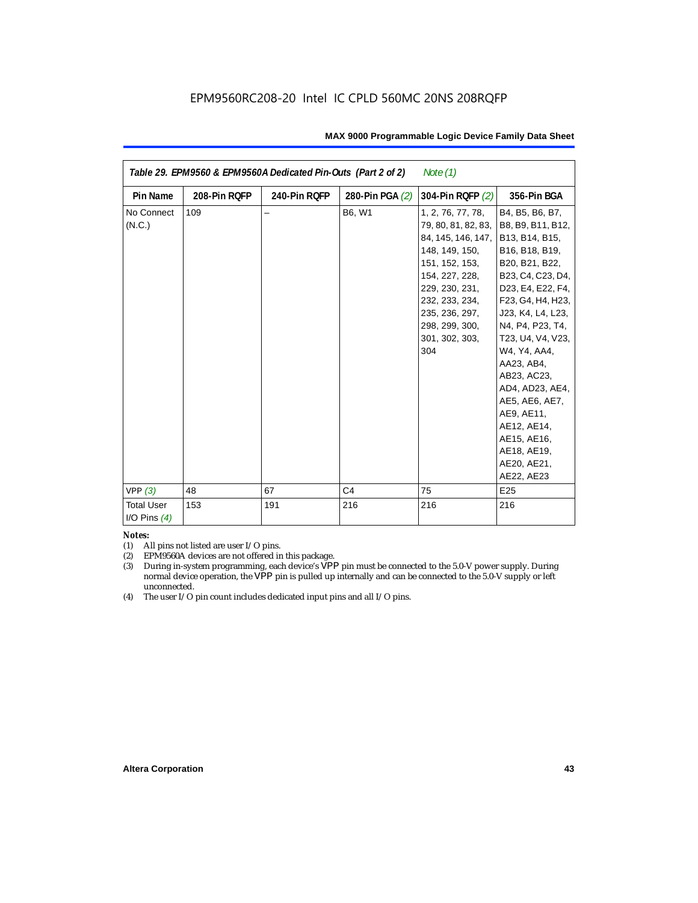EPM9560RC208-20 Intel IC CPLD 560MC 20NS 208RQFP

| Table 29. EPM9560 & EPM9560A Dedicated Pin-Outs (Part 2 of 2) Note (1) | | | | | |
|---|---|---|---|---|---|
| **Pin Name** | **208-Pin RQFP** | **240-Pin RQFP** | **280-Pin PGA (2)** | **304-Pin RQFP (2)** | **356-Pin BGA** |
| No Connect (N.C.) | 109 | – | B6, W1 | 1, 2, 76, 77, 78, 79, 80, 81, 82, 83, 84, 145, 146, 147, 148, 149, 150, 151, 152, 153, 154, 227, 228, 229, 230, 231, 232, 233, 234, 235, 236, 297, 298, 299, 300, 301, 302, 303, 304 | B4, B5, B6, B7, B8, B9, B11, B12, B13, B14, B15, B16, B18, B19, B20, B21, B22, B23, C4, C23, D4, D23, E4, E22, F4, F23, G4, H4, H23, J23, K4, L4, L23, N4, P4, P23, T4, T23, U4, V4, V23, W4, Y4, AA4, AA23, AB4, AB23, AC23, AD4, AD23, AE4, AE5, AE6, AE7, AE9, AE11, AE12, AE14, AE15, AE16, AE18, AE19, AE20, AE21, AE22, AE23 |
| VPP (3) | 48 | 67 | C4 | 75 | E25 |
| Total User I/O Pins (4) | 153 | 191 | 216 | 216 | 216 |

*Notes:*

(1) All pins not listed are user I/O pins.

(2) EPM9560A devices are not offered in this package.

(3) During in-system programming, each device's VPP pin must be connected to the 5.0-V power supply. During normal device operation, the VPP pin is pulled up internally and can be connected to the 5.0-V supply or left unconnected.

(4) The user I/O pin count includes dedicated input pins and all I/O pins.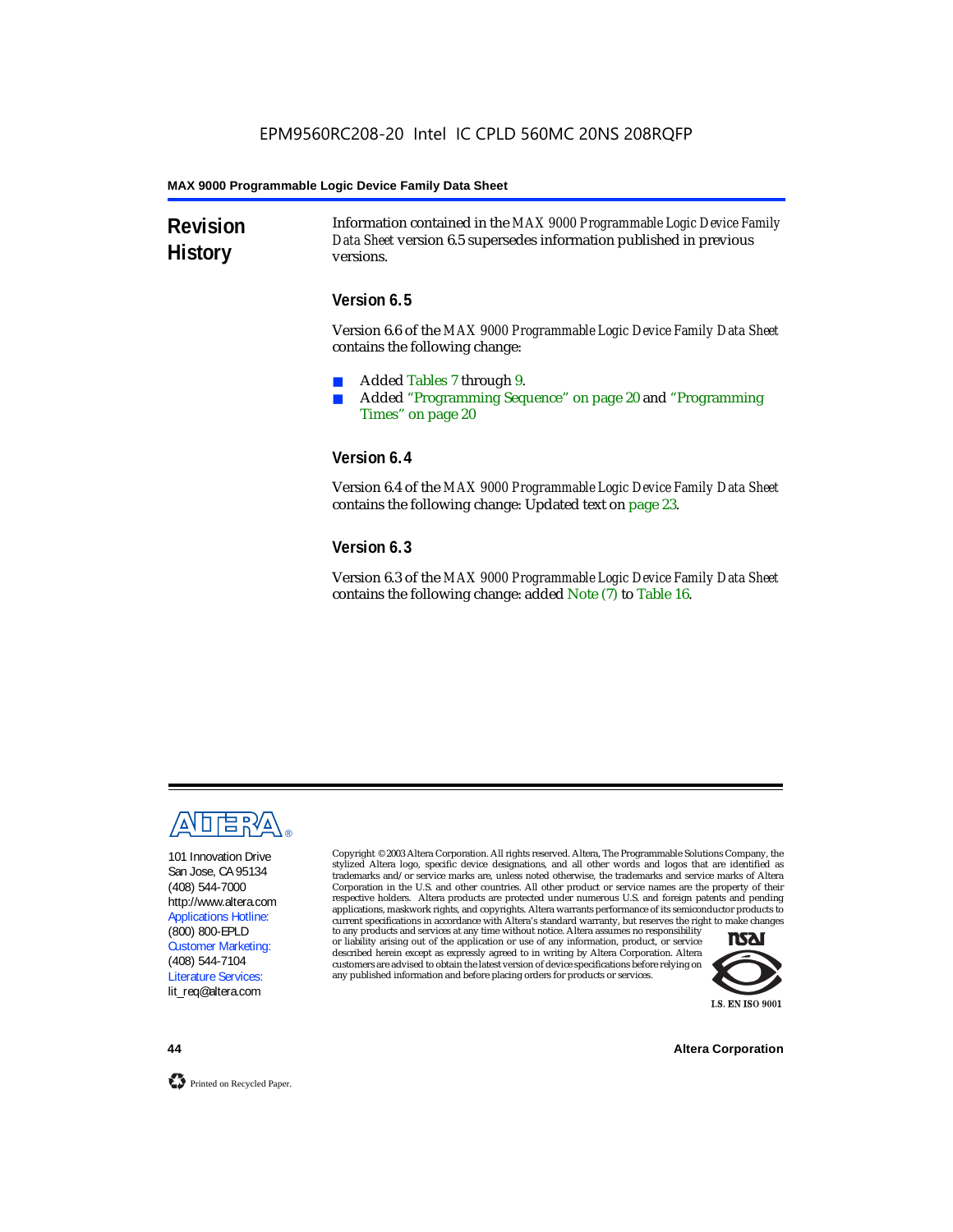EPM9560RC208-20 Intel IC CPLD 560MC 20NS 208RQFP

## Revision History

Information contained in the *MAX 9000 Programmable Logic Device Family Data Sheet* version 6.5 supersedes information published in previous versions.

### Version 6.5

Version 6.6 of the *MAX 9000 Programmable Logic Device Family Data Sheet* contains the following change:

- Added Tables 7 through 9.
- Added "Programming Sequence" on page 20 and "Programming Times" on page 20

### Version 6.4

Version 6.4 of the *MAX 9000 Programmable Logic Device Family Data Sheet* contains the following change: Updated text on page 23.

### Version 6.3

Version 6.3 of the *MAX 9000 Programmable Logic Device Family Data Sheet* contains the following change: added Note (7) to Table 16.

101 Innovation Drive
San Jose, CA 95134
(408) 544-7000
http://www.altera.com
Applications Hotline:
(800) 800-EPLD
Customer Marketing:
(408) 544-7104
Literature Services:
lit_req@altera.com

Copyright © 2003 Altera Corporation. All rights reserved. Altera, The Programmable Solutions Company, the stylized Altera logo, specific device designations, and all other words and logos that are identified as trademarks and/or service marks are, unless noted otherwise, the trademarks and service marks of Altera Corporation in the U.S. and other countries. All other product or service names are the property of their respective holders. Altera products are protected under numerous U.S. and foreign patents and pending applications, maskwork rights, and copyrights. Altera warrants performance of its semiconductor products to current specifications in accordance with Altera's standard warranty, but reserves the right to make changes to any products and services at any time without notice. Altera assumes no responsibility or liability arising out of the application or use of any information, product, or service described herein except as expressly agreed to in writing by Altera Corporation. Altera customers are advised to obtain the latest version of device specifications before relying on any published information and before placing orders for products or services.

I.S. EN ISO 9001

Printed on Recycled Paper.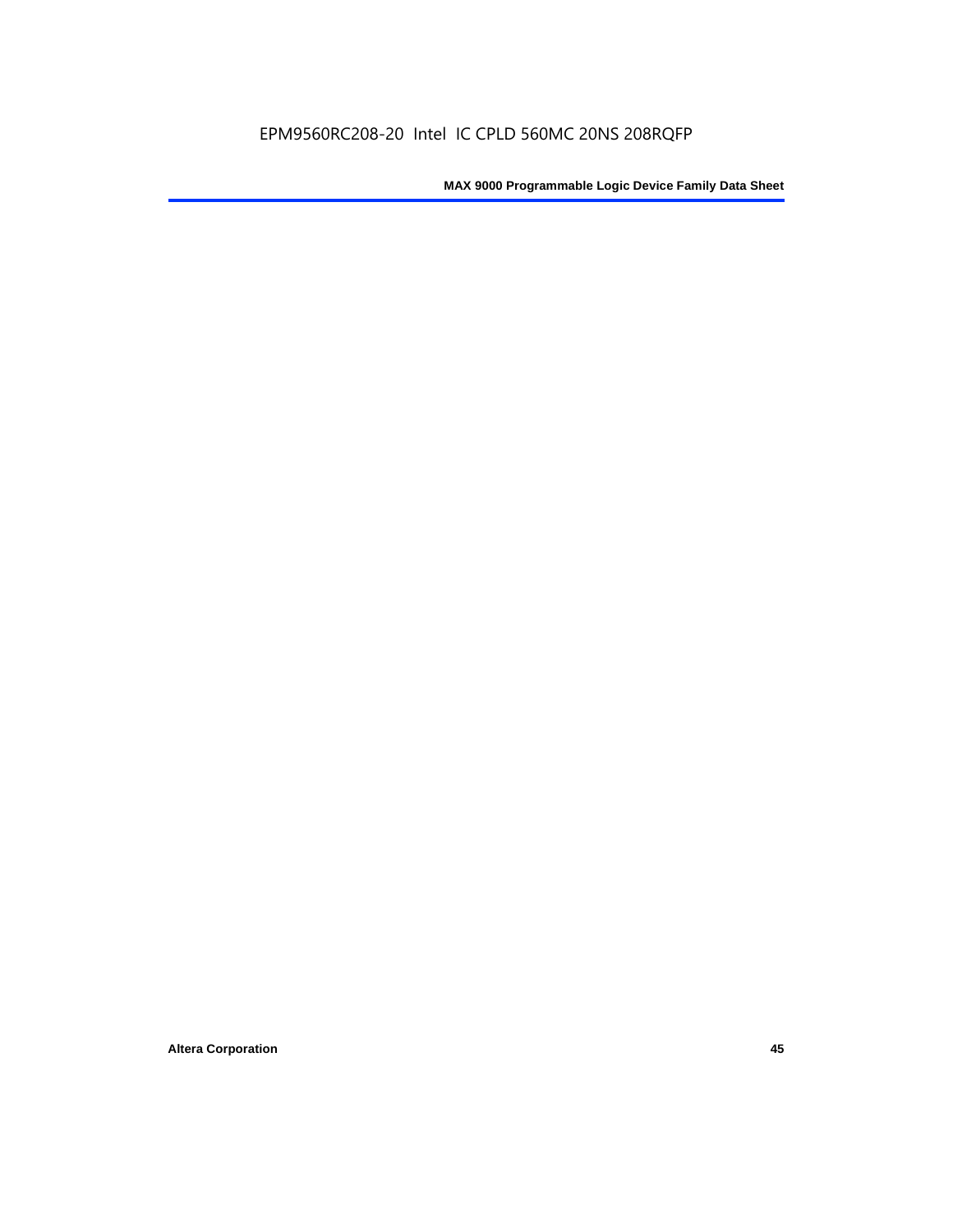EPM9560RC208-20 Intel IC CPLD 560MC 20NS 208RQFP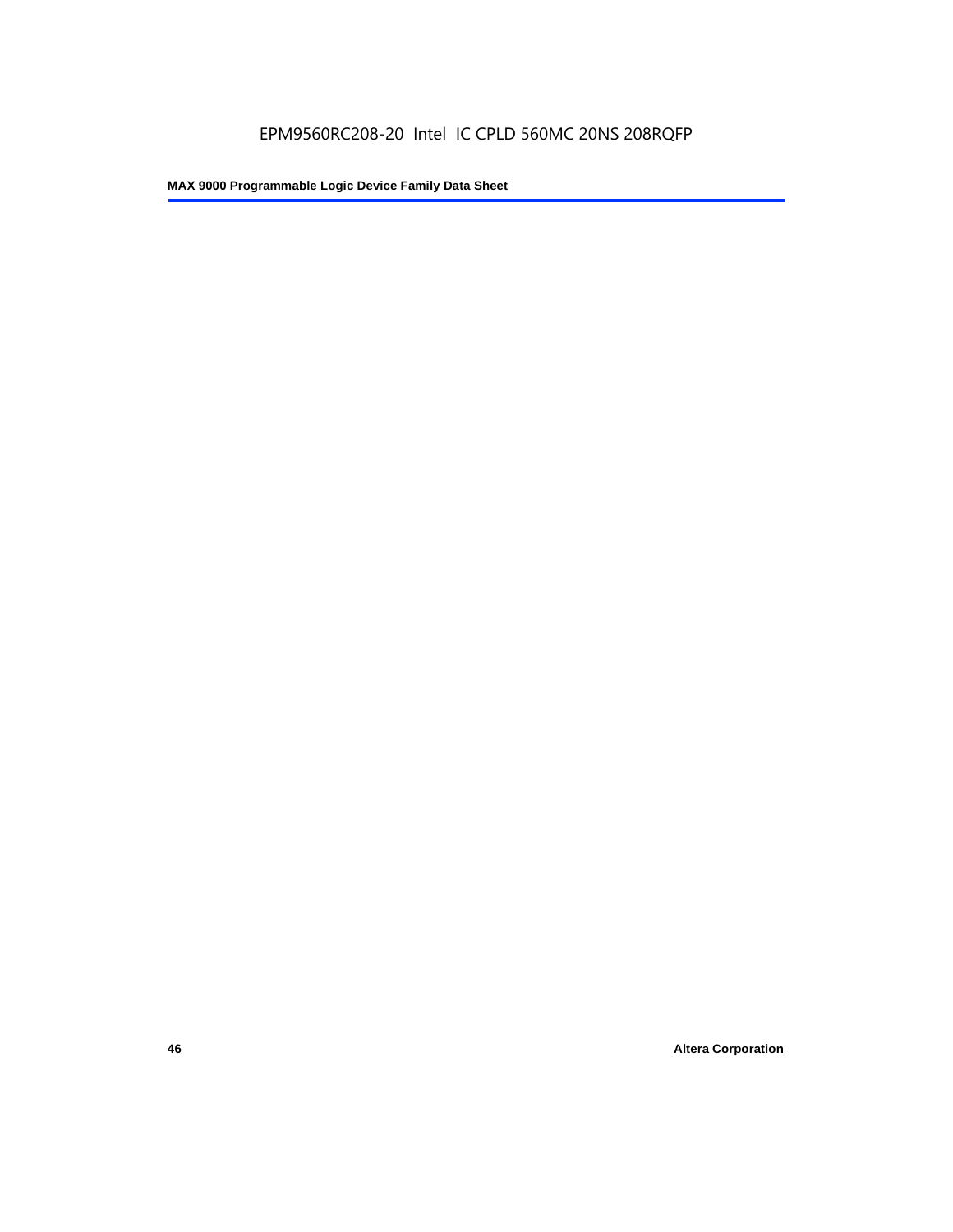EPM9560RC208-20 Intel IC CPLD 560MC 20NS 208RQFP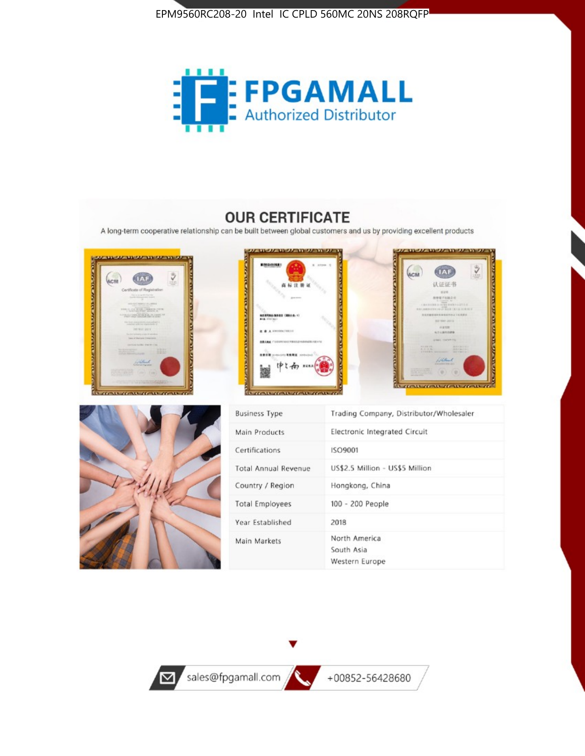FPGAMALL

Authorized Distributor

## OUR CERTIFICATE

A long-term cooperative relationship can be built between global customers and us by providing excellent products

| | |
|---|---|
| Business Type | Trading Company, Distributor/Wholesaler |
| Main Products | Electronic Integrated Circuit |
| Certifications | ISO9001 |
| Total Annual Revenue | US$2.5 Million - US$5 Million |
| Country / Region | Hongkong, China |
| Total Employees | 100 - 200 People |
| Year Established | 2018 |
| Main Markets | North America<br>South Asia<br>Western Europe |

sales@fpgamall.com

+00852-56428680